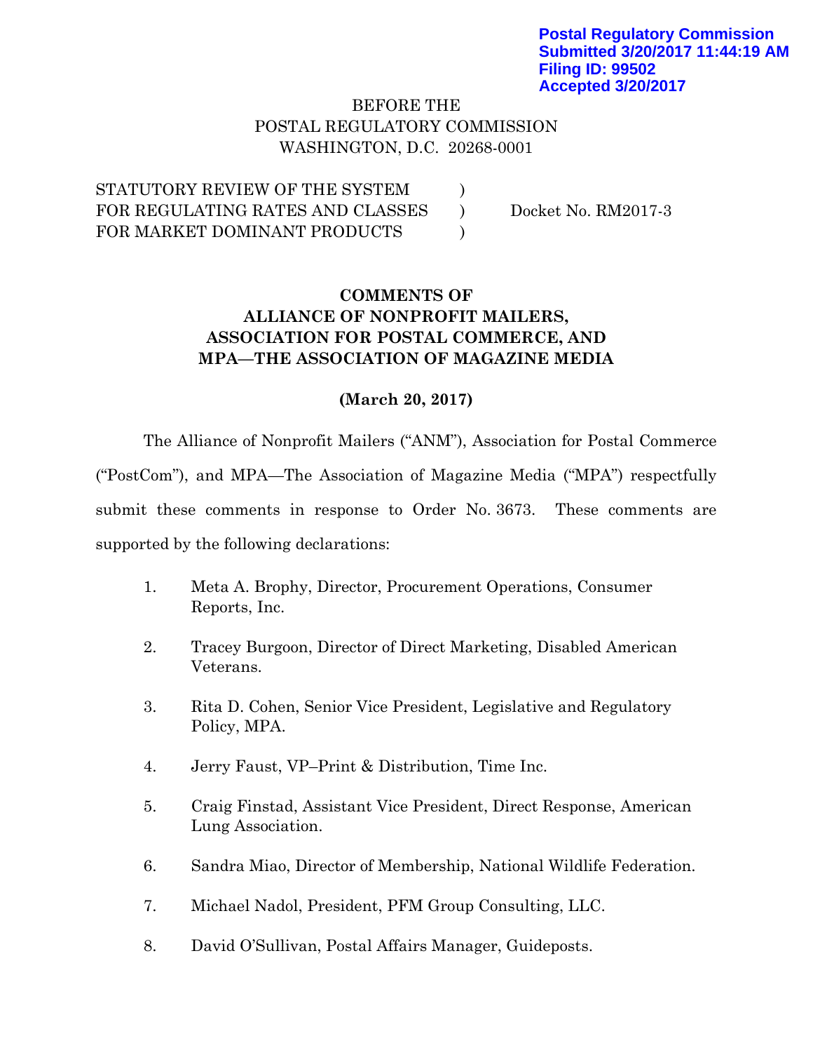Postal Regulatory Commission
Submitted 3/20/2017 11:44:19 AM
Filing ID: 99502
Accepted 3/20/2017

BEFORE THE
POSTAL REGULATORY COMMISSION
WASHINGTON, D.C. 20268-0001

STATUTORY REVIEW OF THE SYSTEM FOR REGULATING RATES AND CLASSES FOR MARKET DOMINANT PRODUCTS )    Docket No. RM2017-3

**COMMENTS OF**
**ALLIANCE OF NONPROFIT MAILERS,**
**ASSOCIATION FOR POSTAL COMMERCE, AND**
**MPA—THE ASSOCIATION OF MAGAZINE MEDIA**

**(March 20, 2017)**

The Alliance of Nonprofit Mailers ("ANM"), Association for Postal Commerce ("PostCom"), and MPA—The Association of Magazine Media ("MPA") respectfully submit these comments in response to Order No. 3673. These comments are supported by the following declarations:

1. Meta A. Brophy, Director, Procurement Operations, Consumer Reports, Inc.

2. Tracey Burgoon, Director of Direct Marketing, Disabled American Veterans.

3. Rita D. Cohen, Senior Vice President, Legislative and Regulatory Policy, MPA.

4. Jerry Faust, VP–Print & Distribution, Time Inc.

5. Craig Finstad, Assistant Vice President, Direct Response, American Lung Association.

6. Sandra Miao, Director of Membership, National Wildlife Federation.

7. Michael Nadol, President, PFM Group Consulting, LLC.

8. David O'Sullivan, Postal Affairs Manager, Guideposts.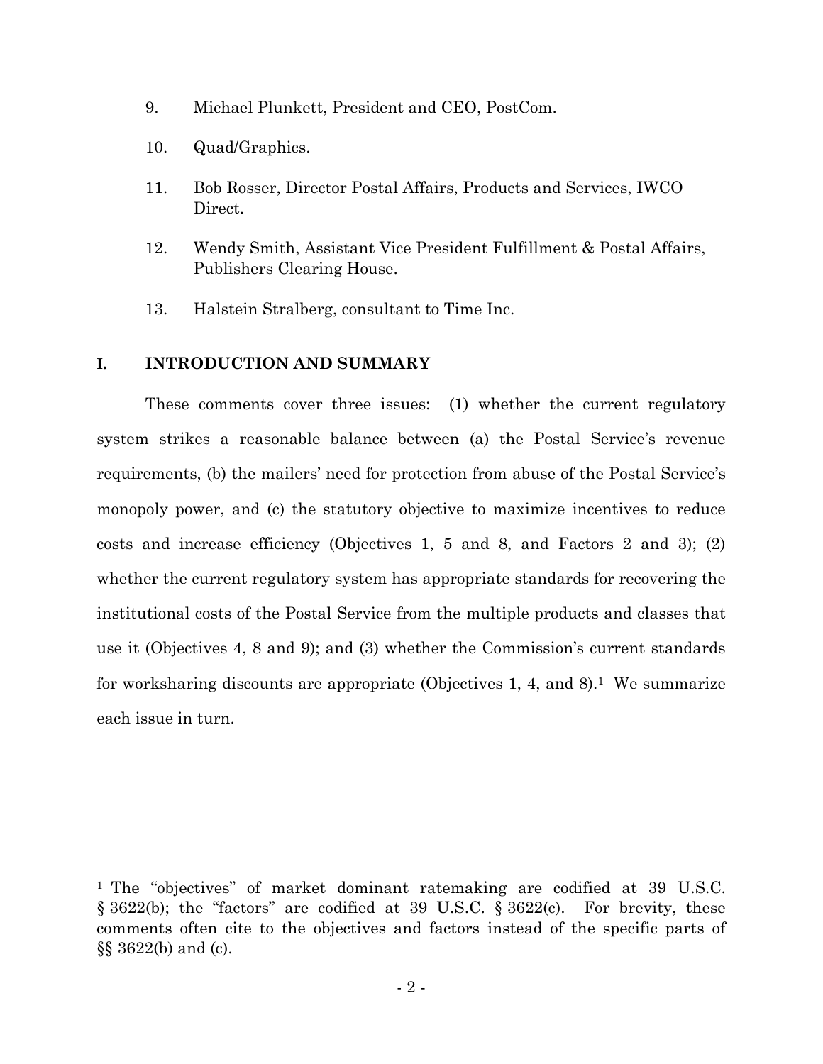9. Michael Plunkett, President and CEO, PostCom.

10. Quad/Graphics.

11. Bob Rosser, Director Postal Affairs, Products and Services, IWCO Direct.

12. Wendy Smith, Assistant Vice President Fulfillment & Postal Affairs, Publishers Clearing House.

13. Halstein Stralberg, consultant to Time Inc.

## I. INTRODUCTION AND SUMMARY

These comments cover three issues: (1) whether the current regulatory system strikes a reasonable balance between (a) the Postal Service's revenue requirements, (b) the mailers' need for protection from abuse of the Postal Service's monopoly power, and (c) the statutory objective to maximize incentives to reduce costs and increase efficiency (Objectives 1, 5 and 8, and Factors 2 and 3); (2) whether the current regulatory system has appropriate standards for recovering the institutional costs of the Postal Service from the multiple products and classes that use it (Objectives 4, 8 and 9); and (3) whether the Commission's current standards for worksharing discounts are appropriate (Objectives 1, 4, and 8).[1] We summarize each issue in turn.

---

[1] The "objectives" of market dominant ratemaking are codified at 39 U.S.C. § 3622(b); the "factors" are codified at 39 U.S.C. § 3622(c). For brevity, these comments often cite to the objectives and factors instead of the specific parts of §§ 3622(b) and (c).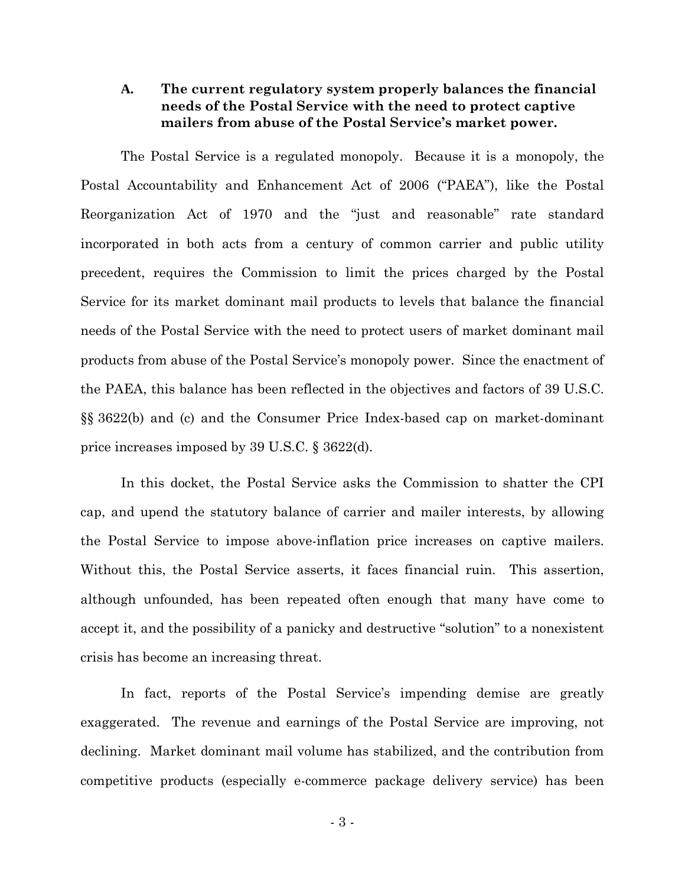### A. The current regulatory system properly balances the financial needs of the Postal Service with the need to protect captive mailers from abuse of the Postal Service's market power.

The Postal Service is a regulated monopoly. Because it is a monopoly, the Postal Accountability and Enhancement Act of 2006 ("PAEA"), like the Postal Reorganization Act of 1970 and the "just and reasonable" rate standard incorporated in both acts from a century of common carrier and public utility precedent, requires the Commission to limit the prices charged by the Postal Service for its market dominant mail products to levels that balance the financial needs of the Postal Service with the need to protect users of market dominant mail products from abuse of the Postal Service's monopoly power. Since the enactment of the PAEA, this balance has been reflected in the objectives and factors of 39 U.S.C. §§ 3622(b) and (c) and the Consumer Price Index-based cap on market-dominant price increases imposed by 39 U.S.C. § 3622(d).

In this docket, the Postal Service asks the Commission to shatter the CPI cap, and upend the statutory balance of carrier and mailer interests, by allowing the Postal Service to impose above-inflation price increases on captive mailers. Without this, the Postal Service asserts, it faces financial ruin. This assertion, although unfounded, has been repeated often enough that many have come to accept it, and the possibility of a panicky and destructive "solution" to a nonexistent crisis has become an increasing threat.

In fact, reports of the Postal Service's impending demise are greatly exaggerated. The revenue and earnings of the Postal Service are improving, not declining. Market dominant mail volume has stabilized, and the contribution from competitive products (especially e-commerce package delivery service) has been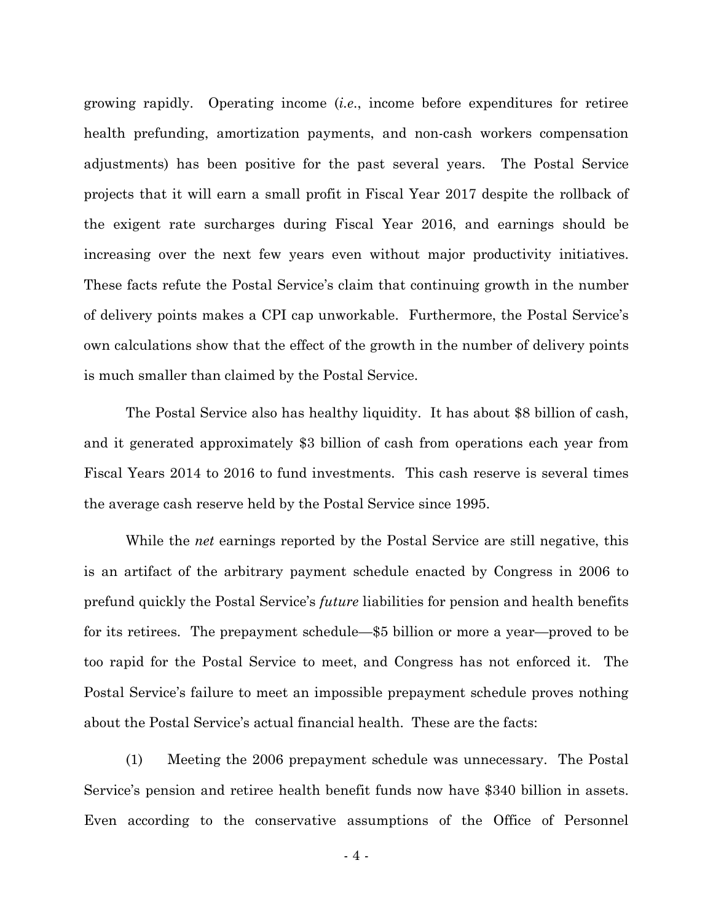growing rapidly. Operating income (*i.e.*, income before expenditures for retiree health prefunding, amortization payments, and non-cash workers compensation adjustments) has been positive for the past several years. The Postal Service projects that it will earn a small profit in Fiscal Year 2017 despite the rollback of the exigent rate surcharges during Fiscal Year 2016, and earnings should be increasing over the next few years even without major productivity initiatives. These facts refute the Postal Service's claim that continuing growth in the number of delivery points makes a CPI cap unworkable. Furthermore, the Postal Service's own calculations show that the effect of the growth in the number of delivery points is much smaller than claimed by the Postal Service.

The Postal Service also has healthy liquidity. It has about $8 billion of cash, and it generated approximately $3 billion of cash from operations each year from Fiscal Years 2014 to 2016 to fund investments. This cash reserve is several times the average cash reserve held by the Postal Service since 1995.

While the *net* earnings reported by the Postal Service are still negative, this is an artifact of the arbitrary payment schedule enacted by Congress in 2006 to prefund quickly the Postal Service's *future* liabilities for pension and health benefits for its retirees. The prepayment schedule—$5 billion or more a year—proved to be too rapid for the Postal Service to meet, and Congress has not enforced it. The Postal Service's failure to meet an impossible prepayment schedule proves nothing about the Postal Service's actual financial health. These are the facts:

(1) Meeting the 2006 prepayment schedule was unnecessary. The Postal Service's pension and retiree health benefit funds now have $340 billion in assets. Even according to the conservative assumptions of the Office of Personnel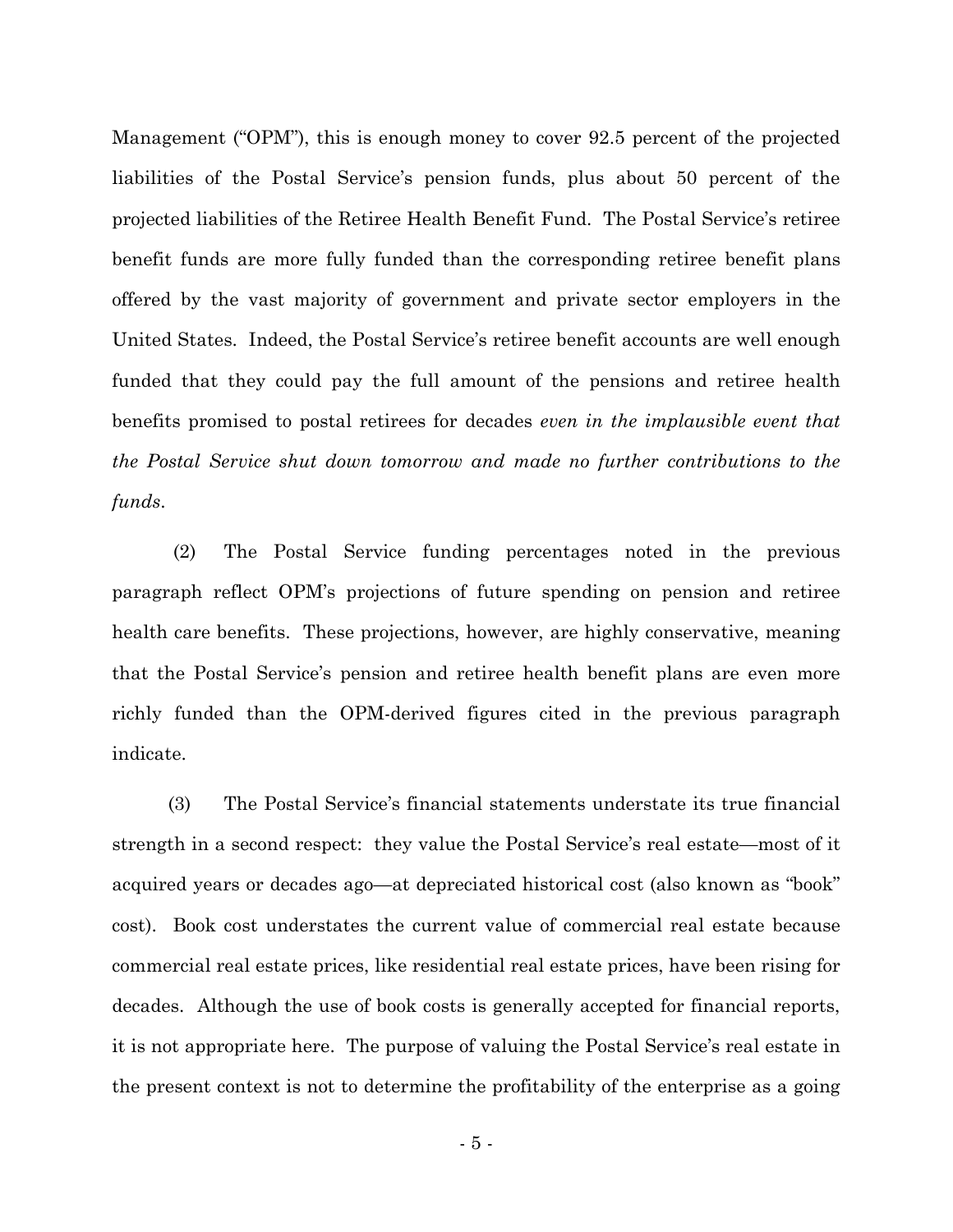Management ("OPM"), this is enough money to cover 92.5 percent of the projected liabilities of the Postal Service's pension funds, plus about 50 percent of the projected liabilities of the Retiree Health Benefit Fund. The Postal Service's retiree benefit funds are more fully funded than the corresponding retiree benefit plans offered by the vast majority of government and private sector employers in the United States. Indeed, the Postal Service's retiree benefit accounts are well enough funded that they could pay the full amount of the pensions and retiree health benefits promised to postal retirees for decades *even in the implausible event that the Postal Service shut down tomorrow and made no further contributions to the funds*.

(2) The Postal Service funding percentages noted in the previous paragraph reflect OPM's projections of future spending on pension and retiree health care benefits. These projections, however, are highly conservative, meaning that the Postal Service's pension and retiree health benefit plans are even more richly funded than the OPM-derived figures cited in the previous paragraph indicate.

(3) The Postal Service's financial statements understate its true financial strength in a second respect: they value the Postal Service's real estate—most of it acquired years or decades ago—at depreciated historical cost (also known as "book" cost). Book cost understates the current value of commercial real estate because commercial real estate prices, like residential real estate prices, have been rising for decades. Although the use of book costs is generally accepted for financial reports, it is not appropriate here. The purpose of valuing the Postal Service's real estate in the present context is not to determine the profitability of the enterprise as a going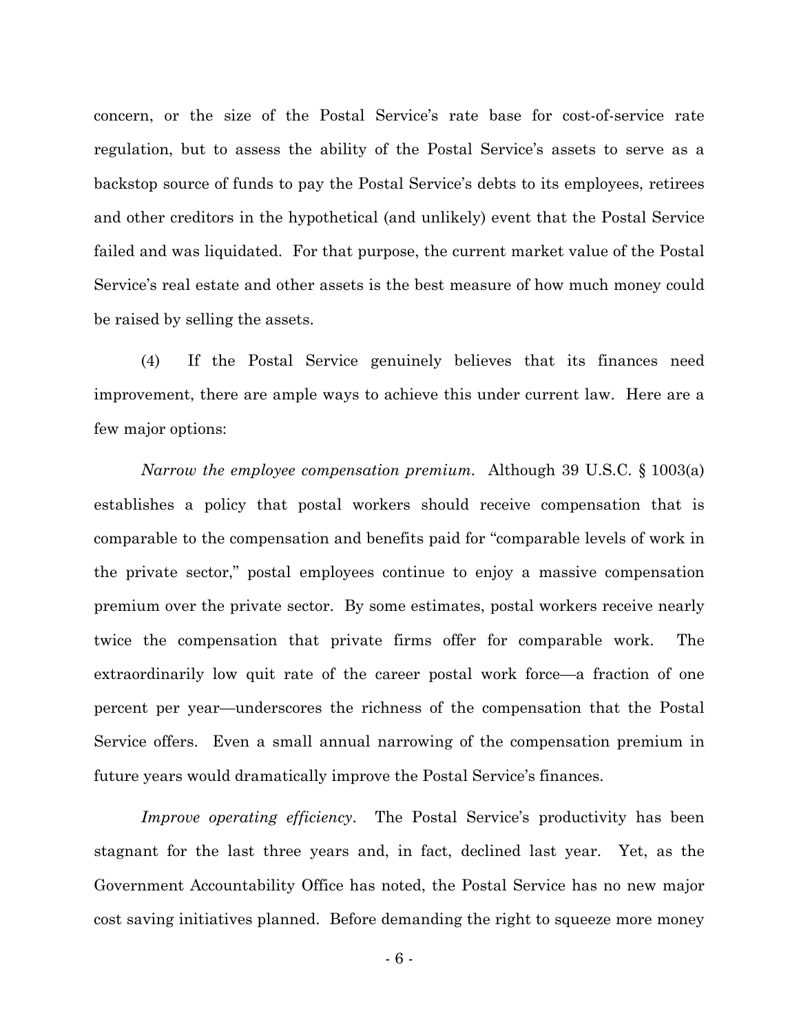concern, or the size of the Postal Service's rate base for cost-of-service rate regulation, but to assess the ability of the Postal Service's assets to serve as a backstop source of funds to pay the Postal Service's debts to its employees, retirees and other creditors in the hypothetical (and unlikely) event that the Postal Service failed and was liquidated. For that purpose, the current market value of the Postal Service's real estate and other assets is the best measure of how much money could be raised by selling the assets.

(4) If the Postal Service genuinely believes that its finances need improvement, there are ample ways to achieve this under current law. Here are a few major options:

*Narrow the employee compensation premium*. Although 39 U.S.C. § 1003(a) establishes a policy that postal workers should receive compensation that is comparable to the compensation and benefits paid for "comparable levels of work in the private sector," postal employees continue to enjoy a massive compensation premium over the private sector. By some estimates, postal workers receive nearly twice the compensation that private firms offer for comparable work. The extraordinarily low quit rate of the career postal work force—a fraction of one percent per year—underscores the richness of the compensation that the Postal Service offers. Even a small annual narrowing of the compensation premium in future years would dramatically improve the Postal Service's finances.

*Improve operating efficiency*. The Postal Service's productivity has been stagnant for the last three years and, in fact, declined last year. Yet, as the Government Accountability Office has noted, the Postal Service has no new major cost saving initiatives planned. Before demanding the right to squeeze more money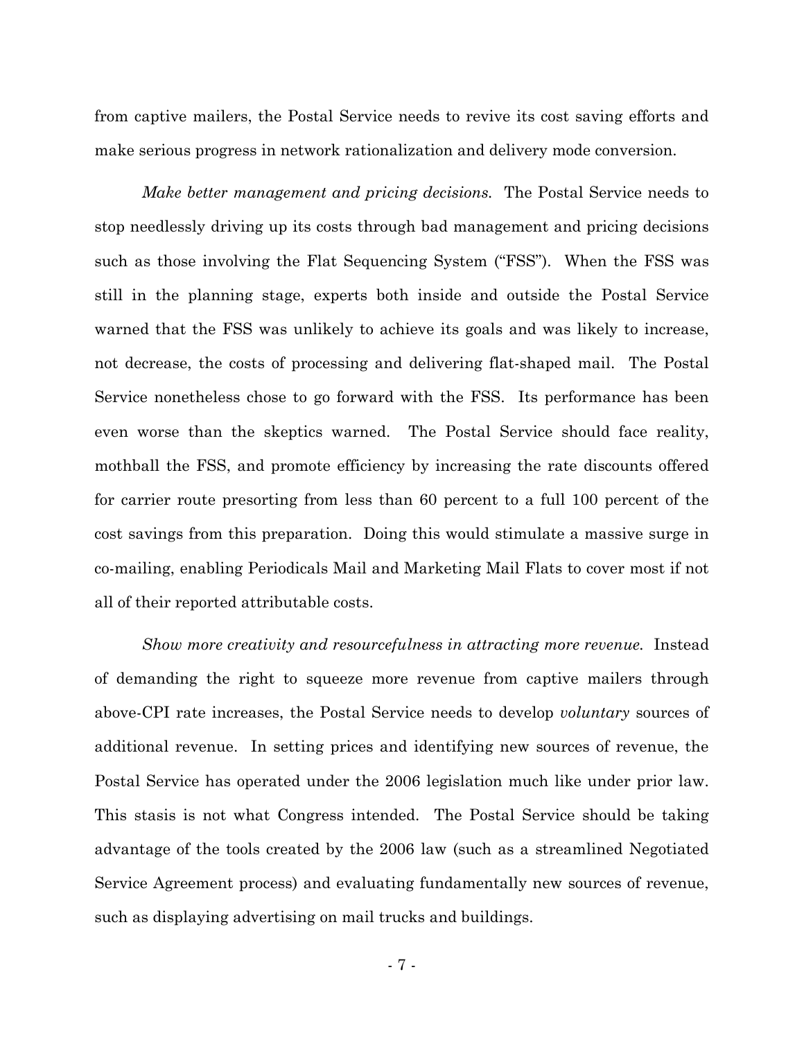from captive mailers, the Postal Service needs to revive its cost saving efforts and make serious progress in network rationalization and delivery mode conversion.

*Make better management and pricing decisions.* The Postal Service needs to stop needlessly driving up its costs through bad management and pricing decisions such as those involving the Flat Sequencing System ("FSS"). When the FSS was still in the planning stage, experts both inside and outside the Postal Service warned that the FSS was unlikely to achieve its goals and was likely to increase, not decrease, the costs of processing and delivering flat-shaped mail. The Postal Service nonetheless chose to go forward with the FSS. Its performance has been even worse than the skeptics warned. The Postal Service should face reality, mothball the FSS, and promote efficiency by increasing the rate discounts offered for carrier route presorting from less than 60 percent to a full 100 percent of the cost savings from this preparation. Doing this would stimulate a massive surge in co-mailing, enabling Periodicals Mail and Marketing Mail Flats to cover most if not all of their reported attributable costs.

*Show more creativity and resourcefulness in attracting more revenue.* Instead of demanding the right to squeeze more revenue from captive mailers through above-CPI rate increases, the Postal Service needs to develop *voluntary* sources of additional revenue. In setting prices and identifying new sources of revenue, the Postal Service has operated under the 2006 legislation much like under prior law. This stasis is not what Congress intended. The Postal Service should be taking advantage of the tools created by the 2006 law (such as a streamlined Negotiated Service Agreement process) and evaluating fundamentally new sources of revenue, such as displaying advertising on mail trucks and buildings.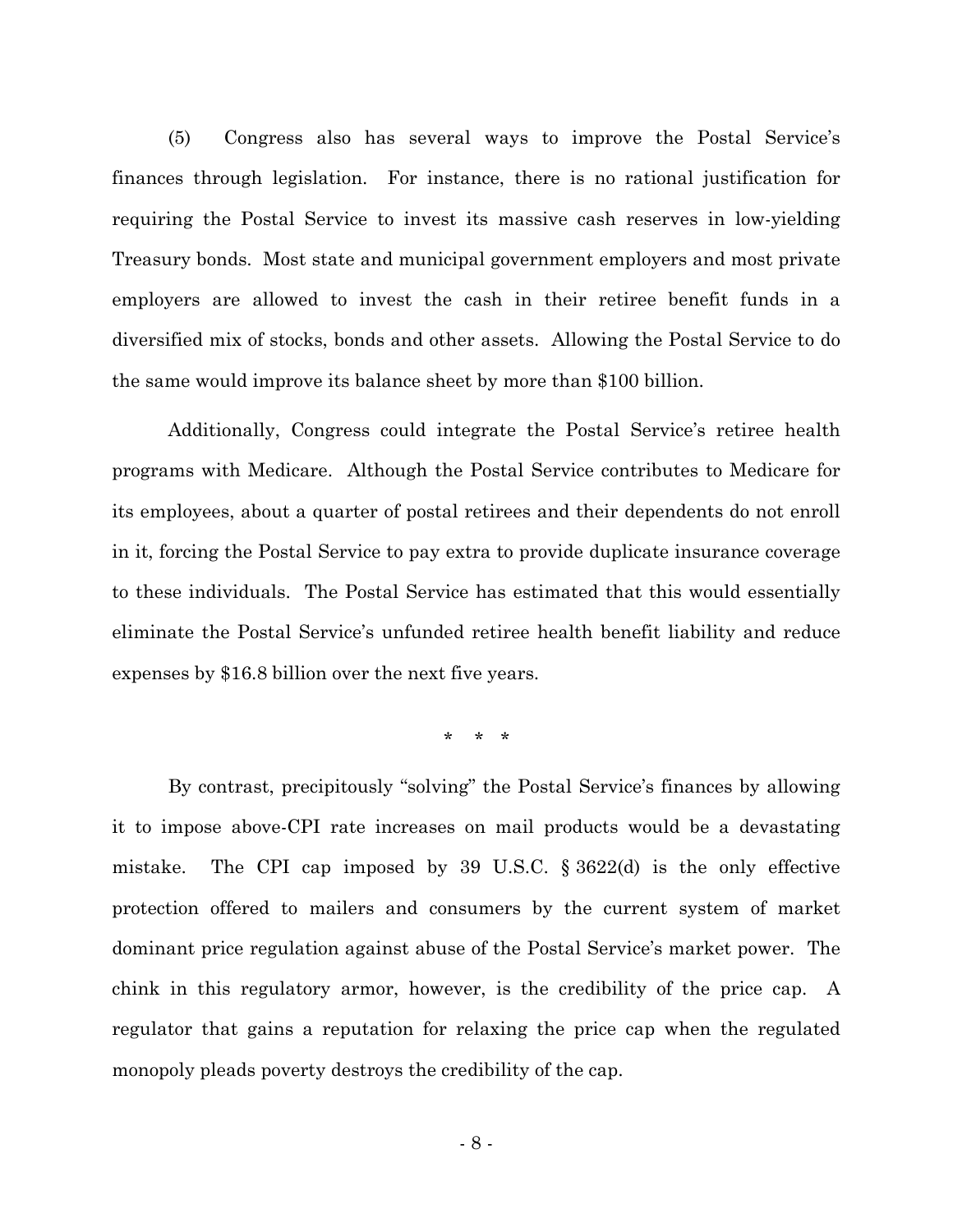(5) Congress also has several ways to improve the Postal Service's finances through legislation. For instance, there is no rational justification for requiring the Postal Service to invest its massive cash reserves in low-yielding Treasury bonds. Most state and municipal government employers and most private employers are allowed to invest the cash in their retiree benefit funds in a diversified mix of stocks, bonds and other assets. Allowing the Postal Service to do the same would improve its balance sheet by more than $100 billion.

Additionally, Congress could integrate the Postal Service's retiree health programs with Medicare. Although the Postal Service contributes to Medicare for its employees, about a quarter of postal retirees and their dependents do not enroll in it, forcing the Postal Service to pay extra to provide duplicate insurance coverage to these individuals. The Postal Service has estimated that this would essentially eliminate the Postal Service's unfunded retiree health benefit liability and reduce expenses by $16.8 billion over the next five years.

\* \* \*

By contrast, precipitously "solving" the Postal Service's finances by allowing it to impose above-CPI rate increases on mail products would be a devastating mistake. The CPI cap imposed by 39 U.S.C. § 3622(d) is the only effective protection offered to mailers and consumers by the current system of market dominant price regulation against abuse of the Postal Service's market power. The chink in this regulatory armor, however, is the credibility of the price cap. A regulator that gains a reputation for relaxing the price cap when the regulated monopoly pleads poverty destroys the credibility of the cap.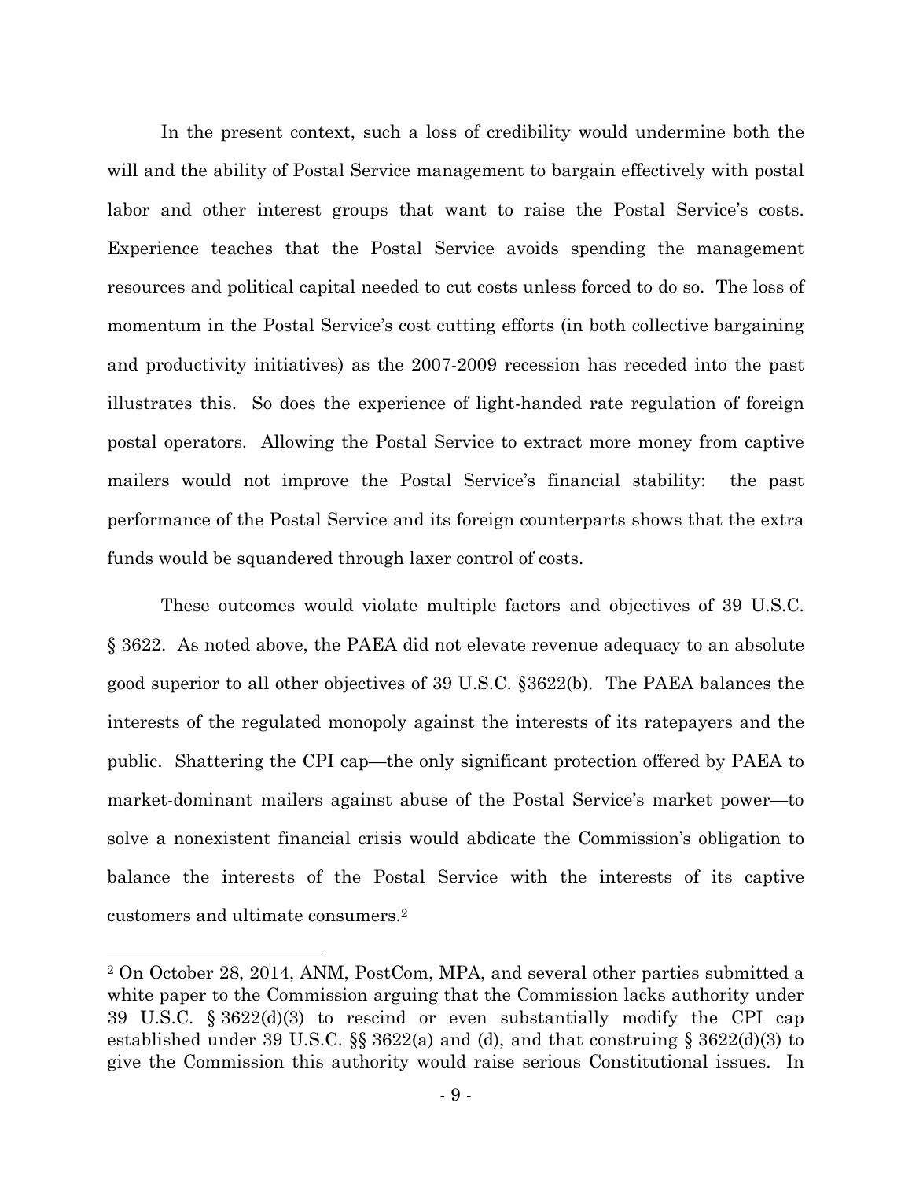In the present context, such a loss of credibility would undermine both the will and the ability of Postal Service management to bargain effectively with postal labor and other interest groups that want to raise the Postal Service's costs. Experience teaches that the Postal Service avoids spending the management resources and political capital needed to cut costs unless forced to do so. The loss of momentum in the Postal Service's cost cutting efforts (in both collective bargaining and productivity initiatives) as the 2007-2009 recession has receded into the past illustrates this. So does the experience of light-handed rate regulation of foreign postal operators. Allowing the Postal Service to extract more money from captive mailers would not improve the Postal Service's financial stability: the past performance of the Postal Service and its foreign counterparts shows that the extra funds would be squandered through laxer control of costs.

These outcomes would violate multiple factors and objectives of 39 U.S.C. § 3622. As noted above, the PAEA did not elevate revenue adequacy to an absolute good superior to all other objectives of 39 U.S.C. §3622(b). The PAEA balances the interests of the regulated monopoly against the interests of its ratepayers and the public. Shattering the CPI cap—the only significant protection offered by PAEA to market-dominant mailers against abuse of the Postal Service's market power—to solve a nonexistent financial crisis would abdicate the Commission's obligation to balance the interests of the Postal Service with the interests of its captive customers and ultimate consumers.[2]

[2] On October 28, 2014, ANM, PostCom, MPA, and several other parties submitted a white paper to the Commission arguing that the Commission lacks authority under 39 U.S.C. § 3622(d)(3) to rescind or even substantially modify the CPI cap established under 39 U.S.C. §§ 3622(a) and (d), and that construing § 3622(d)(3) to give the Commission this authority would raise serious Constitutional issues. In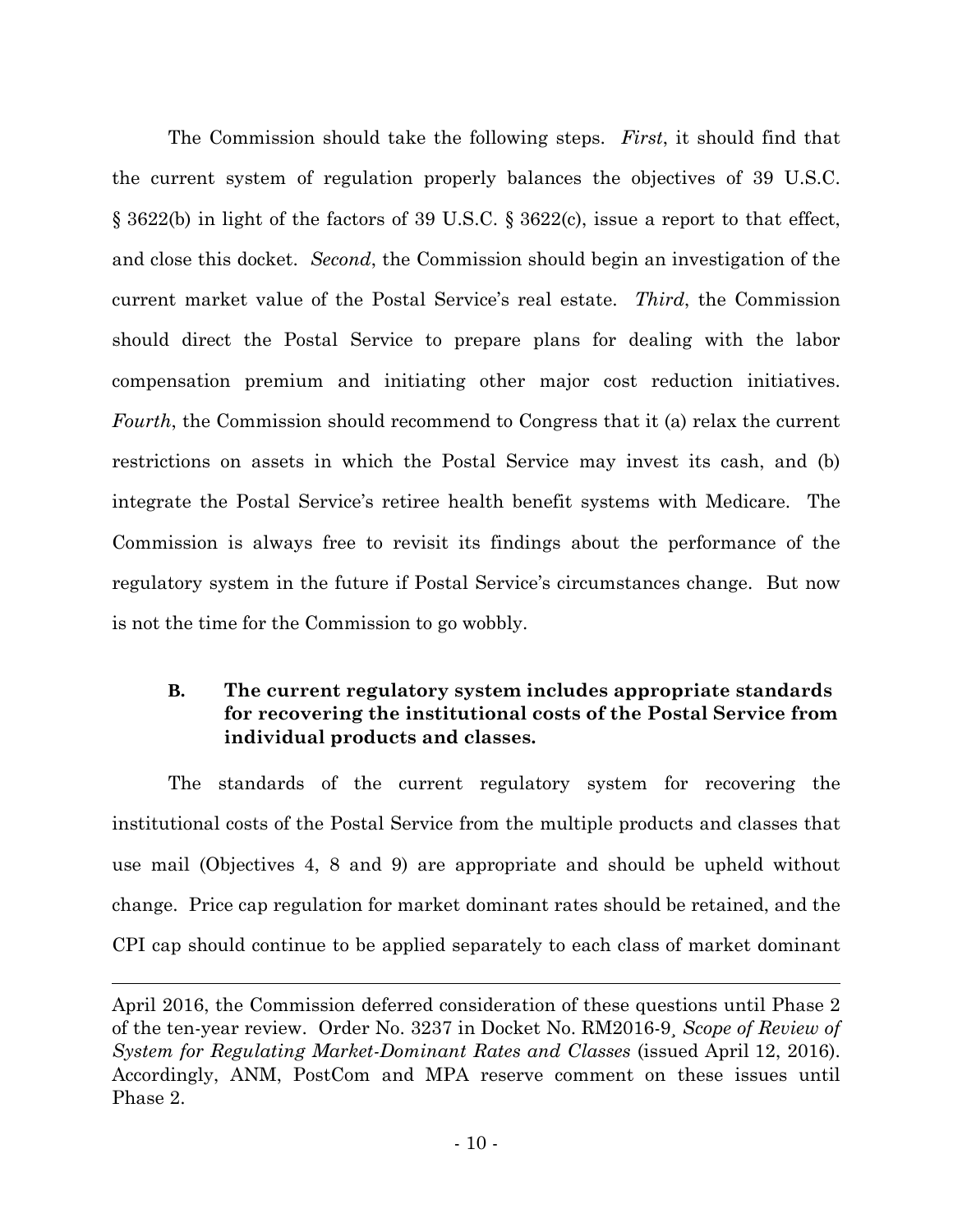The Commission should take the following steps. *First*, it should find that the current system of regulation properly balances the objectives of 39 U.S.C. § 3622(b) in light of the factors of 39 U.S.C. § 3622(c), issue a report to that effect, and close this docket. *Second*, the Commission should begin an investigation of the current market value of the Postal Service's real estate. *Third*, the Commission should direct the Postal Service to prepare plans for dealing with the labor compensation premium and initiating other major cost reduction initiatives. *Fourth*, the Commission should recommend to Congress that it (a) relax the current restrictions on assets in which the Postal Service may invest its cash, and (b) integrate the Postal Service's retiree health benefit systems with Medicare. The Commission is always free to revisit its findings about the performance of the regulatory system in the future if Postal Service's circumstances change. But now is not the time for the Commission to go wobbly.

### B. The current regulatory system includes appropriate standards for recovering the institutional costs of the Postal Service from individual products and classes.

The standards of the current regulatory system for recovering the institutional costs of the Postal Service from the multiple products and classes that use mail (Objectives 4, 8 and 9) are appropriate and should be upheld without change. Price cap regulation for market dominant rates should be retained, and the CPI cap should continue to be applied separately to each class of market dominant

---

April 2016, the Commission deferred consideration of these questions until Phase 2 of the ten-year review. Order No. 3237 in Docket No. RM2016-9¸ *Scope of Review of System for Regulating Market-Dominant Rates and Classes* (issued April 12, 2016). Accordingly, ANM, PostCom and MPA reserve comment on these issues until Phase 2.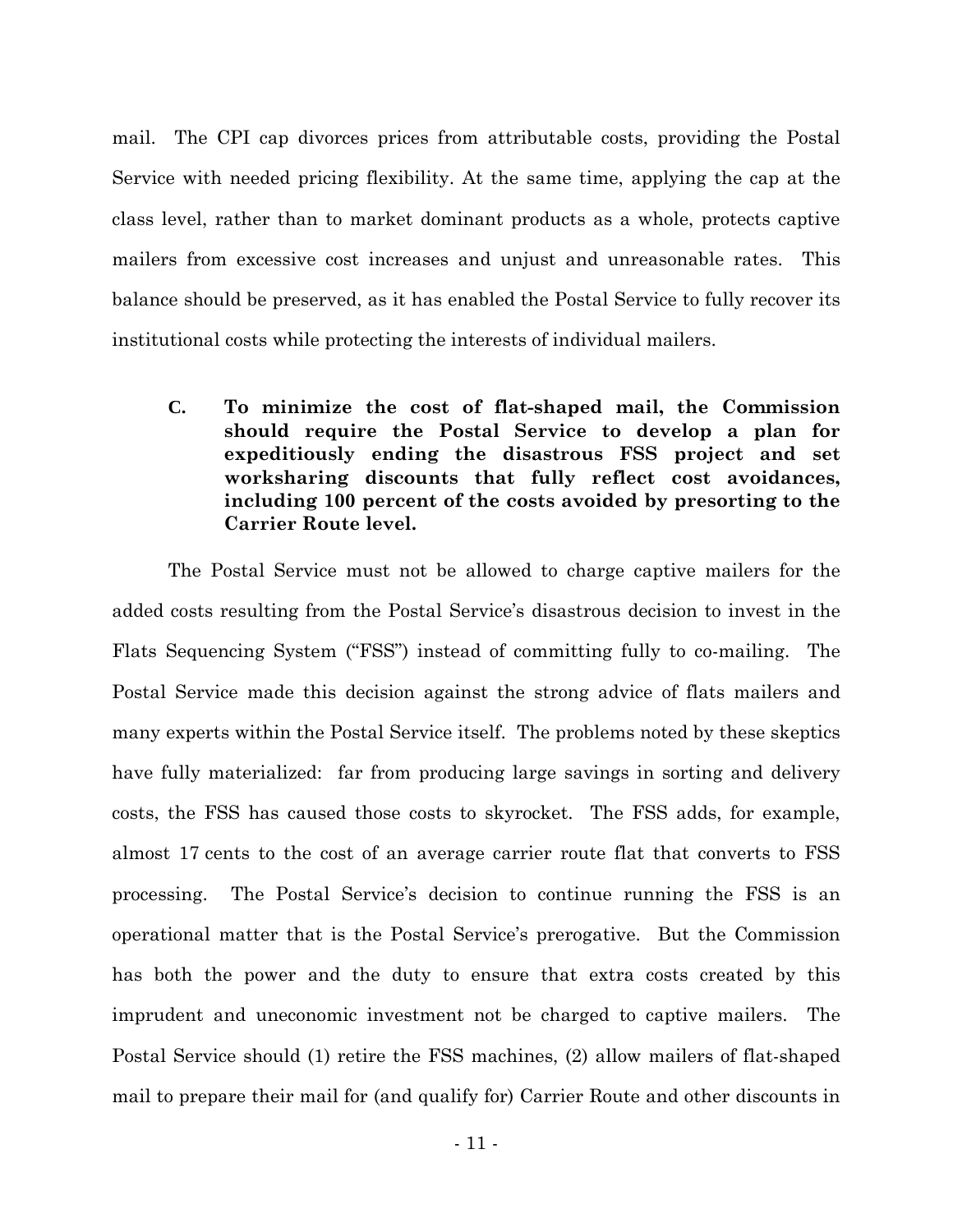mail. The CPI cap divorces prices from attributable costs, providing the Postal Service with needed pricing flexibility. At the same time, applying the cap at the class level, rather than to market dominant products as a whole, protects captive mailers from excessive cost increases and unjust and unreasonable rates. This balance should be preserved, as it has enabled the Postal Service to fully recover its institutional costs while protecting the interests of individual mailers.

### C. To minimize the cost of flat-shaped mail, the Commission should require the Postal Service to develop a plan for expeditiously ending the disastrous FSS project and set worksharing discounts that fully reflect cost avoidances, including 100 percent of the costs avoided by presorting to the Carrier Route level.

The Postal Service must not be allowed to charge captive mailers for the added costs resulting from the Postal Service's disastrous decision to invest in the Flats Sequencing System ("FSS") instead of committing fully to co-mailing. The Postal Service made this decision against the strong advice of flats mailers and many experts within the Postal Service itself. The problems noted by these skeptics have fully materialized: far from producing large savings in sorting and delivery costs, the FSS has caused those costs to skyrocket. The FSS adds, for example, almost 17 cents to the cost of an average carrier route flat that converts to FSS processing. The Postal Service's decision to continue running the FSS is an operational matter that is the Postal Service's prerogative. But the Commission has both the power and the duty to ensure that extra costs created by this imprudent and uneconomic investment not be charged to captive mailers. The Postal Service should (1) retire the FSS machines, (2) allow mailers of flat-shaped mail to prepare their mail for (and qualify for) Carrier Route and other discounts in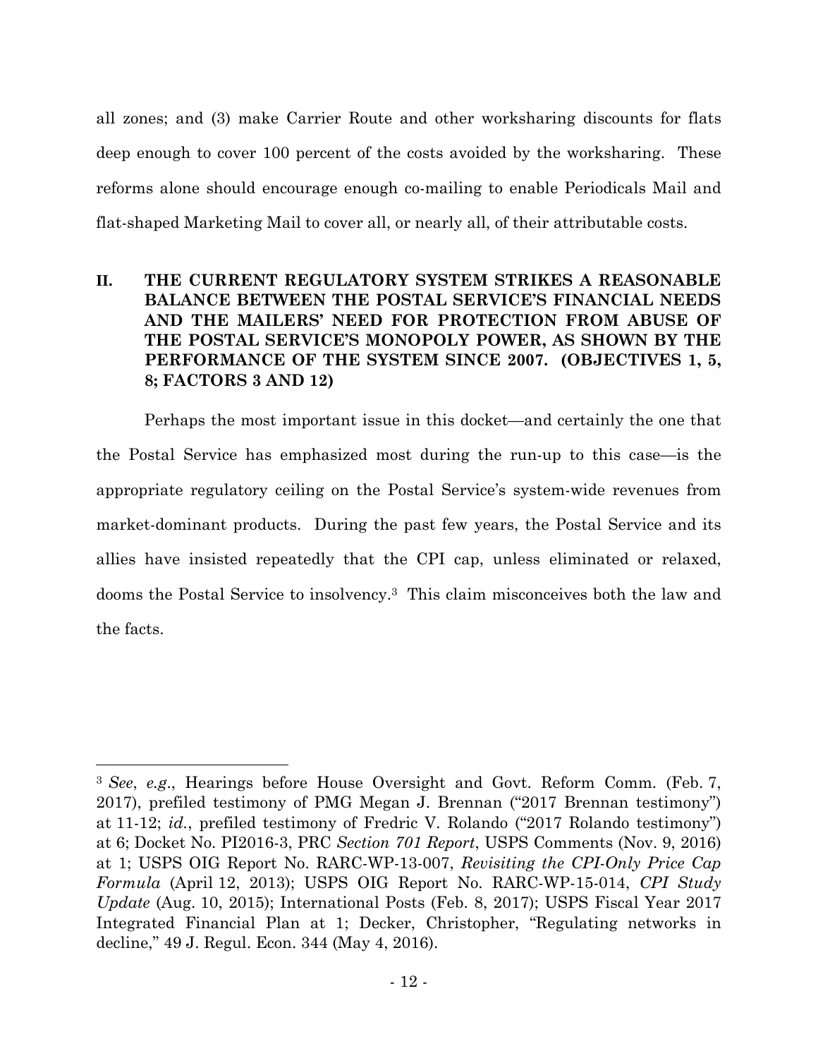all zones; and (3) make Carrier Route and other worksharing discounts for flats deep enough to cover 100 percent of the costs avoided by the worksharing. These reforms alone should encourage enough co-mailing to enable Periodicals Mail and flat-shaped Marketing Mail to cover all, or nearly all, of their attributable costs.

## II. THE CURRENT REGULATORY SYSTEM STRIKES A REASONABLE BALANCE BETWEEN THE POSTAL SERVICE'S FINANCIAL NEEDS AND THE MAILERS' NEED FOR PROTECTION FROM ABUSE OF THE POSTAL SERVICE'S MONOPOLY POWER, AS SHOWN BY THE PERFORMANCE OF THE SYSTEM SINCE 2007. (OBJECTIVES 1, 5, 8; FACTORS 3 AND 12)

Perhaps the most important issue in this docket—and certainly the one that the Postal Service has emphasized most during the run-up to this case—is the appropriate regulatory ceiling on the Postal Service's system-wide revenues from market-dominant products. During the past few years, the Postal Service and its allies have insisted repeatedly that the CPI cap, unless eliminated or relaxed, dooms the Postal Service to insolvency.[3] This claim misconceives both the law and the facts.

---

[3] *See*, *e.g*., Hearings before House Oversight and Govt. Reform Comm. (Feb. 7, 2017), prefiled testimony of PMG Megan J. Brennan ("2017 Brennan testimony") at 11-12; *id.*, prefiled testimony of Fredric V. Rolando ("2017 Rolando testimony") at 6; Docket No. PI2016-3, PRC *Section 701 Report*, USPS Comments (Nov. 9, 2016) at 1; USPS OIG Report No. RARC-WP-13-007, *Revisiting the CPI-Only Price Cap Formula* (April 12, 2013); USPS OIG Report No. RARC-WP-15-014, *CPI Study Update* (Aug. 10, 2015); International Posts (Feb. 8, 2017); USPS Fiscal Year 2017 Integrated Financial Plan at 1; Decker, Christopher, "Regulating networks in decline," 49 J. Regul. Econ. 344 (May 4, 2016).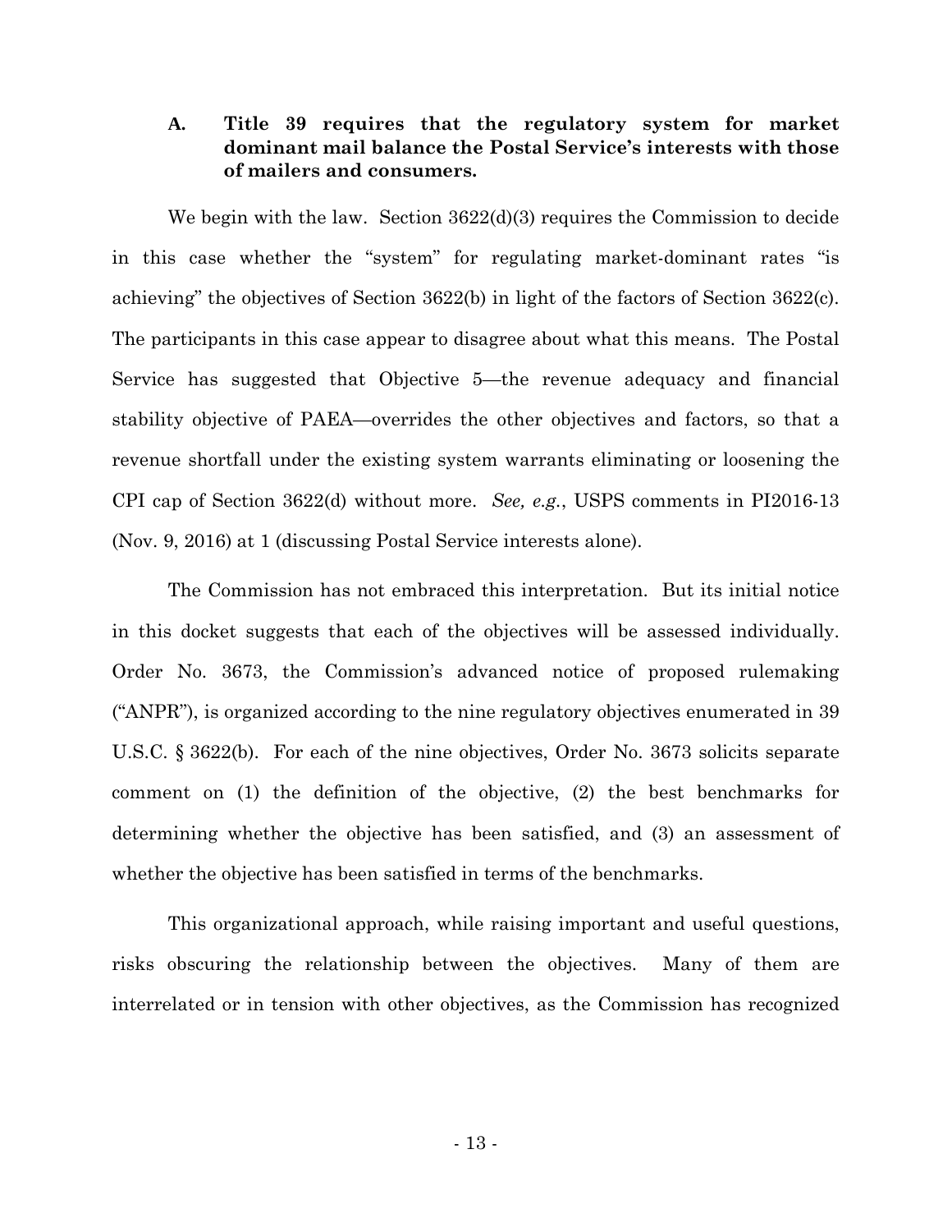### A. Title 39 requires that the regulatory system for market dominant mail balance the Postal Service's interests with those of mailers and consumers.

We begin with the law. Section 3622(d)(3) requires the Commission to decide in this case whether the "system" for regulating market-dominant rates "is achieving" the objectives of Section 3622(b) in light of the factors of Section 3622(c). The participants in this case appear to disagree about what this means. The Postal Service has suggested that Objective 5—the revenue adequacy and financial stability objective of PAEA—overrides the other objectives and factors, so that a revenue shortfall under the existing system warrants eliminating or loosening the CPI cap of Section 3622(d) without more. *See, e.g.*, USPS comments in PI2016-13 (Nov. 9, 2016) at 1 (discussing Postal Service interests alone).

The Commission has not embraced this interpretation. But its initial notice in this docket suggests that each of the objectives will be assessed individually. Order No. 3673, the Commission's advanced notice of proposed rulemaking ("ANPR"), is organized according to the nine regulatory objectives enumerated in 39 U.S.C. § 3622(b). For each of the nine objectives, Order No. 3673 solicits separate comment on (1) the definition of the objective, (2) the best benchmarks for determining whether the objective has been satisfied, and (3) an assessment of whether the objective has been satisfied in terms of the benchmarks.

This organizational approach, while raising important and useful questions, risks obscuring the relationship between the objectives. Many of them are interrelated or in tension with other objectives, as the Commission has recognized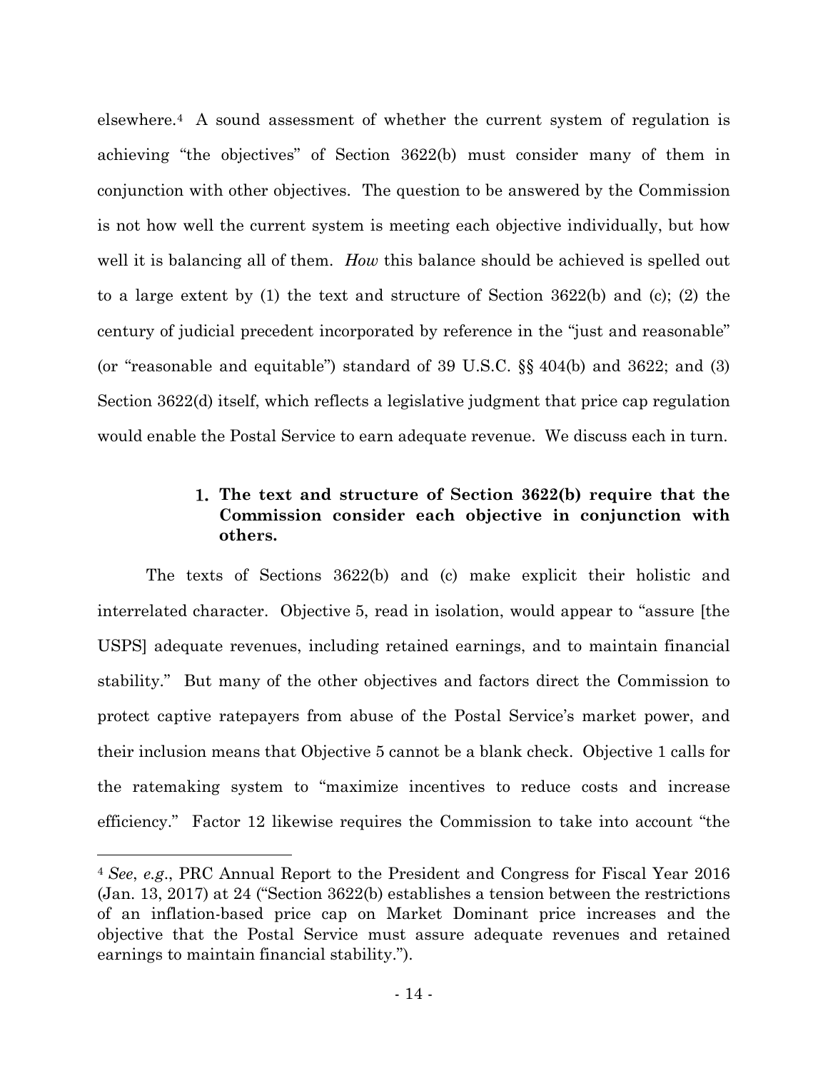elsewhere.[4] A sound assessment of whether the current system of regulation is achieving "the objectives" of Section 3622(b) must consider many of them in conjunction with other objectives. The question to be answered by the Commission is not how well the current system is meeting each objective individually, but how well it is balancing all of them. *How* this balance should be achieved is spelled out to a large extent by (1) the text and structure of Section 3622(b) and (c); (2) the century of judicial precedent incorporated by reference in the "just and reasonable" (or "reasonable and equitable") standard of 39 U.S.C. §§ 404(b) and 3622; and (3) Section 3622(d) itself, which reflects a legislative judgment that price cap regulation would enable the Postal Service to earn adequate revenue. We discuss each in turn.

### 1. The text and structure of Section 3622(b) require that the Commission consider each objective in conjunction with others.

The texts of Sections 3622(b) and (c) make explicit their holistic and interrelated character. Objective 5, read in isolation, would appear to "assure [the USPS] adequate revenues, including retained earnings, and to maintain financial stability." But many of the other objectives and factors direct the Commission to protect captive ratepayers from abuse of the Postal Service's market power, and their inclusion means that Objective 5 cannot be a blank check. Objective 1 calls for the ratemaking system to "maximize incentives to reduce costs and increase efficiency." Factor 12 likewise requires the Commission to take into account "the

---

[4] *See*, *e.g.*, PRC Annual Report to the President and Congress for Fiscal Year 2016 (Jan. 13, 2017) at 24 ("Section 3622(b) establishes a tension between the restrictions of an inflation-based price cap on Market Dominant price increases and the objective that the Postal Service must assure adequate revenues and retained earnings to maintain financial stability.").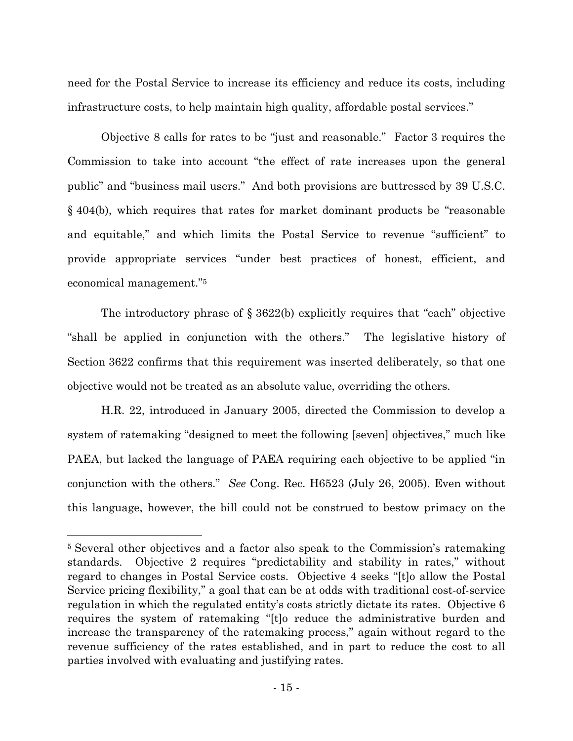need for the Postal Service to increase its efficiency and reduce its costs, including infrastructure costs, to help maintain high quality, affordable postal services."

Objective 8 calls for rates to be "just and reasonable." Factor 3 requires the Commission to take into account "the effect of rate increases upon the general public" and "business mail users." And both provisions are buttressed by 39 U.S.C. § 404(b), which requires that rates for market dominant products be "reasonable and equitable," and which limits the Postal Service to revenue "sufficient" to provide appropriate services "under best practices of honest, efficient, and economical management."[5]

The introductory phrase of § 3622(b) explicitly requires that "each" objective "shall be applied in conjunction with the others." The legislative history of Section 3622 confirms that this requirement was inserted deliberately, so that one objective would not be treated as an absolute value, overriding the others.

H.R. 22, introduced in January 2005, directed the Commission to develop a system of ratemaking "designed to meet the following [seven] objectives," much like PAEA, but lacked the language of PAEA requiring each objective to be applied "in conjunction with the others." *See* Cong. Rec. H6523 (July 26, 2005). Even without this language, however, the bill could not be construed to bestow primacy on the

---

[5] Several other objectives and a factor also speak to the Commission's ratemaking standards. Objective 2 requires "predictability and stability in rates," without regard to changes in Postal Service costs. Objective 4 seeks "[t]o allow the Postal Service pricing flexibility," a goal that can be at odds with traditional cost-of-service regulation in which the regulated entity's costs strictly dictate its rates. Objective 6 requires the system of ratemaking "[t]o reduce the administrative burden and increase the transparency of the ratemaking process," again without regard to the revenue sufficiency of the rates established, and in part to reduce the cost to all parties involved with evaluating and justifying rates.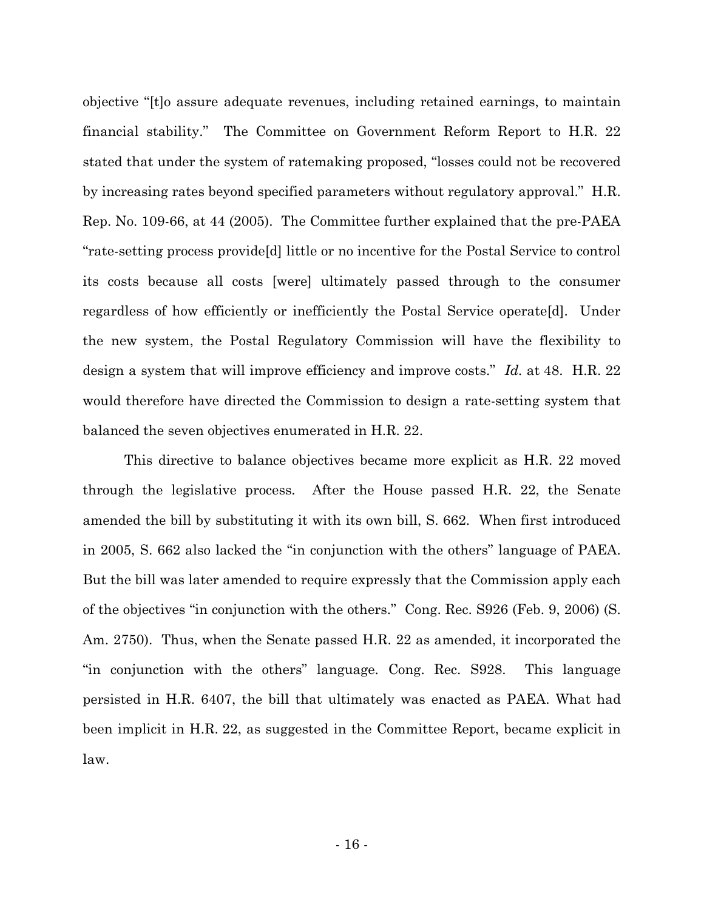objective "[t]o assure adequate revenues, including retained earnings, to maintain financial stability." The Committee on Government Reform Report to H.R. 22 stated that under the system of ratemaking proposed, "losses could not be recovered by increasing rates beyond specified parameters without regulatory approval." H.R. Rep. No. 109-66, at 44 (2005). The Committee further explained that the pre-PAEA "rate-setting process provide[d] little or no incentive for the Postal Service to control its costs because all costs [were] ultimately passed through to the consumer regardless of how efficiently or inefficiently the Postal Service operate[d]. Under the new system, the Postal Regulatory Commission will have the flexibility to design a system that will improve efficiency and improve costs." *Id.* at 48. H.R. 22 would therefore have directed the Commission to design a rate-setting system that balanced the seven objectives enumerated in H.R. 22.

This directive to balance objectives became more explicit as H.R. 22 moved through the legislative process. After the House passed H.R. 22, the Senate amended the bill by substituting it with its own bill, S. 662. When first introduced in 2005, S. 662 also lacked the "in conjunction with the others" language of PAEA. But the bill was later amended to require expressly that the Commission apply each of the objectives "in conjunction with the others." Cong. Rec. S926 (Feb. 9, 2006) (S. Am. 2750). Thus, when the Senate passed H.R. 22 as amended, it incorporated the "in conjunction with the others" language. Cong. Rec. S928. This language persisted in H.R. 6407, the bill that ultimately was enacted as PAEA. What had been implicit in H.R. 22, as suggested in the Committee Report, became explicit in law.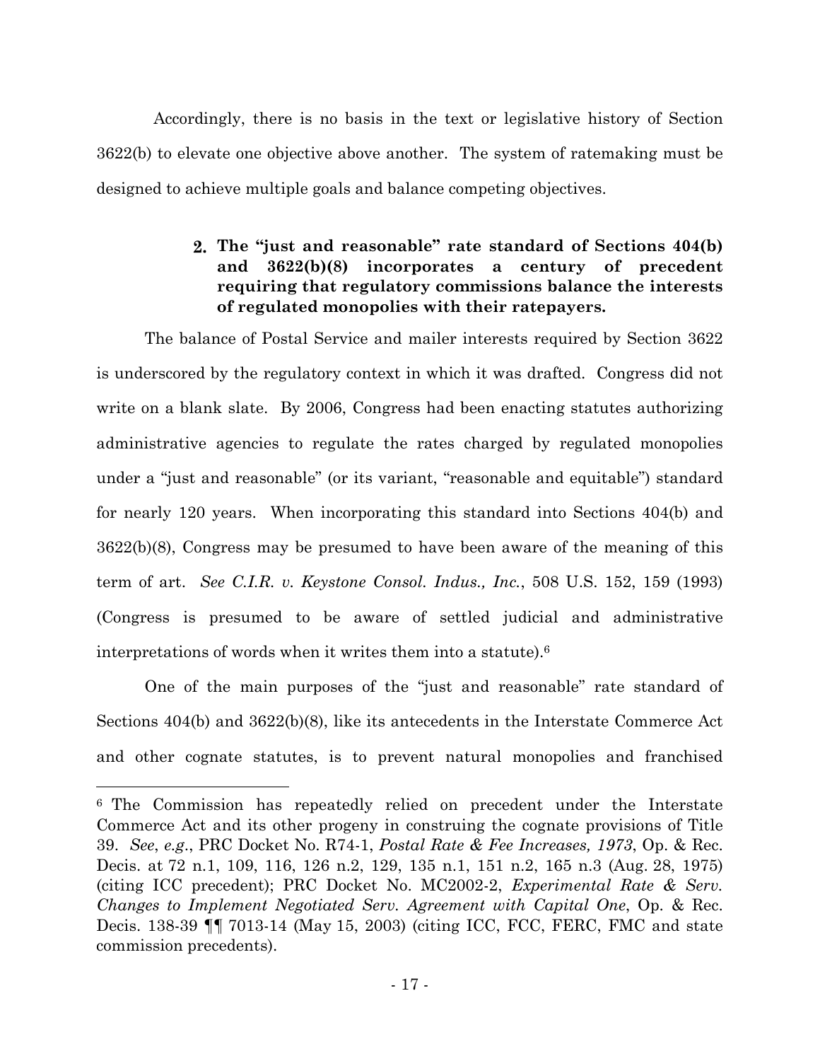Accordingly, there is no basis in the text or legislative history of Section 3622(b) to elevate one objective above another. The system of ratemaking must be designed to achieve multiple goals and balance competing objectives.

### 2. The "just and reasonable" rate standard of Sections 404(b) and 3622(b)(8) incorporates a century of precedent requiring that regulatory commissions balance the interests of regulated monopolies with their ratepayers.

The balance of Postal Service and mailer interests required by Section 3622 is underscored by the regulatory context in which it was drafted. Congress did not write on a blank slate. By 2006, Congress had been enacting statutes authorizing administrative agencies to regulate the rates charged by regulated monopolies under a "just and reasonable" (or its variant, "reasonable and equitable") standard for nearly 120 years. When incorporating this standard into Sections 404(b) and 3622(b)(8), Congress may be presumed to have been aware of the meaning of this term of art. *See C.I.R. v. Keystone Consol. Indus., Inc.*, 508 U.S. 152, 159 (1993) (Congress is presumed to be aware of settled judicial and administrative interpretations of words when it writes them into a statute).[6]

One of the main purposes of the "just and reasonable" rate standard of Sections 404(b) and 3622(b)(8), like its antecedents in the Interstate Commerce Act and other cognate statutes, is to prevent natural monopolies and franchised

---

[6] The Commission has repeatedly relied on precedent under the Interstate Commerce Act and its other progeny in construing the cognate provisions of Title 39. *See*, *e.g*., PRC Docket No. R74-1, *Postal Rate & Fee Increases, 1973*, Op. & Rec. Decis. at 72 n.1, 109, 116, 126 n.2, 129, 135 n.1, 151 n.2, 165 n.3 (Aug. 28, 1975) (citing ICC precedent); PRC Docket No. MC2002-2, *Experimental Rate & Serv. Changes to Implement Negotiated Serv. Agreement with Capital One*, Op. & Rec. Decis. 138-39 ¶¶ 7013-14 (May 15, 2003) (citing ICC, FCC, FERC, FMC and state commission precedents).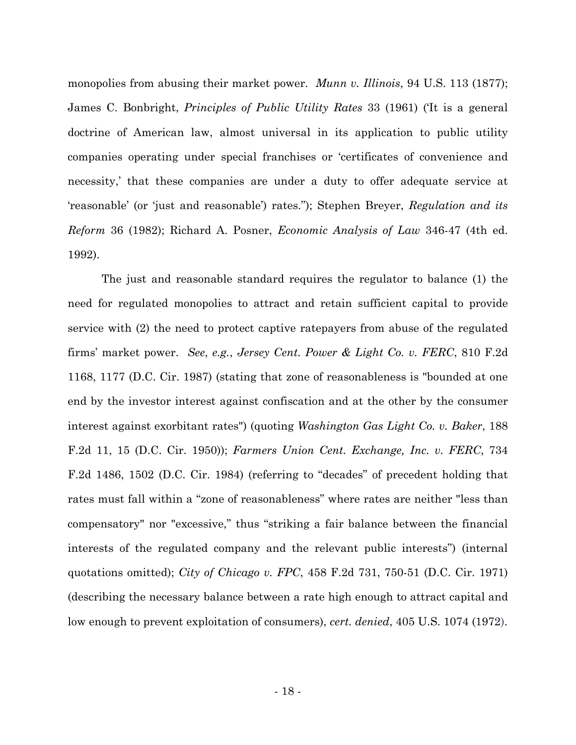monopolies from abusing their market power. *Munn v. Illinois*, 94 U.S. 113 (1877); James C. Bonbright, *Principles of Public Utility Rates* 33 (1961) ('It is a general doctrine of American law, almost universal in its application to public utility companies operating under special franchises or 'certificates of convenience and necessity,' that these companies are under a duty to offer adequate service at 'reasonable' (or 'just and reasonable') rates."); Stephen Breyer, *Regulation and its Reform* 36 (1982); Richard A. Posner, *Economic Analysis of Law* 346-47 (4th ed. 1992).

The just and reasonable standard requires the regulator to balance (1) the need for regulated monopolies to attract and retain sufficient capital to provide service with (2) the need to protect captive ratepayers from abuse of the regulated firms' market power. *See*, *e.g.*, *Jersey Cent. Power & Light Co. v. FERC*, 810 F.2d 1168, 1177 (D.C. Cir. 1987) (stating that zone of reasonableness is "bounded at one end by the investor interest against confiscation and at the other by the consumer interest against exorbitant rates") (quoting *Washington Gas Light Co. v. Baker*, 188 F.2d 11, 15 (D.C. Cir. 1950)); *Farmers Union Cent. Exchange, Inc. v. FERC*, 734 F.2d 1486, 1502 (D.C. Cir. 1984) (referring to "decades" of precedent holding that rates must fall within a "zone of reasonableness" where rates are neither "less than compensatory" nor "excessive," thus "striking a fair balance between the financial interests of the regulated company and the relevant public interests") (internal quotations omitted); *City of Chicago v. FPC*, 458 F.2d 731, 750-51 (D.C. Cir. 1971) (describing the necessary balance between a rate high enough to attract capital and low enough to prevent exploitation of consumers), *cert. denied*, 405 U.S. 1074 (1972).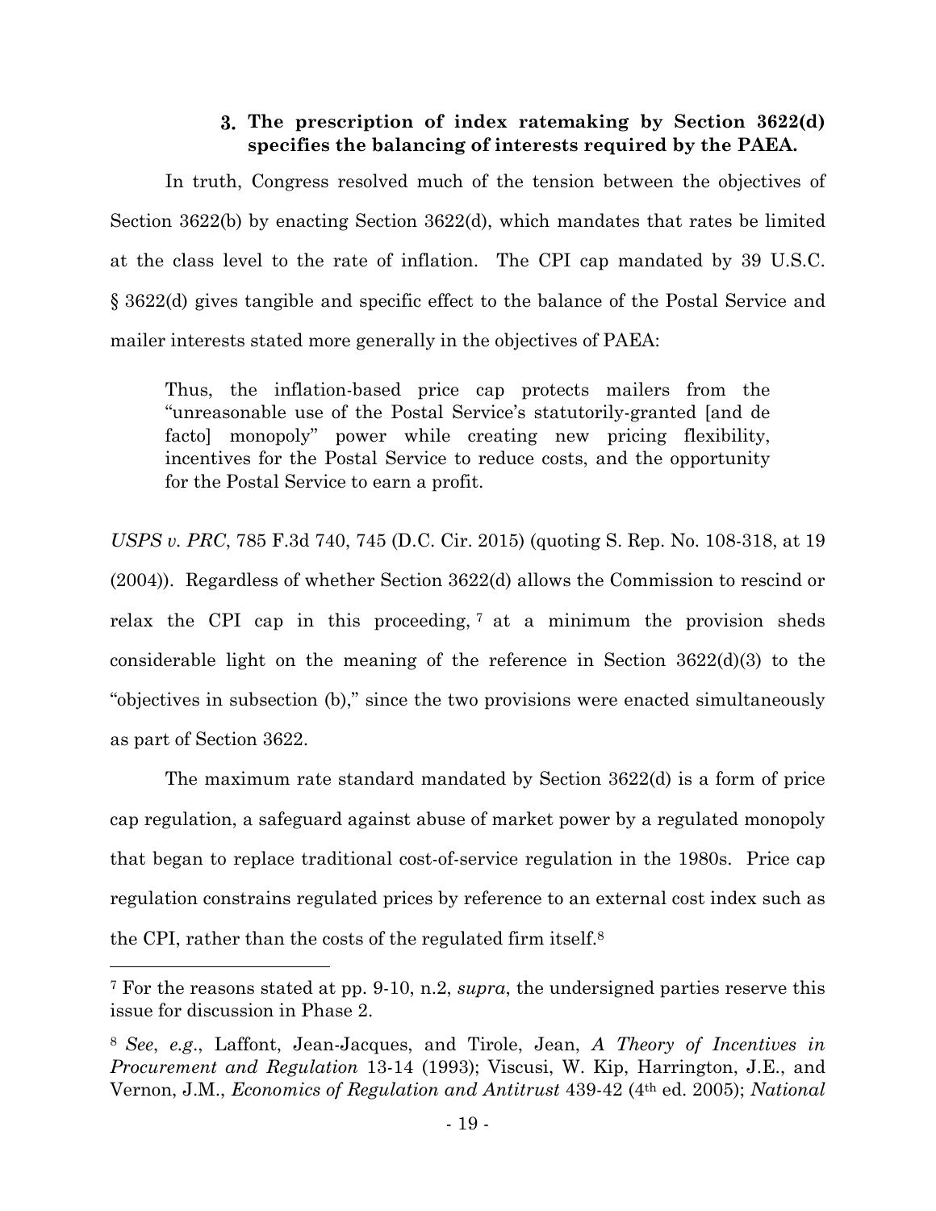### 3. The prescription of index ratemaking by Section 3622(d) specifies the balancing of interests required by the PAEA.

In truth, Congress resolved much of the tension between the objectives of Section 3622(b) by enacting Section 3622(d), which mandates that rates be limited at the class level to the rate of inflation. The CPI cap mandated by 39 U.S.C. § 3622(d) gives tangible and specific effect to the balance of the Postal Service and mailer interests stated more generally in the objectives of PAEA:

> Thus, the inflation-based price cap protects mailers from the "unreasonable use of the Postal Service's statutorily-granted [and de facto] monopoly" power while creating new pricing flexibility, incentives for the Postal Service to reduce costs, and the opportunity for the Postal Service to earn a profit.

*USPS v. PRC*, 785 F.3d 740, 745 (D.C. Cir. 2015) (quoting S. Rep. No. 108-318, at 19 (2004)). Regardless of whether Section 3622(d) allows the Commission to rescind or relax the CPI cap in this proceeding,[7] at a minimum the provision sheds considerable light on the meaning of the reference in Section 3622(d)(3) to the "objectives in subsection (b)," since the two provisions were enacted simultaneously as part of Section 3622.

The maximum rate standard mandated by Section 3622(d) is a form of price cap regulation, a safeguard against abuse of market power by a regulated monopoly that began to replace traditional cost-of-service regulation in the 1980s. Price cap regulation constrains regulated prices by reference to an external cost index such as the CPI, rather than the costs of the regulated firm itself.[8]

---

[7] For the reasons stated at pp. 9-10, n.2, *supra*, the undersigned parties reserve this issue for discussion in Phase 2.

[8] *See*, *e.g.*, Laffont, Jean-Jacques, and Tirole, Jean, *A Theory of Incentives in Procurement and Regulation* 13-14 (1993); Viscusi, W. Kip, Harrington, J.E., and Vernon, J.M., *Economics of Regulation and Antitrust* 439-42 (4th ed. 2005); *National*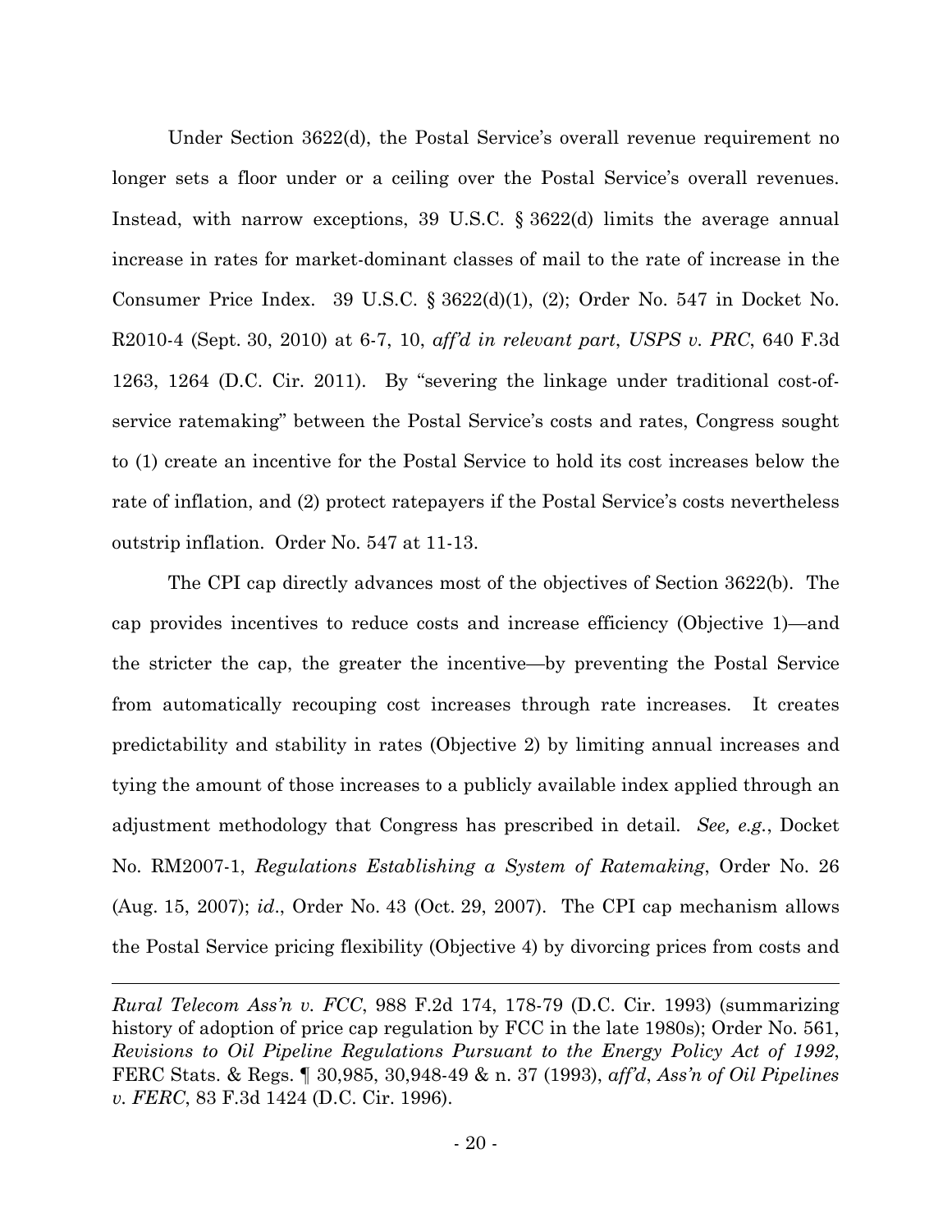Under Section 3622(d), the Postal Service's overall revenue requirement no longer sets a floor under or a ceiling over the Postal Service's overall revenues. Instead, with narrow exceptions, 39 U.S.C. § 3622(d) limits the average annual increase in rates for market-dominant classes of mail to the rate of increase in the Consumer Price Index. 39 U.S.C. § 3622(d)(1), (2); Order No. 547 in Docket No. R2010-4 (Sept. 30, 2010) at 6-7, 10, *aff'd in relevant part*, *USPS v. PRC*, 640 F.3d 1263, 1264 (D.C. Cir. 2011). By "severing the linkage under traditional cost-of-service ratemaking" between the Postal Service's costs and rates, Congress sought to (1) create an incentive for the Postal Service to hold its cost increases below the rate of inflation, and (2) protect ratepayers if the Postal Service's costs nevertheless outstrip inflation. Order No. 547 at 11-13.

The CPI cap directly advances most of the objectives of Section 3622(b). The cap provides incentives to reduce costs and increase efficiency (Objective 1)—and the stricter the cap, the greater the incentive—by preventing the Postal Service from automatically recouping cost increases through rate increases. It creates predictability and stability in rates (Objective 2) by limiting annual increases and tying the amount of those increases to a publicly available index applied through an adjustment methodology that Congress has prescribed in detail. *See, e.g.*, Docket No. RM2007-1, *Regulations Establishing a System of Ratemaking*, Order No. 26 (Aug. 15, 2007); *id*., Order No. 43 (Oct. 29, 2007). The CPI cap mechanism allows the Postal Service pricing flexibility (Objective 4) by divorcing prices from costs and

---

*Rural Telecom Ass'n v. FCC*, 988 F.2d 174, 178-79 (D.C. Cir. 1993) (summarizing history of adoption of price cap regulation by FCC in the late 1980s); Order No. 561, *Revisions to Oil Pipeline Regulations Pursuant to the Energy Policy Act of 1992*, FERC Stats. & Regs. ¶ 30,985, 30,948-49 & n. 37 (1993), *aff'd*, *Ass'n of Oil Pipelines v. FERC*, 83 F.3d 1424 (D.C. Cir. 1996).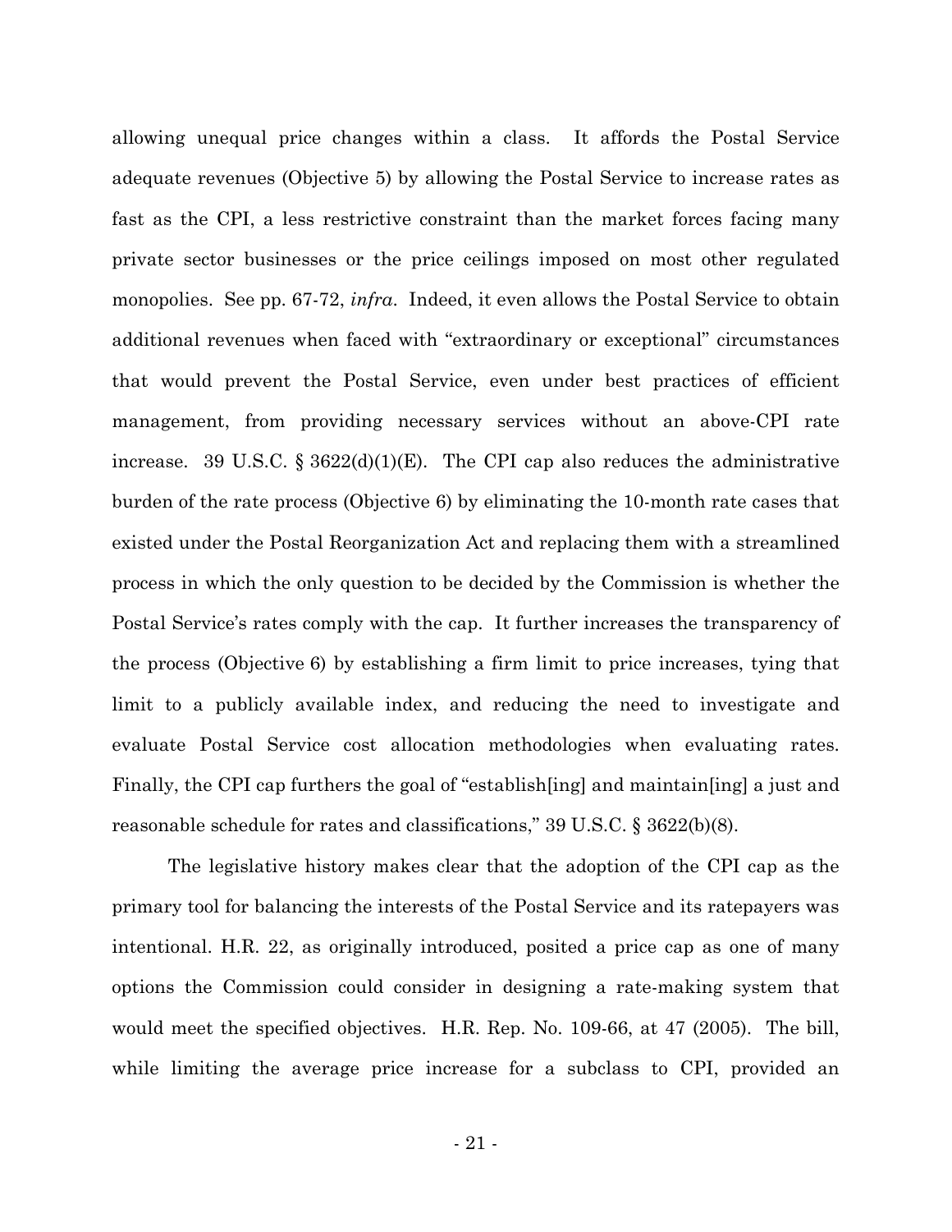allowing unequal price changes within a class. It affords the Postal Service adequate revenues (Objective 5) by allowing the Postal Service to increase rates as fast as the CPI, a less restrictive constraint than the market forces facing many private sector businesses or the price ceilings imposed on most other regulated monopolies. See pp. 67-72, *infra*. Indeed, it even allows the Postal Service to obtain additional revenues when faced with "extraordinary or exceptional" circumstances that would prevent the Postal Service, even under best practices of efficient management, from providing necessary services without an above-CPI rate increase. 39 U.S.C. § 3622(d)(1)(E). The CPI cap also reduces the administrative burden of the rate process (Objective 6) by eliminating the 10-month rate cases that existed under the Postal Reorganization Act and replacing them with a streamlined process in which the only question to be decided by the Commission is whether the Postal Service's rates comply with the cap. It further increases the transparency of the process (Objective 6) by establishing a firm limit to price increases, tying that limit to a publicly available index, and reducing the need to investigate and evaluate Postal Service cost allocation methodologies when evaluating rates. Finally, the CPI cap furthers the goal of "establish[ing] and maintain[ing] a just and reasonable schedule for rates and classifications," 39 U.S.C. § 3622(b)(8).

The legislative history makes clear that the adoption of the CPI cap as the primary tool for balancing the interests of the Postal Service and its ratepayers was intentional. H.R. 22, as originally introduced, posited a price cap as one of many options the Commission could consider in designing a rate-making system that would meet the specified objectives. H.R. Rep. No. 109-66, at 47 (2005). The bill, while limiting the average price increase for a subclass to CPI, provided an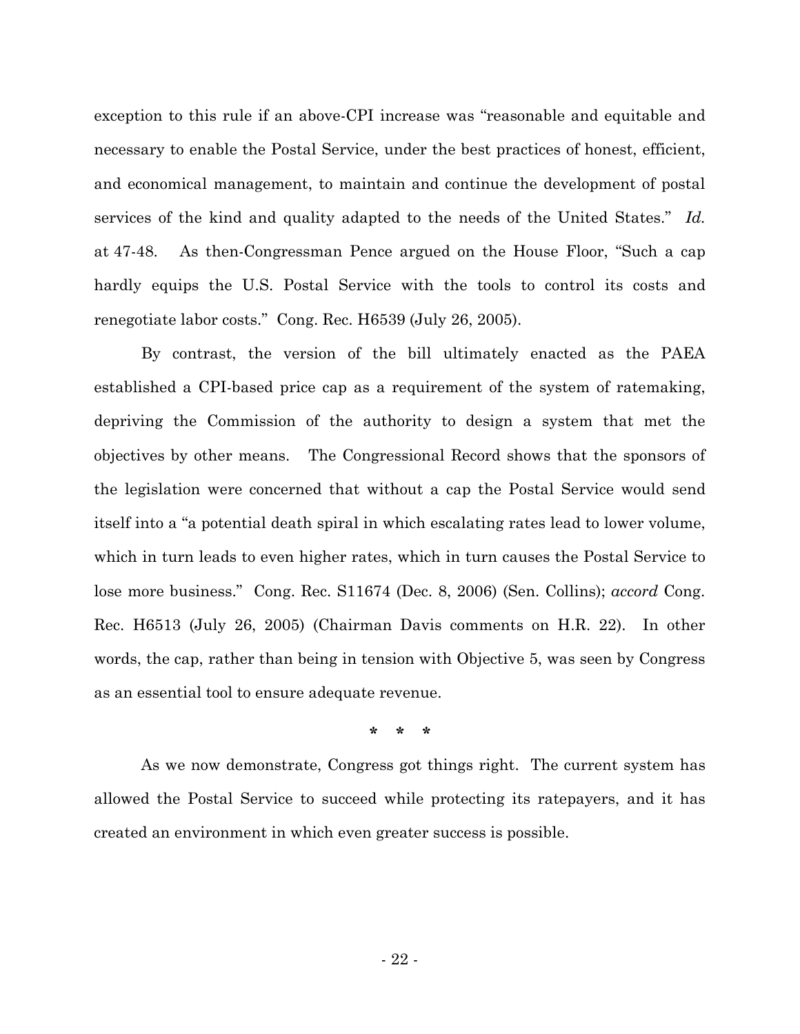exception to this rule if an above-CPI increase was "reasonable and equitable and necessary to enable the Postal Service, under the best practices of honest, efficient, and economical management, to maintain and continue the development of postal services of the kind and quality adapted to the needs of the United States." *Id.* at 47-48. As then-Congressman Pence argued on the House Floor, "Such a cap hardly equips the U.S. Postal Service with the tools to control its costs and renegotiate labor costs." Cong. Rec. H6539 (July 26, 2005).

By contrast, the version of the bill ultimately enacted as the PAEA established a CPI-based price cap as a requirement of the system of ratemaking, depriving the Commission of the authority to design a system that met the objectives by other means. The Congressional Record shows that the sponsors of the legislation were concerned that without a cap the Postal Service would send itself into a "a potential death spiral in which escalating rates lead to lower volume, which in turn leads to even higher rates, which in turn causes the Postal Service to lose more business." Cong. Rec. S11674 (Dec. 8, 2006) (Sen. Collins); *accord* Cong. Rec. H6513 (July 26, 2005) (Chairman Davis comments on H.R. 22). In other words, the cap, rather than being in tension with Objective 5, was seen by Congress as an essential tool to ensure adequate revenue.

\* \* \*

As we now demonstrate, Congress got things right. The current system has allowed the Postal Service to succeed while protecting its ratepayers, and it has created an environment in which even greater success is possible.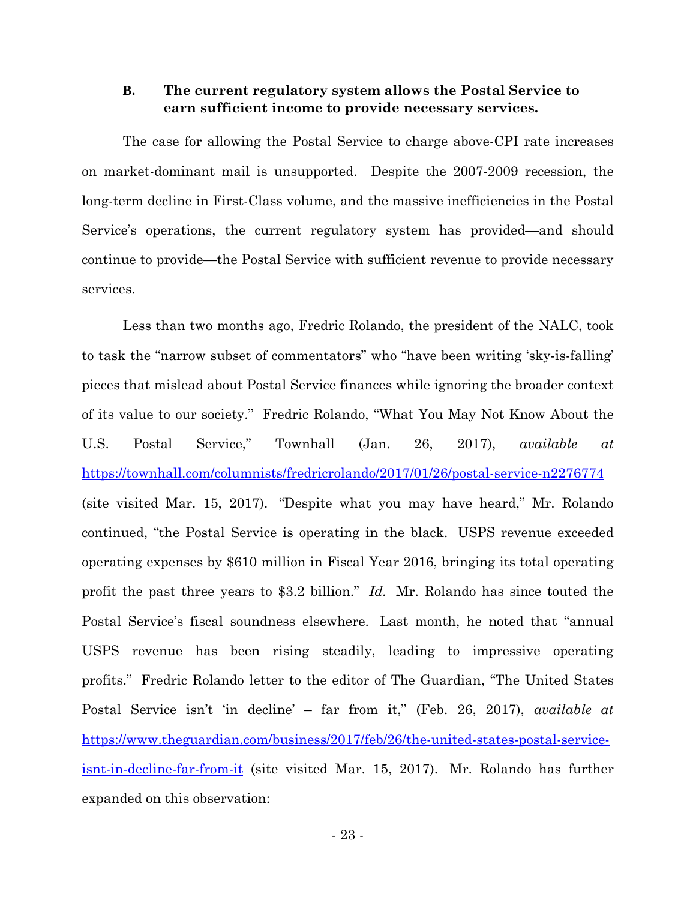### B. The current regulatory system allows the Postal Service to earn sufficient income to provide necessary services.

The case for allowing the Postal Service to charge above-CPI rate increases on market-dominant mail is unsupported. Despite the 2007-2009 recession, the long-term decline in First-Class volume, and the massive inefficiencies in the Postal Service's operations, the current regulatory system has provided—and should continue to provide—the Postal Service with sufficient revenue to provide necessary services.

Less than two months ago, Fredric Rolando, the president of the NALC, took to task the "narrow subset of commentators" who "have been writing 'sky-is-falling' pieces that mislead about Postal Service finances while ignoring the broader context of its value to our society." Fredric Rolando, "What You May Not Know About the U.S. Postal Service," Townhall (Jan. 26, 2017), *available at* https://townhall.com/columnists/fredricrolando/2017/01/26/postal-service-n2276774 (site visited Mar. 15, 2017). "Despite what you may have heard," Mr. Rolando continued, "the Postal Service is operating in the black. USPS revenue exceeded operating expenses by $610 million in Fiscal Year 2016, bringing its total operating profit the past three years to $3.2 billion." *Id.* Mr. Rolando has since touted the Postal Service's fiscal soundness elsewhere. Last month, he noted that "annual USPS revenue has been rising steadily, leading to impressive operating profits." Fredric Rolando letter to the editor of The Guardian, "The United States Postal Service isn't 'in decline' – far from it," (Feb. 26, 2017), *available at* https://www.theguardian.com/business/2017/feb/26/the-united-states-postal-service-isnt-in-decline-far-from-it (site visited Mar. 15, 2017). Mr. Rolando has further expanded on this observation: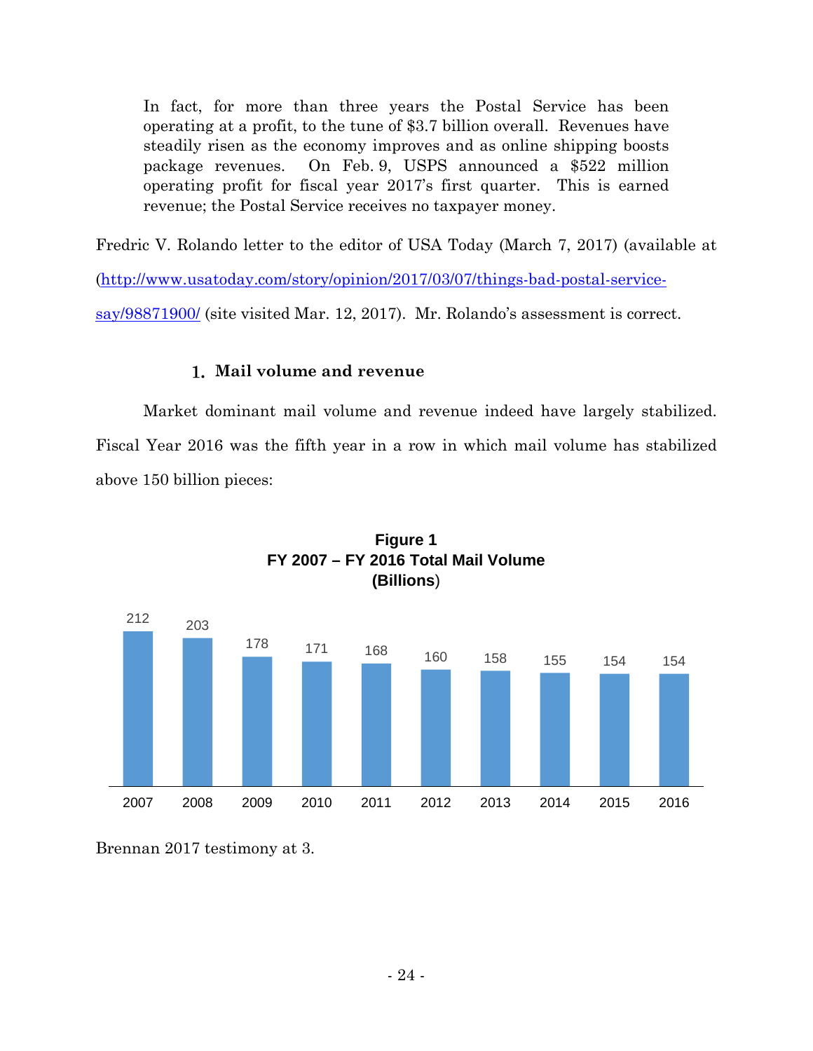> In fact, for more than three years the Postal Service has been operating at a profit, to the tune of $3.7 billion overall. Revenues have steadily risen as the economy improves and as online shipping boosts package revenues. On Feb. 9, USPS announced a $522 million operating profit for fiscal year 2017's first quarter. This is earned revenue; the Postal Service receives no taxpayer money.

Fredric V. Rolando letter to the editor of USA Today (March 7, 2017) (available at (http://www.usatoday.com/story/opinion/2017/03/07/things-bad-postal-service-say/98871900/ (site visited Mar. 12, 2017). Mr. Rolando's assessment is correct.

### 1. Mail volume and revenue

Market dominant mail volume and revenue indeed have largely stabilized. Fiscal Year 2016 was the fifth year in a row in which mail volume has stabilized above 150 billion pieces:

**Figure 1**
**FY 2007 – FY 2016 Total Mail Volume**
**(Billions)**

| 2007 | 2008 | 2009 | 2010 | 2011 | 2012 | 2013 | 2014 | 2015 | 2016 |
|---|---|---|---|---|---|---|---|---|---|
| 212 | 203 | 178 | 171 | 168 | 160 | 158 | 155 | 154 | 154 |

Brennan 2017 testimony at 3.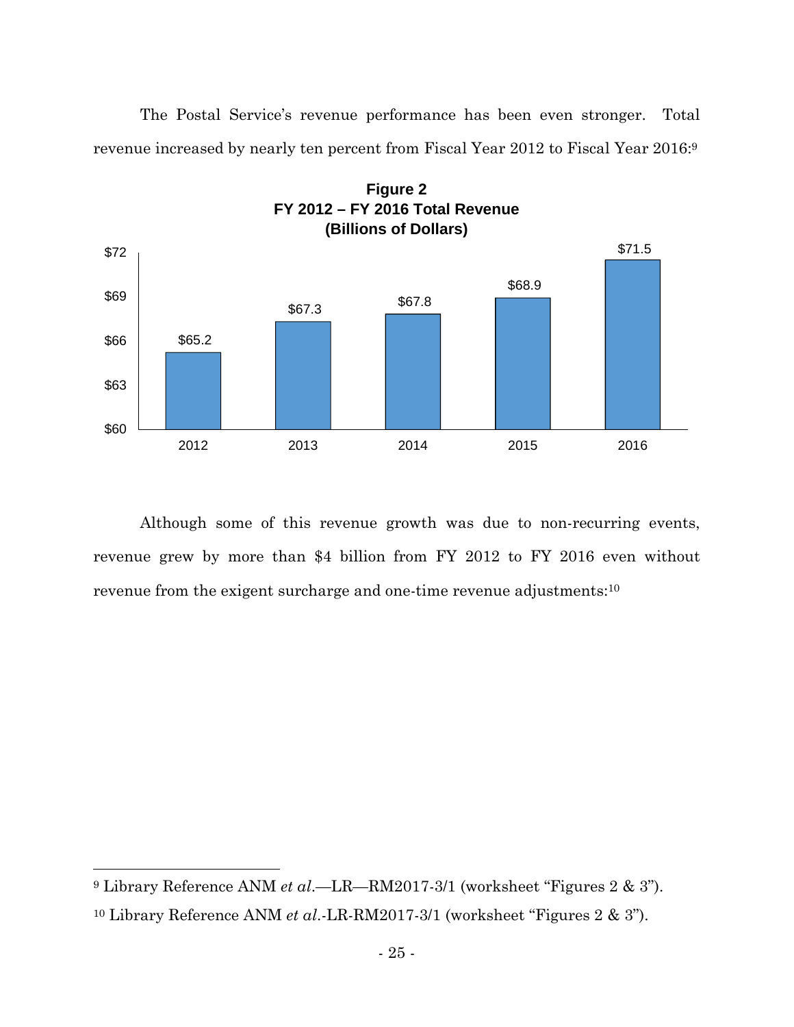The Postal Service's revenue performance has been even stronger. Total revenue increased by nearly ten percent from Fiscal Year 2012 to Fiscal Year 2016:[9]

**Figure 2**
**FY 2012 – FY 2016 Total Revenue**
**(Billions of Dollars)**

| Year | Revenue |
|---|---|
| 2012 | $65.2 |
| 2013 | $67.3 |
| 2014 | $67.8 |
| 2015 | $68.9 |
| 2016 | $71.5 |

Although some of this revenue growth was due to non-recurring events, revenue grew by more than $4 billion from FY 2012 to FY 2016 even without revenue from the exigent surcharge and one-time revenue adjustments:[10]

---

[9] Library Reference ANM *et al.*—LR—RM2017-3/1 (worksheet "Figures 2 & 3").

[10] Library Reference ANM *et al.*-LR-RM2017-3/1 (worksheet "Figures 2 & 3").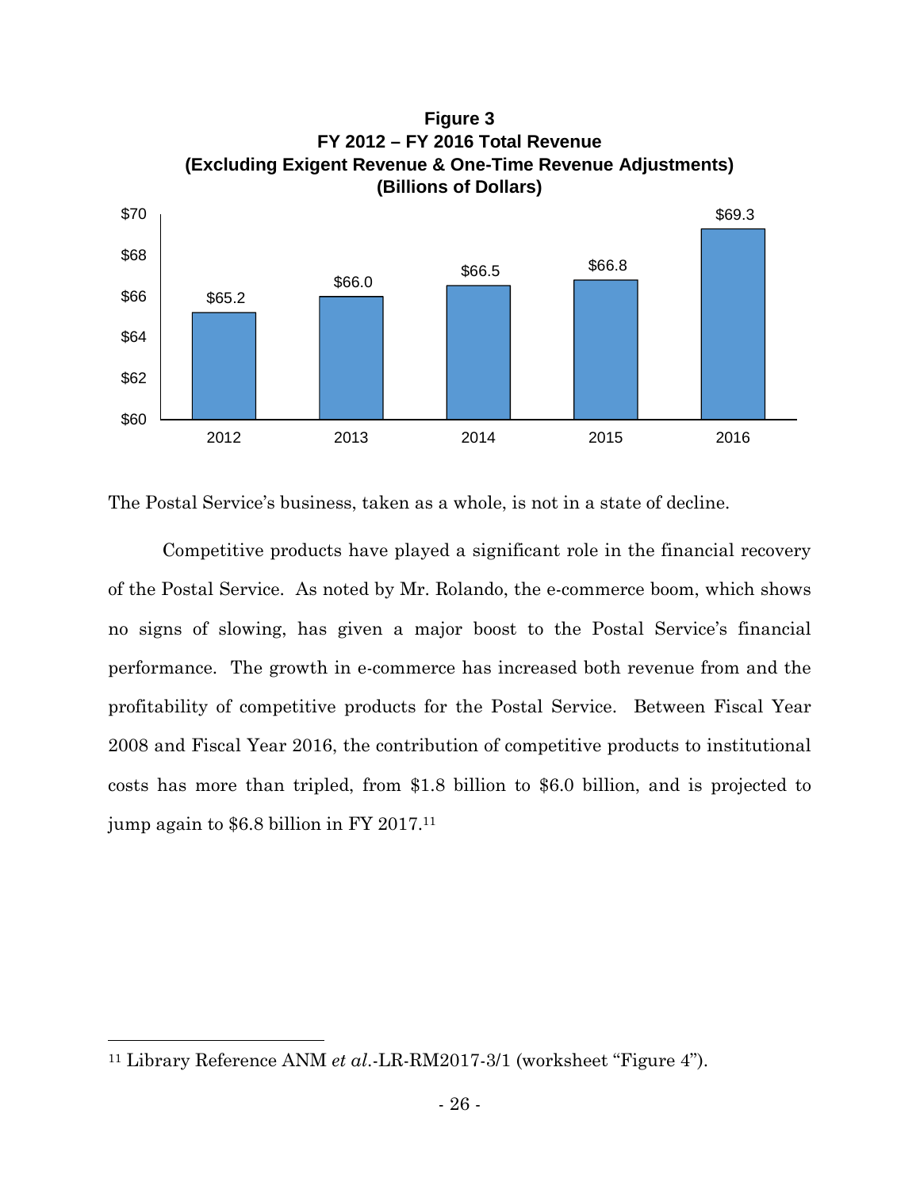**Figure 3**
**FY 2012 – FY 2016 Total Revenue**
**(Excluding Exigent Revenue & One-Time Revenue Adjustments)**
**(Billions of Dollars)**

| Fiscal Year | Total Revenue |
|---|---|
| 2012 | $65.2 |
| 2013 | $66.0 |
| 2014 | $66.5 |
| 2015 | $66.8 |
| 2016 | $69.3 |

The Postal Service's business, taken as a whole, is not in a state of decline.

Competitive products have played a significant role in the financial recovery of the Postal Service. As noted by Mr. Rolando, the e-commerce boom, which shows no signs of slowing, has given a major boost to the Postal Service's financial performance. The growth in e-commerce has increased both revenue from and the profitability of competitive products for the Postal Service. Between Fiscal Year 2008 and Fiscal Year 2016, the contribution of competitive products to institutional costs has more than tripled, from $1.8 billion to $6.0 billion, and is projected to jump again to $6.8 billion in FY 2017.[11]

---

[11] Library Reference ANM *et al.*-LR-RM2017-3/1 (worksheet "Figure 4").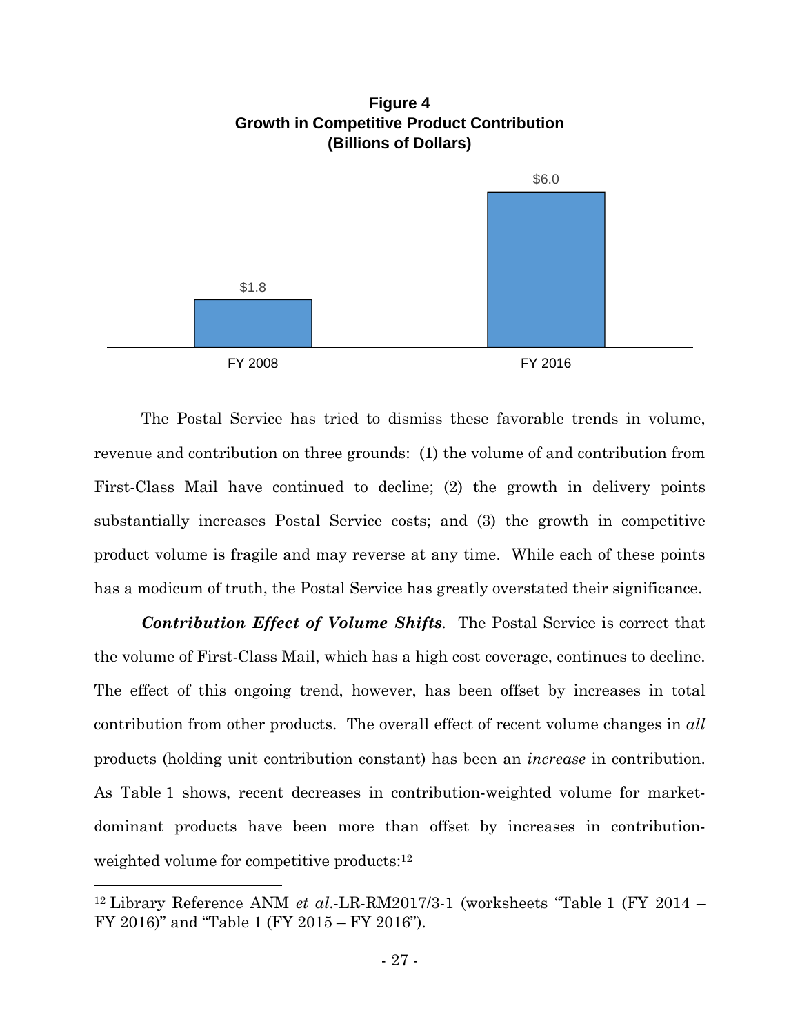**Figure 4**
**Growth in Competitive Product Contribution**
**(Billions of Dollars)**

| | FY 2008 | FY 2016 |
|---|---|---|
| Contribution | $1.8 | $6.0 |

The Postal Service has tried to dismiss these favorable trends in volume, revenue and contribution on three grounds: (1) the volume of and contribution from First-Class Mail have continued to decline; (2) the growth in delivery points substantially increases Postal Service costs; and (3) the growth in competitive product volume is fragile and may reverse at any time. While each of these points has a modicum of truth, the Postal Service has greatly overstated their significance.

***Contribution Effect of Volume Shifts***. The Postal Service is correct that the volume of First-Class Mail, which has a high cost coverage, continues to decline. The effect of this ongoing trend, however, has been offset by increases in total contribution from other products. The overall effect of recent volume changes in *all* products (holding unit contribution constant) has been an *increase* in contribution. As Table 1 shows, recent decreases in contribution-weighted volume for market-dominant products have been more than offset by increases in contribution-weighted volume for competitive products:[12]

---

[12] Library Reference ANM *et al.*-LR-RM2017/3-1 (worksheets "Table 1 (FY 2014 – FY 2016)" and "Table 1 (FY 2015 – FY 2016").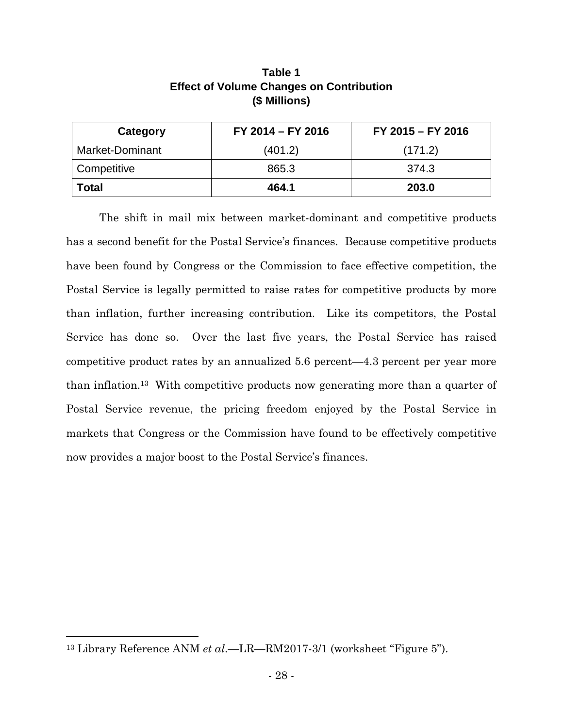**Table 1**
**Effect of Volume Changes on Contribution**
**($ Millions)**

| Category | FY 2014 – FY 2016 | FY 2015 – FY 2016 |
|---|---|---|
| Market-Dominant | (401.2) | (171.2) |
| Competitive | 865.3 | 374.3 |
| **Total** | **464.1** | **203.0** |

The shift in mail mix between market-dominant and competitive products has a second benefit for the Postal Service's finances. Because competitive products have been found by Congress or the Commission to face effective competition, the Postal Service is legally permitted to raise rates for competitive products by more than inflation, further increasing contribution. Like its competitors, the Postal Service has done so. Over the last five years, the Postal Service has raised competitive product rates by an annualized 5.6 percent—4.3 percent per year more than inflation.[13] With competitive products now generating more than a quarter of Postal Service revenue, the pricing freedom enjoyed by the Postal Service in markets that Congress or the Commission have found to be effectively competitive now provides a major boost to the Postal Service's finances.

[13] Library Reference ANM *et al.*—LR—RM2017-3/1 (worksheet "Figure 5").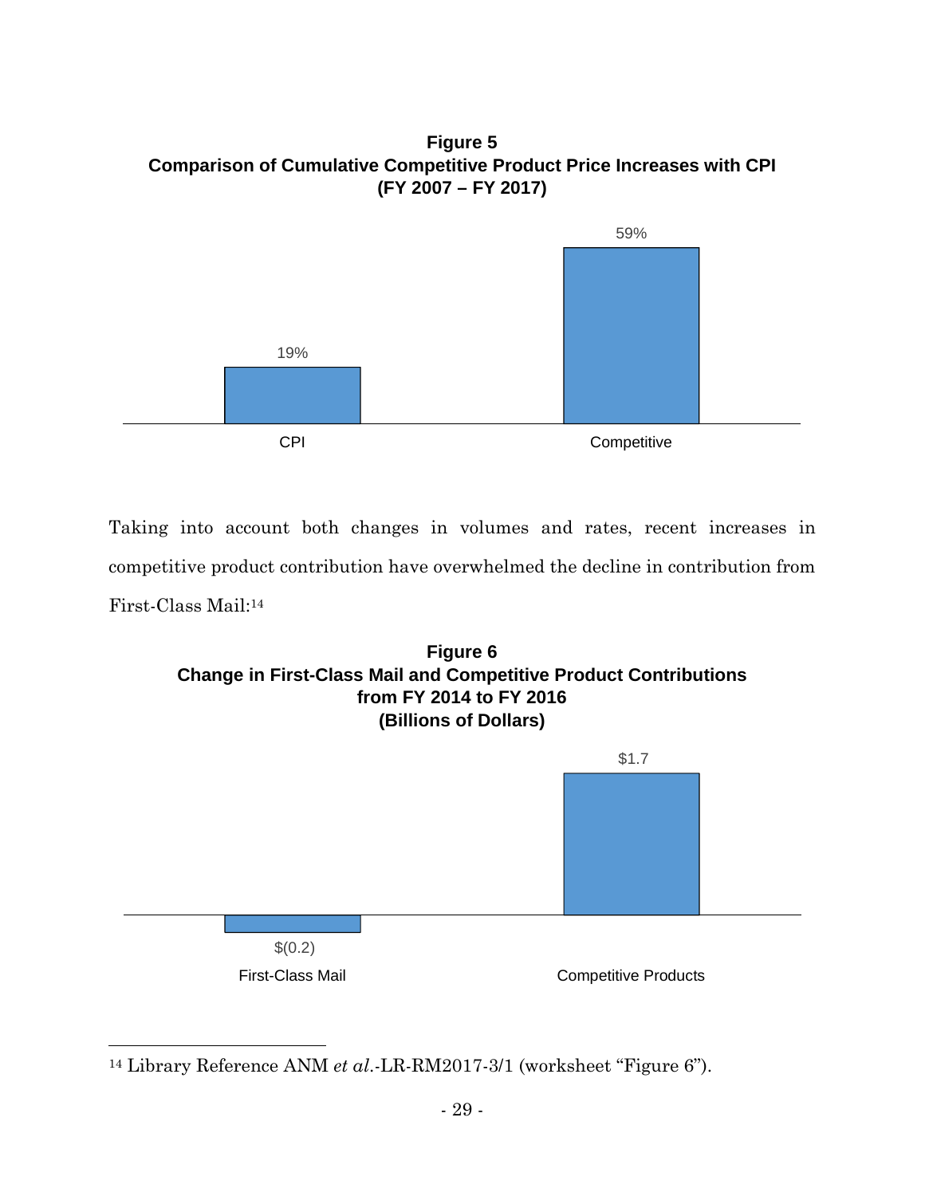**Figure 5**
**Comparison of Cumulative Competitive Product Price Increases with CPI**
**(FY 2007 – FY 2017)**

| | CPI | Competitive |
|---|---|---|
| Cumulative increase | 19% | 59% |

Taking into account both changes in volumes and rates, recent increases in competitive product contribution have overwhelmed the decline in contribution from First-Class Mail:[14]

**Figure 6**
**Change in First-Class Mail and Competitive Product Contributions from FY 2014 to FY 2016**
**(Billions of Dollars)**

| | First-Class Mail | Competitive Products |
|---|---|---|
| Change in contribution | $(0.2) | $1.7 |

[14] Library Reference ANM *et al.*-LR-RM2017-3/1 (worksheet "Figure 6").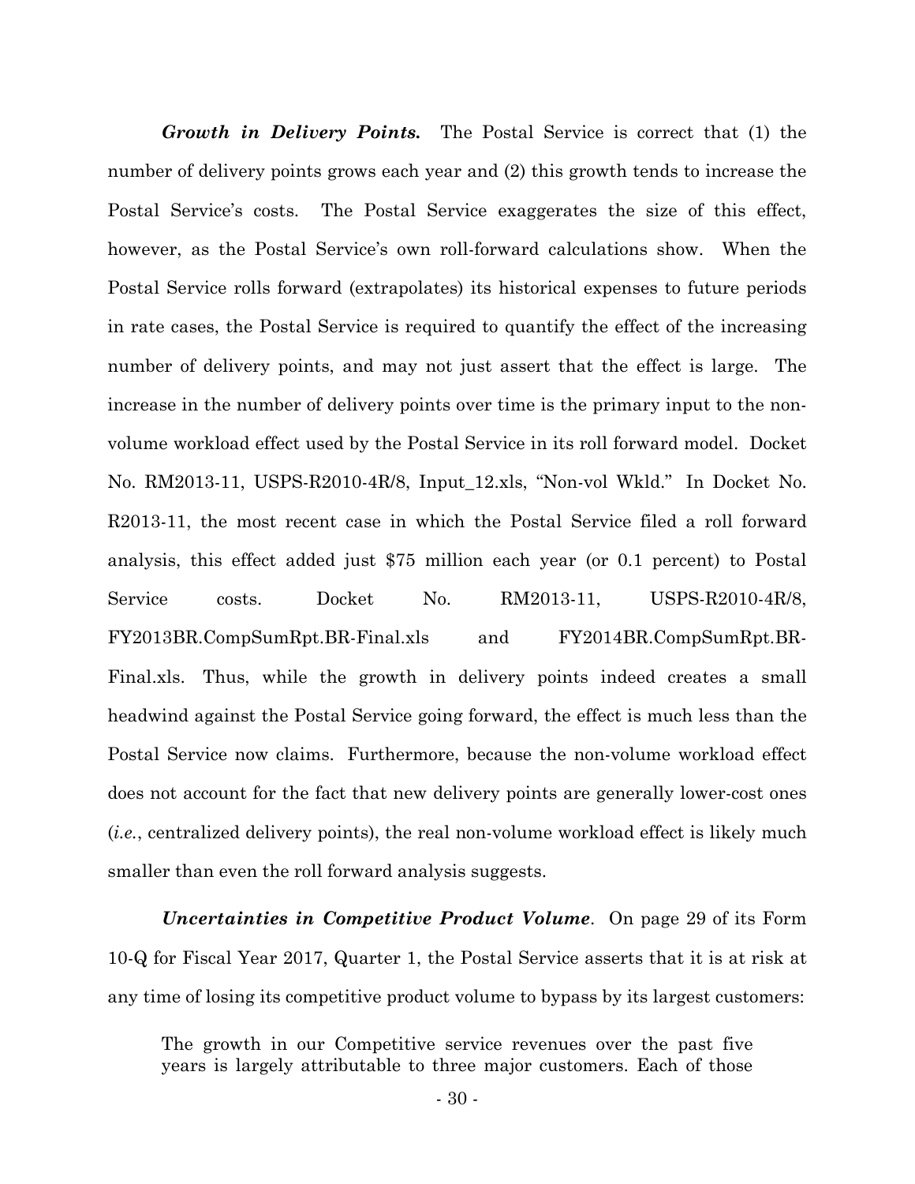***Growth in Delivery Points.*** The Postal Service is correct that (1) the number of delivery points grows each year and (2) this growth tends to increase the Postal Service's costs. The Postal Service exaggerates the size of this effect, however, as the Postal Service's own roll-forward calculations show. When the Postal Service rolls forward (extrapolates) its historical expenses to future periods in rate cases, the Postal Service is required to quantify the effect of the increasing number of delivery points, and may not just assert that the effect is large. The increase in the number of delivery points over time is the primary input to the non-volume workload effect used by the Postal Service in its roll forward model. Docket No. RM2013-11, USPS-R2010-4R/8, Input_12.xls, "Non-vol Wkld." In Docket No. R2013-11, the most recent case in which the Postal Service filed a roll forward analysis, this effect added just $75 million each year (or 0.1 percent) to Postal Service costs. Docket No. RM2013-11, USPS-R2010-4R/8, FY2013BR.CompSumRpt.BR-Final.xls and FY2014BR.CompSumRpt.BR-Final.xls. Thus, while the growth in delivery points indeed creates a small headwind against the Postal Service going forward, the effect is much less than the Postal Service now claims. Furthermore, because the non-volume workload effect does not account for the fact that new delivery points are generally lower-cost ones (*i.e.*, centralized delivery points), the real non-volume workload effect is likely much smaller than even the roll forward analysis suggests.

***Uncertainties in Competitive Product Volume***. On page 29 of its Form 10-Q for Fiscal Year 2017, Quarter 1, the Postal Service asserts that it is at risk at any time of losing its competitive product volume to bypass by its largest customers:

> The growth in our Competitive service revenues over the past five years is largely attributable to three major customers. Each of those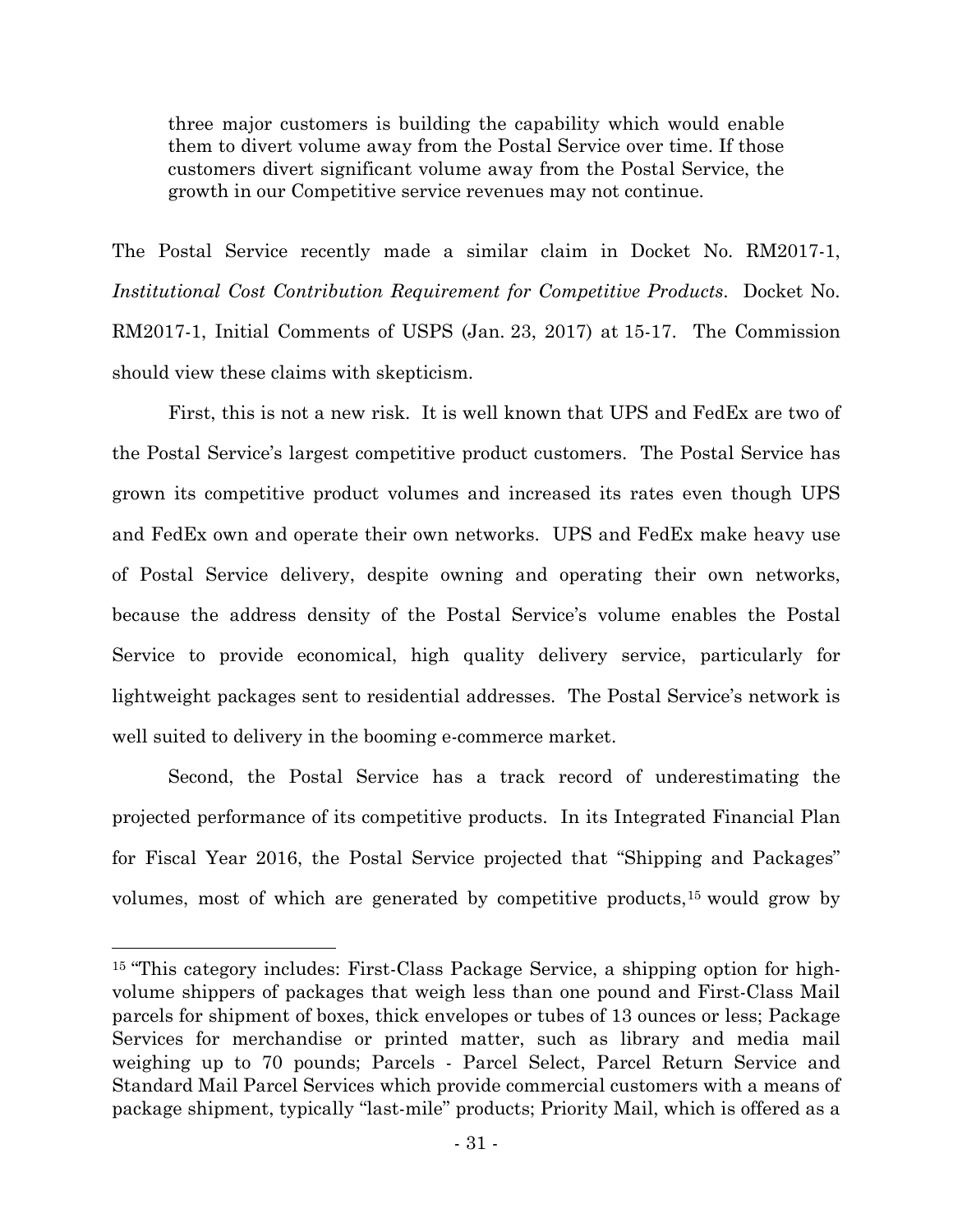> three major customers is building the capability which would enable them to divert volume away from the Postal Service over time. If those customers divert significant volume away from the Postal Service, the growth in our Competitive service revenues may not continue.

The Postal Service recently made a similar claim in Docket No. RM2017-1, *Institutional Cost Contribution Requirement for Competitive Products*. Docket No. RM2017-1, Initial Comments of USPS (Jan. 23, 2017) at 15-17. The Commission should view these claims with skepticism.

First, this is not a new risk. It is well known that UPS and FedEx are two of the Postal Service's largest competitive product customers. The Postal Service has grown its competitive product volumes and increased its rates even though UPS and FedEx own and operate their own networks. UPS and FedEx make heavy use of Postal Service delivery, despite owning and operating their own networks, because the address density of the Postal Service's volume enables the Postal Service to provide economical, high quality delivery service, particularly for lightweight packages sent to residential addresses. The Postal Service's network is well suited to delivery in the booming e-commerce market.

Second, the Postal Service has a track record of underestimating the projected performance of its competitive products. In its Integrated Financial Plan for Fiscal Year 2016, the Postal Service projected that "Shipping and Packages" volumes, most of which are generated by competitive products,[15] would grow by

---

[15] "This category includes: First-Class Package Service, a shipping option for high-volume shippers of packages that weigh less than one pound and First-Class Mail parcels for shipment of boxes, thick envelopes or tubes of 13 ounces or less; Package Services for merchandise or printed matter, such as library and media mail weighing up to 70 pounds; Parcels - Parcel Select, Parcel Return Service and Standard Mail Parcel Services which provide commercial customers with a means of package shipment, typically "last-mile" products; Priority Mail, which is offered as a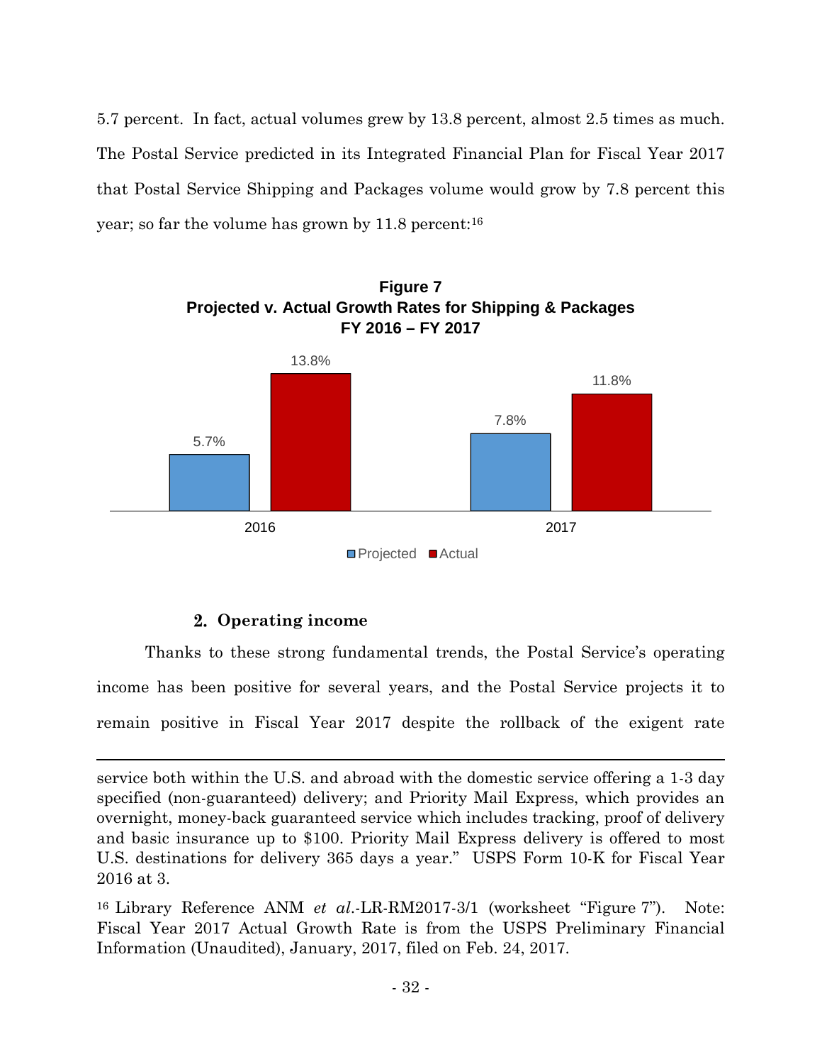5.7 percent. In fact, actual volumes grew by 13.8 percent, almost 2.5 times as much. The Postal Service predicted in its Integrated Financial Plan for Fiscal Year 2017 that Postal Service Shipping and Packages volume would grow by 7.8 percent this year; so far the volume has grown by 11.8 percent:[16]

**Figure 7**
**Projected v. Actual Growth Rates for Shipping & Packages**
**FY 2016 – FY 2017**

| | Projected | Actual |
|---|---|---|
| 2016 | 5.7% | 13.8% |
| 2017 | 7.8% | 11.8% |

### 2. Operating income

Thanks to these strong fundamental trends, the Postal Service's operating income has been positive for several years, and the Postal Service projects it to remain positive in Fiscal Year 2017 despite the rollback of the exigent rate

---

service both within the U.S. and abroad with the domestic service offering a 1-3 day specified (non-guaranteed) delivery; and Priority Mail Express, which provides an overnight, money-back guaranteed service which includes tracking, proof of delivery and basic insurance up to $100. Priority Mail Express delivery is offered to most U.S. destinations for delivery 365 days a year." USPS Form 10-K for Fiscal Year 2016 at 3.

[16] Library Reference ANM *et al.*-LR-RM2017-3/1 (worksheet "Figure 7"). Note: Fiscal Year 2017 Actual Growth Rate is from the USPS Preliminary Financial Information (Unaudited), January, 2017, filed on Feb. 24, 2017.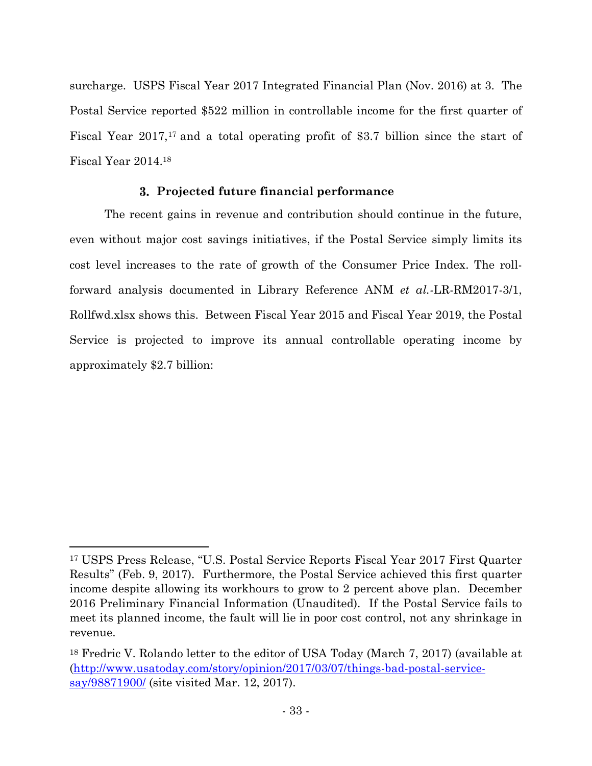surcharge. USPS Fiscal Year 2017 Integrated Financial Plan (Nov. 2016) at 3. The Postal Service reported $522 million in controllable income for the first quarter of Fiscal Year 2017,[17] and a total operating profit of $3.7 billion since the start of Fiscal Year 2014.[18]

### 3. Projected future financial performance

The recent gains in revenue and contribution should continue in the future, even without major cost savings initiatives, if the Postal Service simply limits its cost level increases to the rate of growth of the Consumer Price Index. The roll-forward analysis documented in Library Reference ANM *et al.*-LR-RM2017-3/1, Rollfwd.xlsx shows this. Between Fiscal Year 2015 and Fiscal Year 2019, the Postal Service is projected to improve its annual controllable operating income by approximately $2.7 billion:

---

[17] USPS Press Release, "U.S. Postal Service Reports Fiscal Year 2017 First Quarter Results" (Feb. 9, 2017). Furthermore, the Postal Service achieved this first quarter income despite allowing its workhours to grow to 2 percent above plan. December 2016 Preliminary Financial Information (Unaudited). If the Postal Service fails to meet its planned income, the fault will lie in poor cost control, not any shrinkage in revenue.

[18] Fredric V. Rolando letter to the editor of USA Today (March 7, 2017) (available at (http://www.usatoday.com/story/opinion/2017/03/07/things-bad-postal-service-say/98871900/ (site visited Mar. 12, 2017).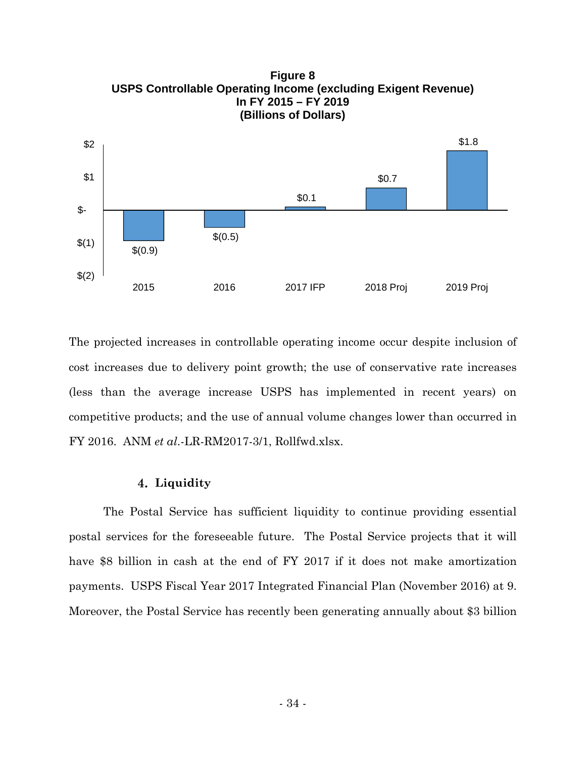**Figure 8**
**USPS Controllable Operating Income (excluding Exigent Revenue) In FY 2015 – FY 2019 (Billions of Dollars)**

| 2015 | 2016 | 2017 IFP | 2018 Proj | 2019 Proj |
|---|---|---|---|---|
| $(0.9) | $(0.5) | $0.1 | $0.7 | $1.8 |

The projected increases in controllable operating income occur despite inclusion of cost increases due to delivery point growth; the use of conservative rate increases (less than the average increase USPS has implemented in recent years) on competitive products; and the use of annual volume changes lower than occurred in FY 2016. ANM *et al.*-LR-RM2017-3/1, Rollfwd.xlsx.

### 4. Liquidity

The Postal Service has sufficient liquidity to continue providing essential postal services for the foreseeable future. The Postal Service projects that it will have $8 billion in cash at the end of FY 2017 if it does not make amortization payments. USPS Fiscal Year 2017 Integrated Financial Plan (November 2016) at 9. Moreover, the Postal Service has recently been generating annually about $3 billion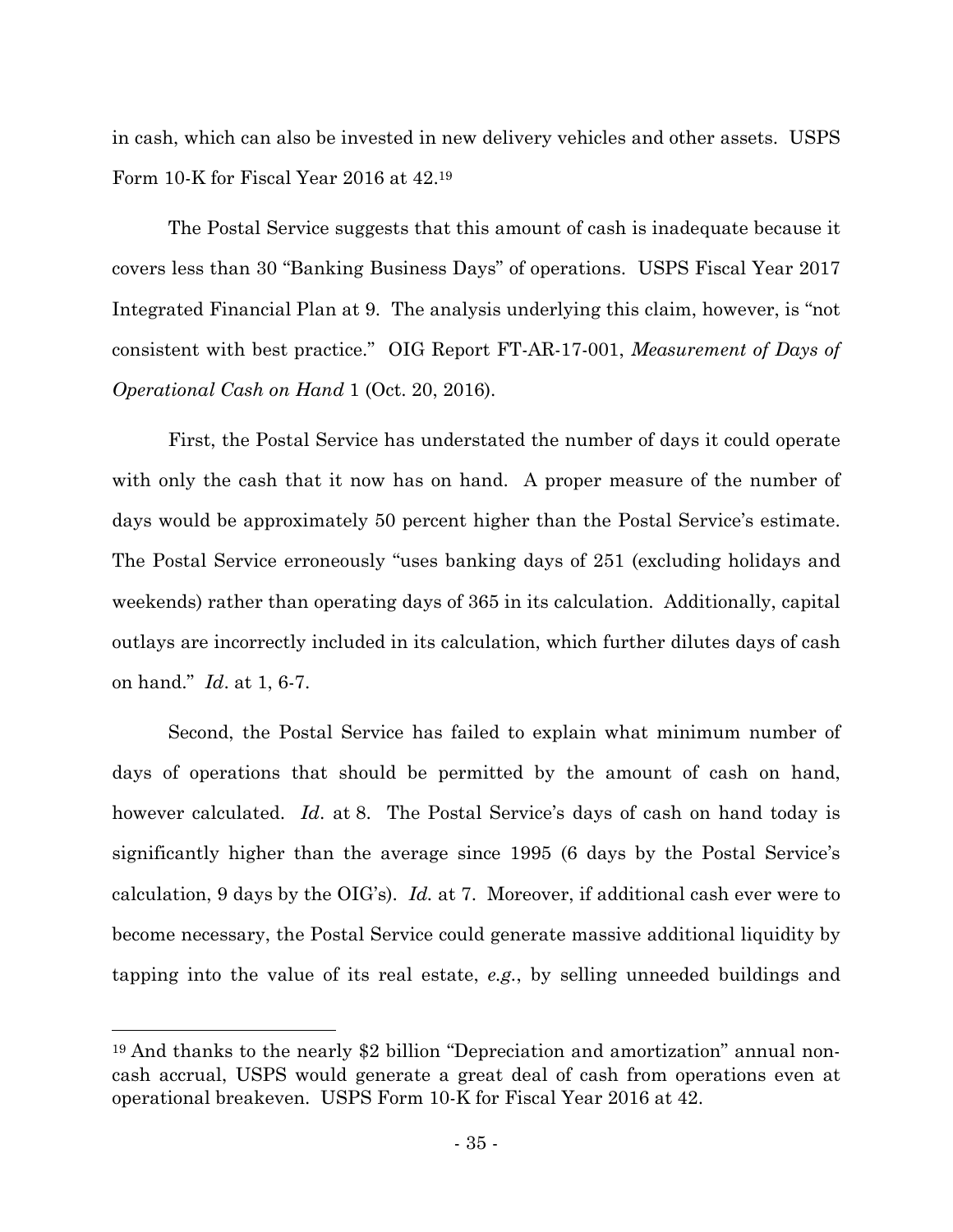in cash, which can also be invested in new delivery vehicles and other assets. USPS Form 10-K for Fiscal Year 2016 at 42.[19]

The Postal Service suggests that this amount of cash is inadequate because it covers less than 30 "Banking Business Days" of operations. USPS Fiscal Year 2017 Integrated Financial Plan at 9. The analysis underlying this claim, however, is "not consistent with best practice." OIG Report FT-AR-17-001, *Measurement of Days of Operational Cash on Hand* 1 (Oct. 20, 2016).

First, the Postal Service has understated the number of days it could operate with only the cash that it now has on hand. A proper measure of the number of days would be approximately 50 percent higher than the Postal Service's estimate. The Postal Service erroneously "uses banking days of 251 (excluding holidays and weekends) rather than operating days of 365 in its calculation. Additionally, capital outlays are incorrectly included in its calculation, which further dilutes days of cash on hand." *Id*. at 1, 6-7.

Second, the Postal Service has failed to explain what minimum number of days of operations that should be permitted by the amount of cash on hand, however calculated. *Id*. at 8. The Postal Service's days of cash on hand today is significantly higher than the average since 1995 (6 days by the Postal Service's calculation, 9 days by the OIG's). *Id.* at 7. Moreover, if additional cash ever were to become necessary, the Postal Service could generate massive additional liquidity by tapping into the value of its real estate, *e.g.*, by selling unneeded buildings and

---

[19] And thanks to the nearly $2 billion "Depreciation and amortization" annual non-cash accrual, USPS would generate a great deal of cash from operations even at operational breakeven. USPS Form 10-K for Fiscal Year 2016 at 42.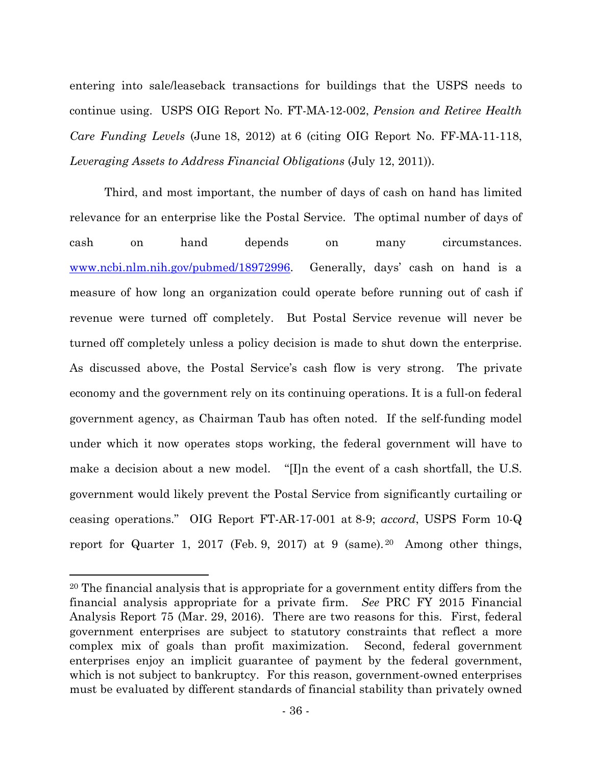entering into sale/leaseback transactions for buildings that the USPS needs to continue using. USPS OIG Report No. FT-MA-12-002, *Pension and Retiree Health Care Funding Levels* (June 18, 2012) at 6 (citing OIG Report No. FF-MA-11-118, *Leveraging Assets to Address Financial Obligations* (July 12, 2011)).

Third, and most important, the number of days of cash on hand has limited relevance for an enterprise like the Postal Service. The optimal number of days of cash on hand depends on many circumstances. [www.ncbi.nlm.nih.gov/pubmed/18972996](www.ncbi.nlm.nih.gov/pubmed/18972996). Generally, days' cash on hand is a measure of how long an organization could operate before running out of cash if revenue were turned off completely. But Postal Service revenue will never be turned off completely unless a policy decision is made to shut down the enterprise. As discussed above, the Postal Service's cash flow is very strong. The private economy and the government rely on its continuing operations. It is a full-on federal government agency, as Chairman Taub has often noted. If the self-funding model under which it now operates stops working, the federal government will have to make a decision about a new model. "[I]n the event of a cash shortfall, the U.S. government would likely prevent the Postal Service from significantly curtailing or ceasing operations." OIG Report FT-AR-17-001 at 8-9; *accord*, USPS Form 10-Q report for Quarter 1, 2017 (Feb. 9, 2017) at 9 (same).[20] Among other things,

[20] The financial analysis that is appropriate for a government entity differs from the financial analysis appropriate for a private firm. *See* PRC FY 2015 Financial Analysis Report 75 (Mar. 29, 2016). There are two reasons for this. First, federal government enterprises are subject to statutory constraints that reflect a more complex mix of goals than profit maximization. Second, federal government enterprises enjoy an implicit guarantee of payment by the federal government, which is not subject to bankruptcy. For this reason, government-owned enterprises must be evaluated by different standards of financial stability than privately owned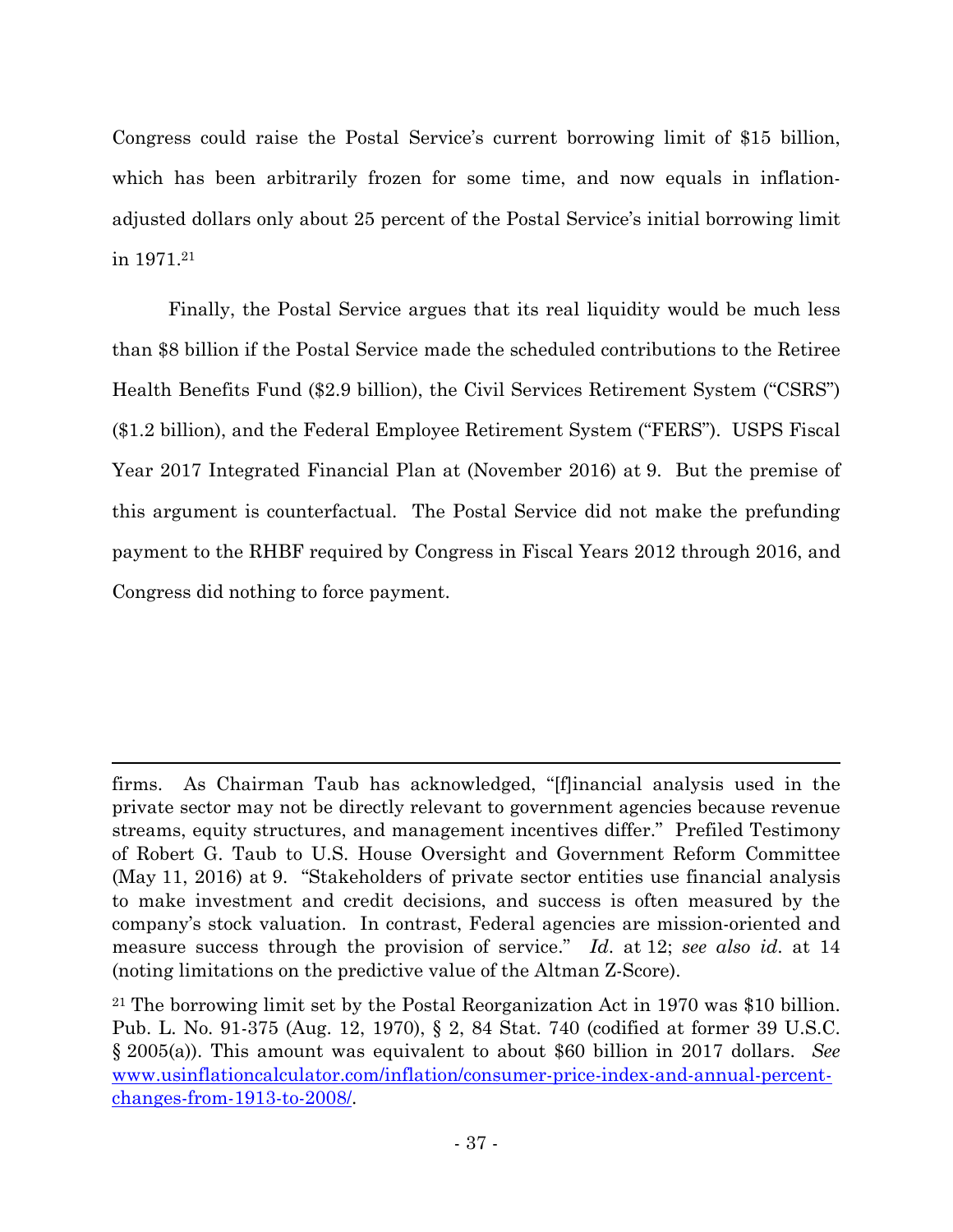Congress could raise the Postal Service's current borrowing limit of $15 billion, which has been arbitrarily frozen for some time, and now equals in inflation-adjusted dollars only about 25 percent of the Postal Service's initial borrowing limit in 1971.[21]

Finally, the Postal Service argues that its real liquidity would be much less than $8 billion if the Postal Service made the scheduled contributions to the Retiree Health Benefits Fund ($2.9 billion), the Civil Services Retirement System ("CSRS") ($1.2 billion), and the Federal Employee Retirement System ("FERS"). USPS Fiscal Year 2017 Integrated Financial Plan at (November 2016) at 9. But the premise of this argument is counterfactual. The Postal Service did not make the prefunding payment to the RHBF required by Congress in Fiscal Years 2012 through 2016, and Congress did nothing to force payment.

---

firms. As Chairman Taub has acknowledged, "[f]inancial analysis used in the private sector may not be directly relevant to government agencies because revenue streams, equity structures, and management incentives differ." Prefiled Testimony of Robert G. Taub to U.S. House Oversight and Government Reform Committee (May 11, 2016) at 9. "Stakeholders of private sector entities use financial analysis to make investment and credit decisions, and success is often measured by the company's stock valuation. In contrast, Federal agencies are mission-oriented and measure success through the provision of service." *Id.* at 12; *see also id.* at 14 (noting limitations on the predictive value of the Altman Z-Score).

[21] The borrowing limit set by the Postal Reorganization Act in 1970 was $10 billion. Pub. L. No. 91-375 (Aug. 12, 1970), § 2, 84 Stat. 740 (codified at former 39 U.S.C. § 2005(a)). This amount was equivalent to about $60 billion in 2017 dollars. *See* www.usinflationcalculator.com/inflation/consumer-price-index-and-annual-percent-changes-from-1913-to-2008/.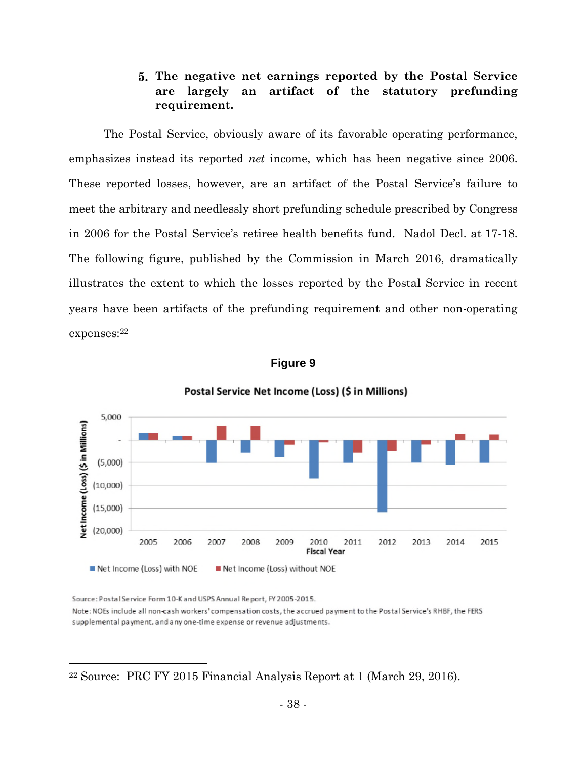### 5. The negative net earnings reported by the Postal Service are largely an artifact of the statutory prefunding requirement.

The Postal Service, obviously aware of its favorable operating performance, emphasizes instead its reported *net* income, which has been negative since 2006. These reported losses, however, are an artifact of the Postal Service's failure to meet the arbitrary and needlessly short prefunding schedule prescribed by Congress in 2006 for the Postal Service's retiree health benefits fund. Nadol Decl. at 17-18. The following figure, published by the Commission in March 2016, dramatically illustrates the extent to which the losses reported by the Postal Service in recent years have been artifacts of the prefunding requirement and other non-operating expenses:[22]

**Figure 9**

**Postal Service Net Income (Loss) ($ in Millions)**

Source: Postal Service Form 10-K and USPS Annual Report, FY 2005-2015.

Note: NOEs include all non-cash workers' compensation costs, the accrued payment to the Postal Service's RHBF, the FERS supplemental payment, and any one-time expense or revenue adjustments.

---

[22] Source: PRC FY 2015 Financial Analysis Report at 1 (March 29, 2016).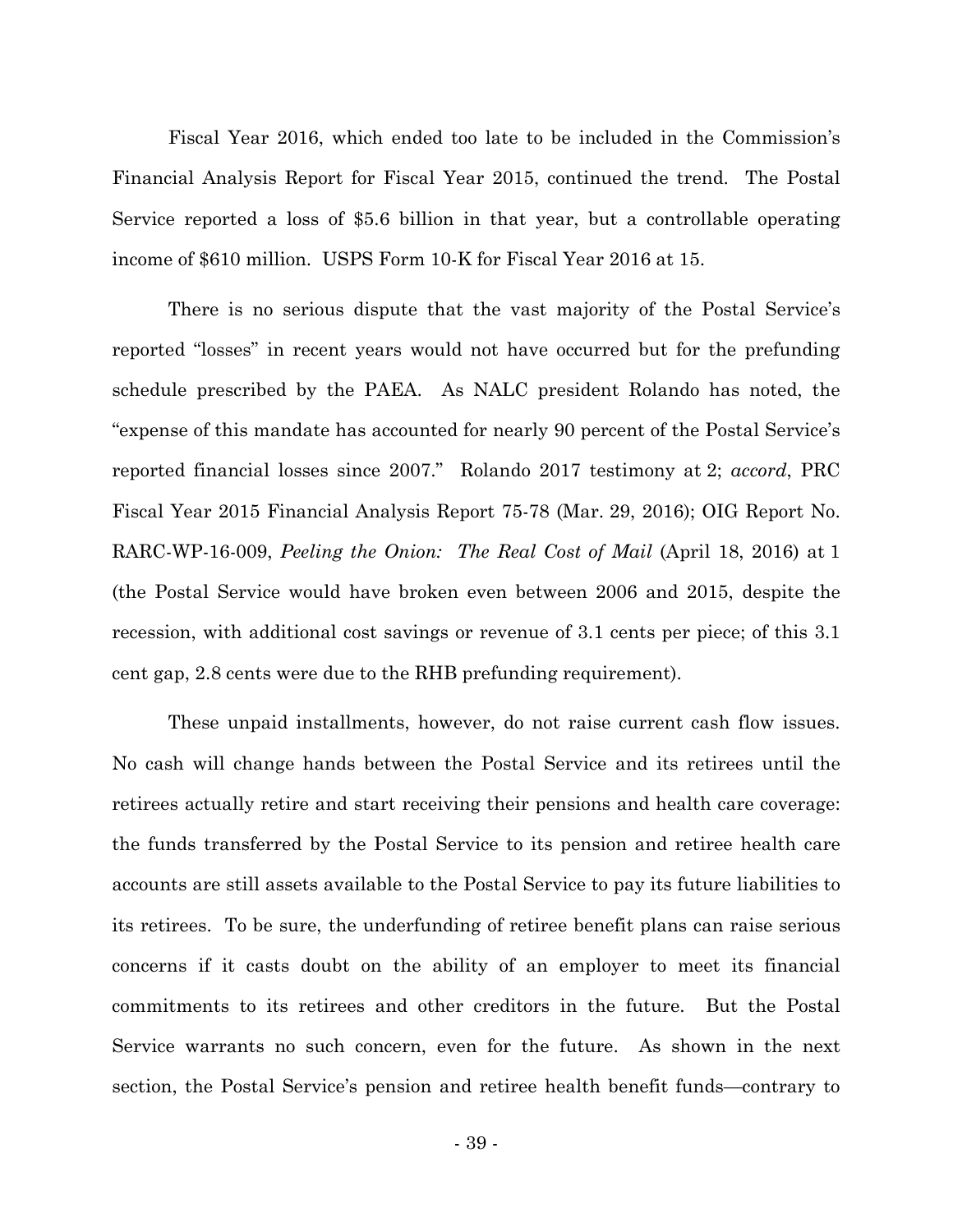Fiscal Year 2016, which ended too late to be included in the Commission's Financial Analysis Report for Fiscal Year 2015, continued the trend. The Postal Service reported a loss of $5.6 billion in that year, but a controllable operating income of $610 million. USPS Form 10-K for Fiscal Year 2016 at 15.

There is no serious dispute that the vast majority of the Postal Service's reported "losses" in recent years would not have occurred but for the prefunding schedule prescribed by the PAEA. As NALC president Rolando has noted, the "expense of this mandate has accounted for nearly 90 percent of the Postal Service's reported financial losses since 2007." Rolando 2017 testimony at 2; *accord*, PRC Fiscal Year 2015 Financial Analysis Report 75-78 (Mar. 29, 2016); OIG Report No. RARC-WP-16-009, *Peeling the Onion: The Real Cost of Mail* (April 18, 2016) at 1 (the Postal Service would have broken even between 2006 and 2015, despite the recession, with additional cost savings or revenue of 3.1 cents per piece; of this 3.1 cent gap, 2.8 cents were due to the RHB prefunding requirement).

These unpaid installments, however, do not raise current cash flow issues. No cash will change hands between the Postal Service and its retirees until the retirees actually retire and start receiving their pensions and health care coverage: the funds transferred by the Postal Service to its pension and retiree health care accounts are still assets available to the Postal Service to pay its future liabilities to its retirees. To be sure, the underfunding of retiree benefit plans can raise serious concerns if it casts doubt on the ability of an employer to meet its financial commitments to its retirees and other creditors in the future. But the Postal Service warrants no such concern, even for the future. As shown in the next section, the Postal Service's pension and retiree health benefit funds—contrary to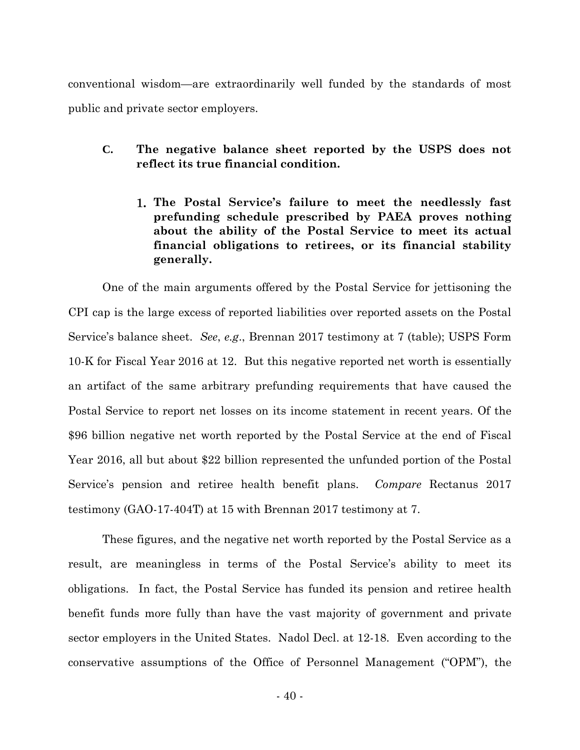conventional wisdom—are extraordinarily well funded by the standards of most public and private sector employers.

### C. The negative balance sheet reported by the USPS does not reflect its true financial condition.

#### 1. The Postal Service's failure to meet the needlessly fast prefunding schedule prescribed by PAEA proves nothing about the ability of the Postal Service to meet its actual financial obligations to retirees, or its financial stability generally.

One of the main arguments offered by the Postal Service for jettisoning the CPI cap is the large excess of reported liabilities over reported assets on the Postal Service's balance sheet. *See*, *e.g*., Brennan 2017 testimony at 7 (table); USPS Form 10-K for Fiscal Year 2016 at 12. But this negative reported net worth is essentially an artifact of the same arbitrary prefunding requirements that have caused the Postal Service to report net losses on its income statement in recent years. Of the $96 billion negative net worth reported by the Postal Service at the end of Fiscal Year 2016, all but about $22 billion represented the unfunded portion of the Postal Service's pension and retiree health benefit plans. *Compare* Rectanus 2017 testimony (GAO-17-404T) at 15 with Brennan 2017 testimony at 7.

These figures, and the negative net worth reported by the Postal Service as a result, are meaningless in terms of the Postal Service's ability to meet its obligations. In fact, the Postal Service has funded its pension and retiree health benefit funds more fully than have the vast majority of government and private sector employers in the United States. Nadol Decl. at 12-18. Even according to the conservative assumptions of the Office of Personnel Management ("OPM"), the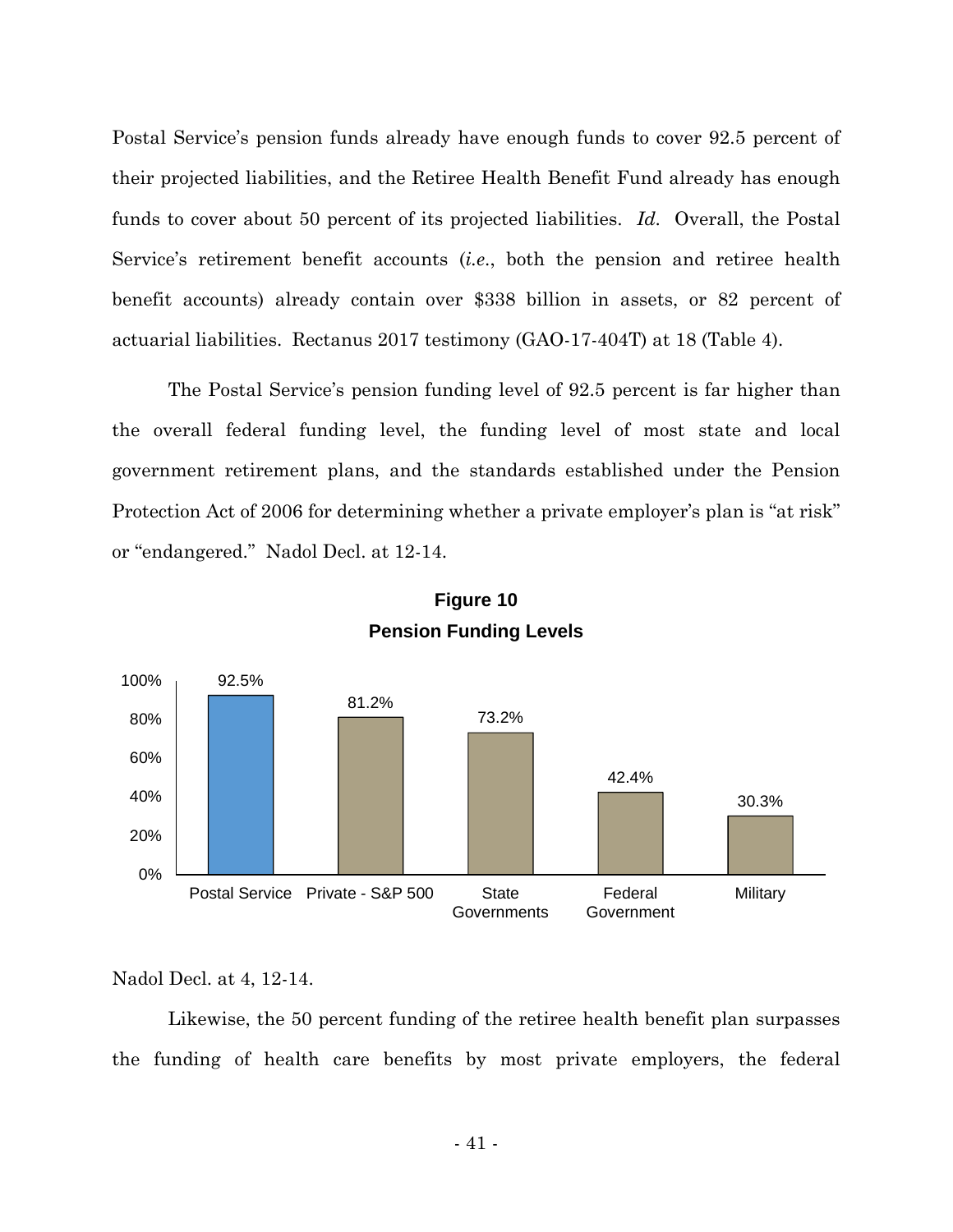Postal Service's pension funds already have enough funds to cover 92.5 percent of their projected liabilities, and the Retiree Health Benefit Fund already has enough funds to cover about 50 percent of its projected liabilities. *Id.* Overall, the Postal Service's retirement benefit accounts (*i.e.*, both the pension and retiree health benefit accounts) already contain over $338 billion in assets, or 82 percent of actuarial liabilities. Rectanus 2017 testimony (GAO-17-404T) at 18 (Table 4).

The Postal Service's pension funding level of 92.5 percent is far higher than the overall federal funding level, the funding level of most state and local government retirement plans, and the standards established under the Pension Protection Act of 2006 for determining whether a private employer's plan is "at risk" or "endangered." Nadol Decl. at 12-14.

**Figure 10**
**Pension Funding Levels**

| Category | Funding Level |
|---|---|
| Postal Service | 92.5% |
| Private - S&P 500 | 81.2% |
| State Governments | 73.2% |
| Federal Government | 42.4% |
| Military | 30.3% |

Nadol Decl. at 4, 12-14.

Likewise, the 50 percent funding of the retiree health benefit plan surpasses the funding of health care benefits by most private employers, the federal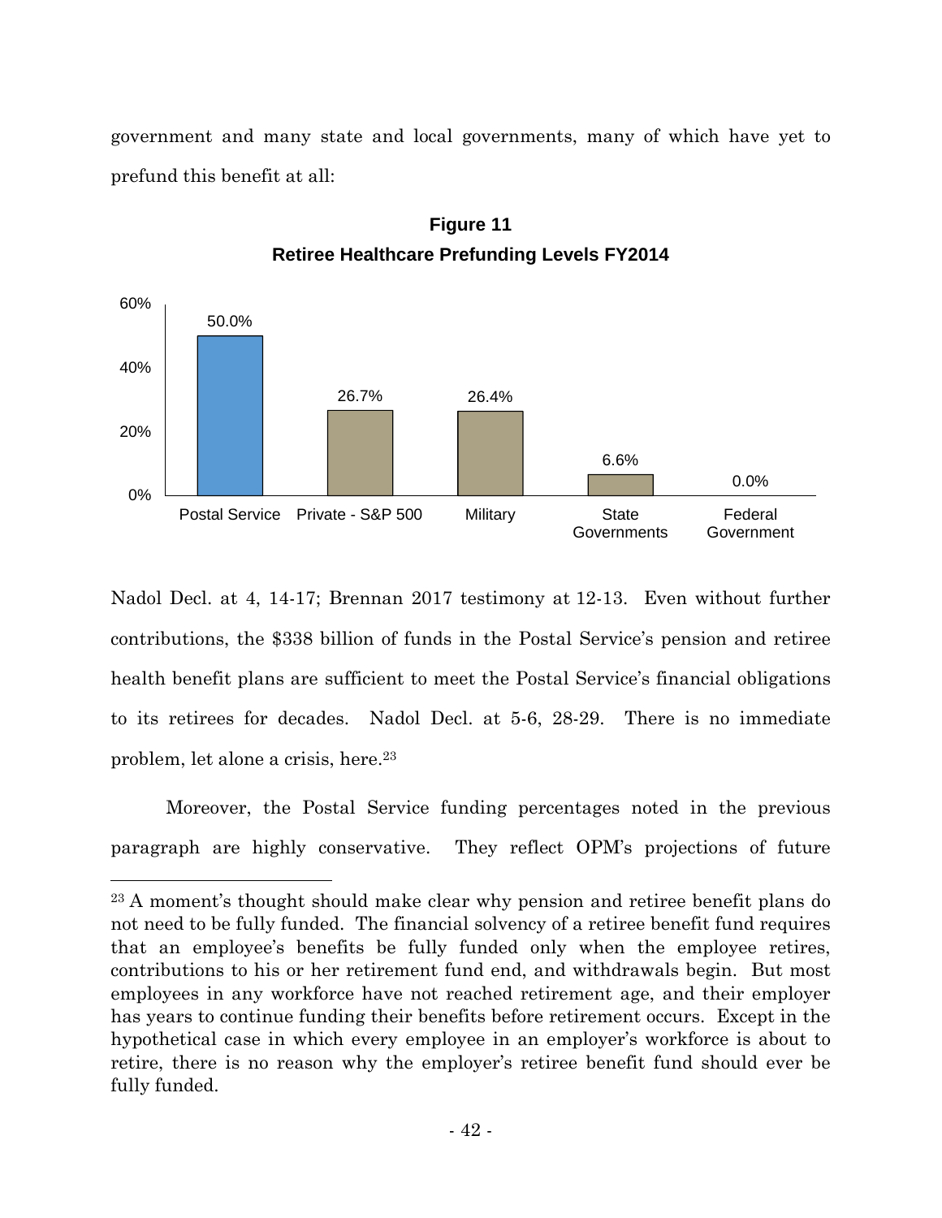government and many state and local governments, many of which have yet to prefund this benefit at all:

**Figure 11**
**Retiree Healthcare Prefunding Levels FY2014**

| Postal Service | Private - S&P 500 | Military | State Governments | Federal Government |
|---|---|---|---|---|
| 50.0% | 26.7% | 26.4% | 6.6% | 0.0% |

Nadol Decl. at 4, 14-17; Brennan 2017 testimony at 12-13. Even without further contributions, the $338 billion of funds in the Postal Service's pension and retiree health benefit plans are sufficient to meet the Postal Service's financial obligations to its retirees for decades. Nadol Decl. at 5-6, 28-29. There is no immediate problem, let alone a crisis, here.[23]

Moreover, the Postal Service funding percentages noted in the previous paragraph are highly conservative. They reflect OPM's projections of future

---

[23] A moment's thought should make clear why pension and retiree benefit plans do not need to be fully funded. The financial solvency of a retiree benefit fund requires that an employee's benefits be fully funded only when the employee retires, contributions to his or her retirement fund end, and withdrawals begin. But most employees in any workforce have not reached retirement age, and their employer has years to continue funding their benefits before retirement occurs. Except in the hypothetical case in which every employee in an employer's workforce is about to retire, there is no reason why the employer's retiree benefit fund should ever be fully funded.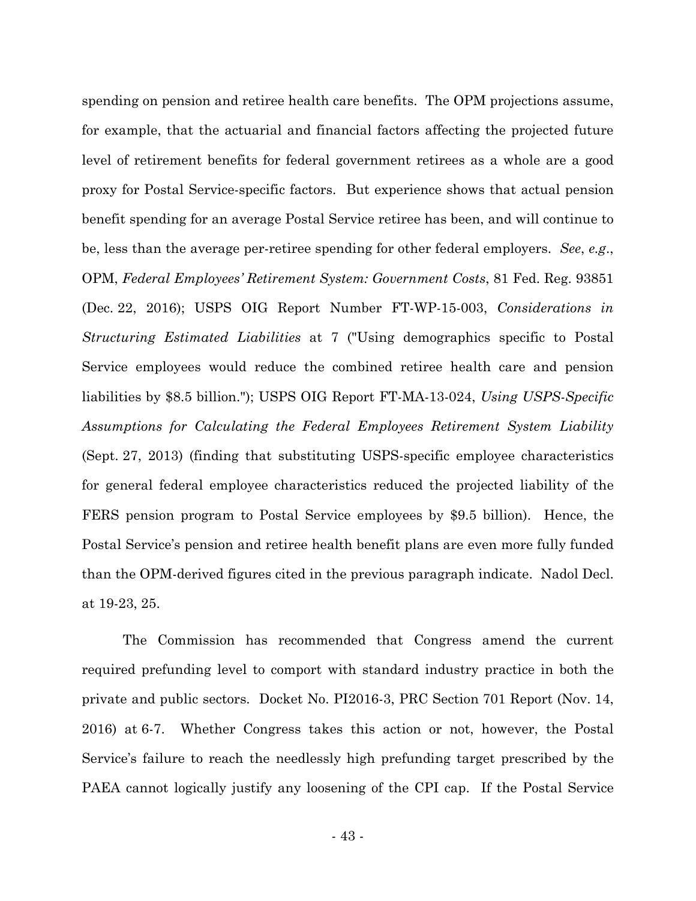spending on pension and retiree health care benefits. The OPM projections assume, for example, that the actuarial and financial factors affecting the projected future level of retirement benefits for federal government retirees as a whole are a good proxy for Postal Service-specific factors. But experience shows that actual pension benefit spending for an average Postal Service retiree has been, and will continue to be, less than the average per-retiree spending for other federal employers. *See*, *e.g.*, OPM, *Federal Employees' Retirement System: Government Costs*, 81 Fed. Reg. 93851 (Dec. 22, 2016); USPS OIG Report Number FT-WP-15-003, *Considerations in Structuring Estimated Liabilities* at 7 ("Using demographics specific to Postal Service employees would reduce the combined retiree health care and pension liabilities by $8.5 billion."); USPS OIG Report FT-MA-13-024, *Using USPS-Specific Assumptions for Calculating the Federal Employees Retirement System Liability* (Sept. 27, 2013) (finding that substituting USPS-specific employee characteristics for general federal employee characteristics reduced the projected liability of the FERS pension program to Postal Service employees by $9.5 billion). Hence, the Postal Service's pension and retiree health benefit plans are even more fully funded than the OPM-derived figures cited in the previous paragraph indicate. Nadol Decl. at 19-23, 25.

The Commission has recommended that Congress amend the current required prefunding level to comport with standard industry practice in both the private and public sectors. Docket No. PI2016-3, PRC Section 701 Report (Nov. 14, 2016) at 6-7. Whether Congress takes this action or not, however, the Postal Service's failure to reach the needlessly high prefunding target prescribed by the PAEA cannot logically justify any loosening of the CPI cap. If the Postal Service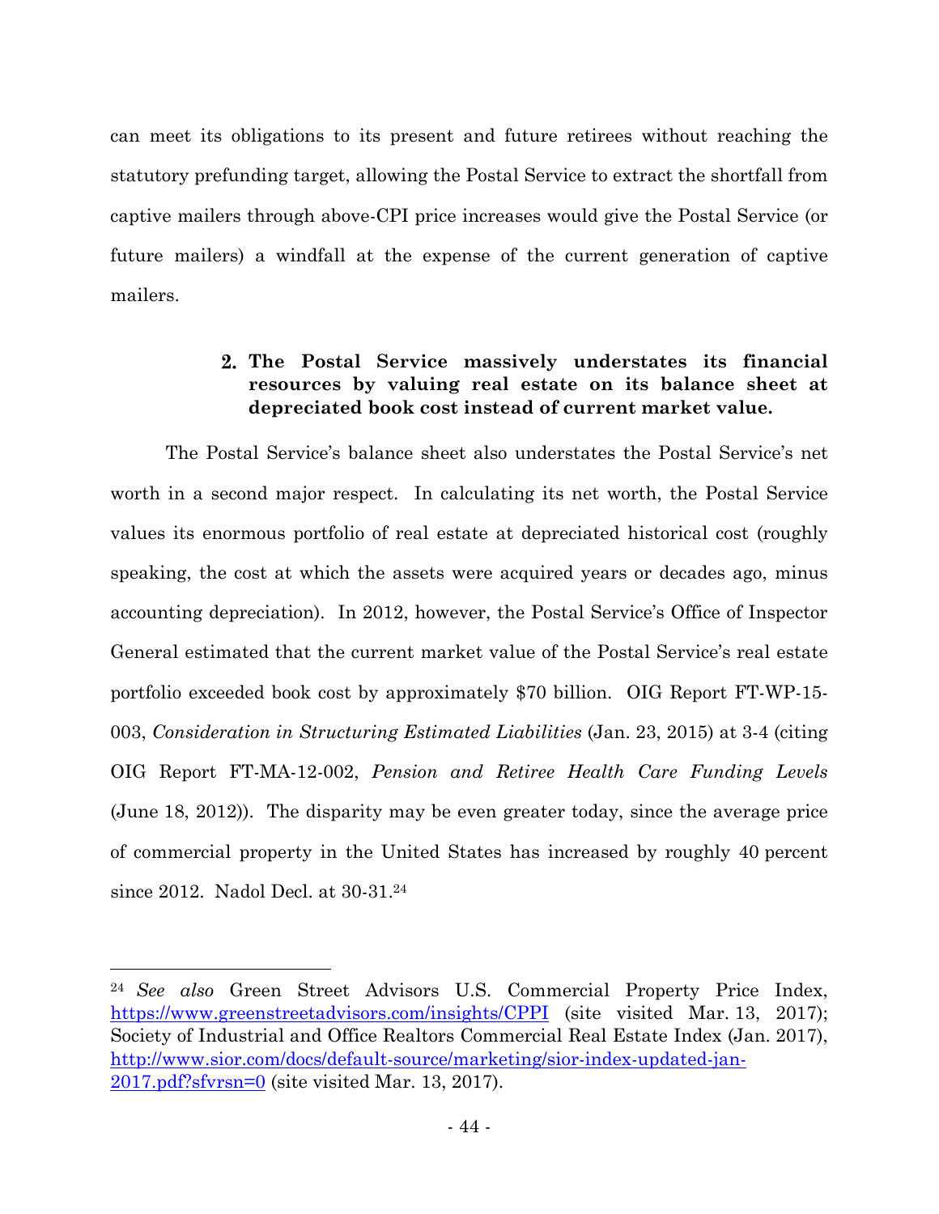can meet its obligations to its present and future retirees without reaching the statutory prefunding target, allowing the Postal Service to extract the shortfall from captive mailers through above-CPI price increases would give the Postal Service (or future mailers) a windfall at the expense of the current generation of captive mailers.

**2. The Postal Service massively understates its financial resources by valuing real estate on its balance sheet at depreciated book cost instead of current market value.**

The Postal Service's balance sheet also understates the Postal Service's net worth in a second major respect. In calculating its net worth, the Postal Service values its enormous portfolio of real estate at depreciated historical cost (roughly speaking, the cost at which the assets were acquired years or decades ago, minus accounting depreciation). In 2012, however, the Postal Service's Office of Inspector General estimated that the current market value of the Postal Service's real estate portfolio exceeded book cost by approximately $70 billion. OIG Report FT-WP-15-003, *Consideration in Structuring Estimated Liabilities* (Jan. 23, 2015) at 3-4 (citing OIG Report FT-MA-12-002, *Pension and Retiree Health Care Funding Levels* (June 18, 2012)). The disparity may be even greater today, since the average price of commercial property in the United States has increased by roughly 40 percent since 2012. Nadol Decl. at 30-31.[24]

---

[24] *See also* Green Street Advisors U.S. Commercial Property Price Index, https://www.greenstreetadvisors.com/insights/CPPI (site visited Mar. 13, 2017); Society of Industrial and Office Realtors Commercial Real Estate Index (Jan. 2017), http://www.sior.com/docs/default-source/marketing/sior-index-updated-jan-2017.pdf?sfvrsn=0 (site visited Mar. 13, 2017).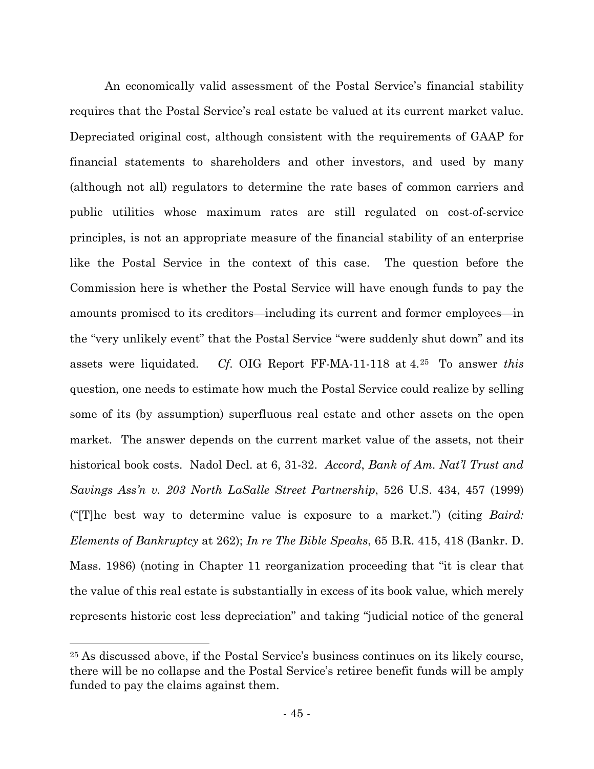An economically valid assessment of the Postal Service's financial stability requires that the Postal Service's real estate be valued at its current market value. Depreciated original cost, although consistent with the requirements of GAAP for financial statements to shareholders and other investors, and used by many (although not all) regulators to determine the rate bases of common carriers and public utilities whose maximum rates are still regulated on cost-of-service principles, is not an appropriate measure of the financial stability of an enterprise like the Postal Service in the context of this case. The question before the Commission here is whether the Postal Service will have enough funds to pay the amounts promised to its creditors—including its current and former employees—in the "very unlikely event" that the Postal Service "were suddenly shut down" and its assets were liquidated. *Cf*. OIG Report FF-MA-11-118 at 4.[25] To answer *this* question, one needs to estimate how much the Postal Service could realize by selling some of its (by assumption) superfluous real estate and other assets on the open market. The answer depends on the current market value of the assets, not their historical book costs. Nadol Decl. at 6, 31-32. *Accord*, *Bank of Am. Nat'l Trust and Savings Ass'n v. 203 North LaSalle Street Partnership*, 526 U.S. 434, 457 (1999) ("[T]he best way to determine value is exposure to a market.") (citing *Baird: Elements of Bankruptcy* at 262); *In re The Bible Speaks*, 65 B.R. 415, 418 (Bankr. D. Mass. 1986) (noting in Chapter 11 reorganization proceeding that "it is clear that the value of this real estate is substantially in excess of its book value, which merely represents historic cost less depreciation" and taking "judicial notice of the general

---

[25] As discussed above, if the Postal Service's business continues on its likely course, there will be no collapse and the Postal Service's retiree benefit funds will be amply funded to pay the claims against them.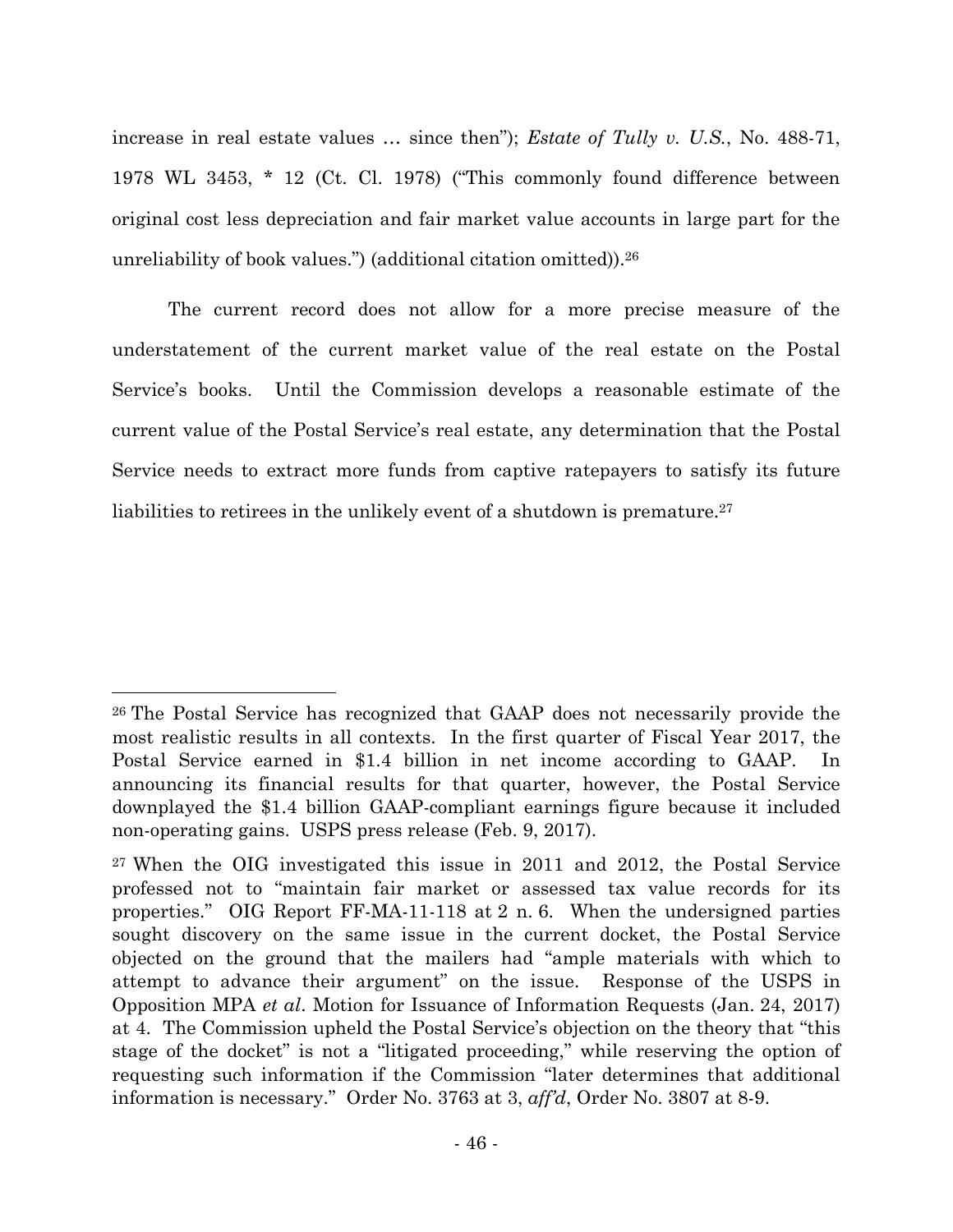increase in real estate values … since then"); *Estate of Tully v. U.S.*, No. 488-71, 1978 WL 3453, * 12 (Ct. Cl. 1978) ("This commonly found difference between original cost less depreciation and fair market value accounts in large part for the unreliability of book values.") (additional citation omitted)).[26]

The current record does not allow for a more precise measure of the understatement of the current market value of the real estate on the Postal Service's books. Until the Commission develops a reasonable estimate of the current value of the Postal Service's real estate, any determination that the Postal Service needs to extract more funds from captive ratepayers to satisfy its future liabilities to retirees in the unlikely event of a shutdown is premature.[27]

---

[26] The Postal Service has recognized that GAAP does not necessarily provide the most realistic results in all contexts. In the first quarter of Fiscal Year 2017, the Postal Service earned in $1.4 billion in net income according to GAAP. In announcing its financial results for that quarter, however, the Postal Service downplayed the $1.4 billion GAAP-compliant earnings figure because it included non-operating gains. USPS press release (Feb. 9, 2017).

[27] When the OIG investigated this issue in 2011 and 2012, the Postal Service professed not to "maintain fair market or assessed tax value records for its properties." OIG Report FF-MA-11-118 at 2 n. 6. When the undersigned parties sought discovery on the same issue in the current docket, the Postal Service objected on the ground that the mailers had "ample materials with which to attempt to advance their argument" on the issue. Response of the USPS in Opposition MPA *et al.* Motion for Issuance of Information Requests (Jan. 24, 2017) at 4. The Commission upheld the Postal Service's objection on the theory that "this stage of the docket" is not a "litigated proceeding," while reserving the option of requesting such information if the Commission "later determines that additional information is necessary." Order No. 3763 at 3, *aff'd*, Order No. 3807 at 8-9.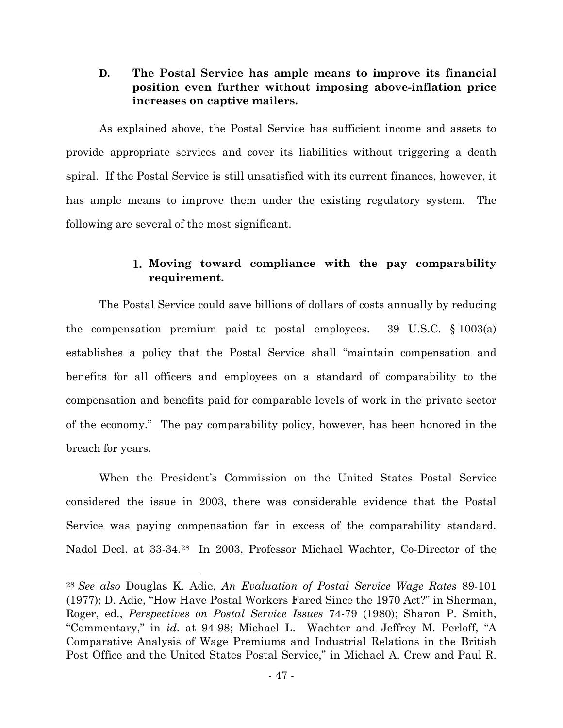### D. The Postal Service has ample means to improve its financial position even further without imposing above-inflation price increases on captive mailers.

As explained above, the Postal Service has sufficient income and assets to provide appropriate services and cover its liabilities without triggering a death spiral. If the Postal Service is still unsatisfied with its current finances, however, it has ample means to improve them under the existing regulatory system. The following are several of the most significant.

#### 1. Moving toward compliance with the pay comparability requirement.

The Postal Service could save billions of dollars of costs annually by reducing the compensation premium paid to postal employees. 39 U.S.C. § 1003(a) establishes a policy that the Postal Service shall "maintain compensation and benefits for all officers and employees on a standard of comparability to the compensation and benefits paid for comparable levels of work in the private sector of the economy." The pay comparability policy, however, has been honored in the breach for years.

When the President's Commission on the United States Postal Service considered the issue in 2003, there was considerable evidence that the Postal Service was paying compensation far in excess of the comparability standard. Nadol Decl. at 33-34.[28] In 2003, Professor Michael Wachter, Co-Director of the

---

[28] *See also* Douglas K. Adie, *An Evaluation of Postal Service Wage Rates* 89-101 (1977); D. Adie, "How Have Postal Workers Fared Since the 1970 Act?" in Sherman, Roger, ed., *Perspectives on Postal Service Issues* 74-79 (1980); Sharon P. Smith, "Commentary," in *id.* at 94-98; Michael L. Wachter and Jeffrey M. Perloff, "A Comparative Analysis of Wage Premiums and Industrial Relations in the British Post Office and the United States Postal Service," in Michael A. Crew and Paul R.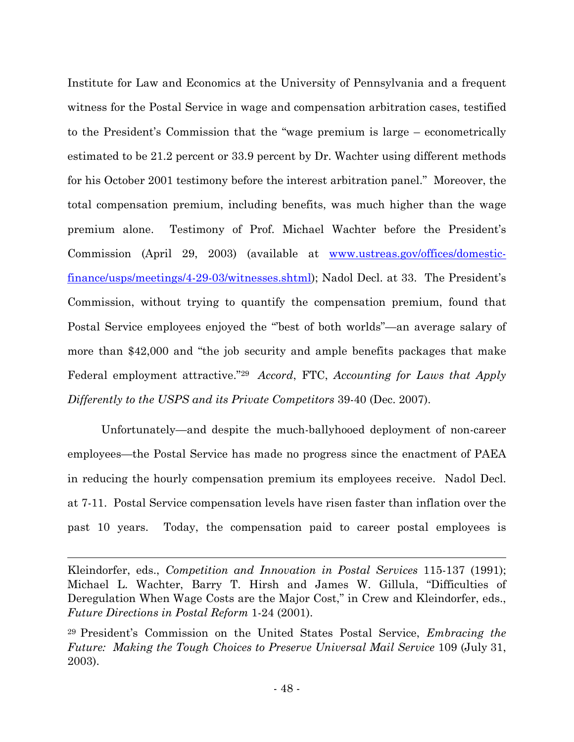Institute for Law and Economics at the University of Pennsylvania and a frequent witness for the Postal Service in wage and compensation arbitration cases, testified to the President's Commission that the "wage premium is large – econometrically estimated to be 21.2 percent or 33.9 percent by Dr. Wachter using different methods for his October 2001 testimony before the interest arbitration panel." Moreover, the total compensation premium, including benefits, was much higher than the wage premium alone. Testimony of Prof. Michael Wachter before the President's Commission (April 29, 2003) (available at www.ustreas.gov/offices/domestic-finance/usps/meetings/4-29-03/witnesses.shtml); Nadol Decl. at 33. The President's Commission, without trying to quantify the compensation premium, found that Postal Service employees enjoyed the "'best of both worlds"—an average salary of more than $42,000 and "the job security and ample benefits packages that make Federal employment attractive."[29] *Accord*, FTC, *Accounting for Laws that Apply Differently to the USPS and its Private Competitors* 39-40 (Dec. 2007).

Unfortunately—and despite the much-ballyhooed deployment of non-career employees—the Postal Service has made no progress since the enactment of PAEA in reducing the hourly compensation premium its employees receive. Nadol Decl. at 7-11. Postal Service compensation levels have risen faster than inflation over the past 10 years. Today, the compensation paid to career postal employees is

---

Kleindorfer, eds., *Competition and Innovation in Postal Services* 115-137 (1991); Michael L. Wachter, Barry T. Hirsh and James W. Gillula, "Difficulties of Deregulation When Wage Costs are the Major Cost," in Crew and Kleindorfer, eds., *Future Directions in Postal Reform* 1-24 (2001).

[29] President's Commission on the United States Postal Service, *Embracing the Future: Making the Tough Choices to Preserve Universal Mail Service* 109 (July 31, 2003).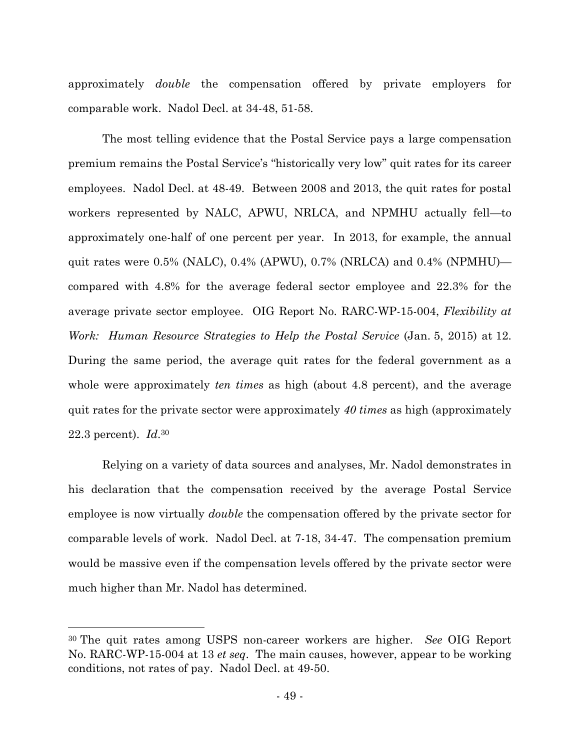approximately *double* the compensation offered by private employers for comparable work. Nadol Decl. at 34-48, 51-58.

The most telling evidence that the Postal Service pays a large compensation premium remains the Postal Service's "historically very low" quit rates for its career employees. Nadol Decl. at 48-49. Between 2008 and 2013, the quit rates for postal workers represented by NALC, APWU, NRLCA, and NPMHU actually fell—to approximately one-half of one percent per year. In 2013, for example, the annual quit rates were 0.5% (NALC), 0.4% (APWU), 0.7% (NRLCA) and 0.4% (NPMHU)—compared with 4.8% for the average federal sector employee and 22.3% for the average private sector employee. OIG Report No. RARC-WP-15-004, *Flexibility at Work: Human Resource Strategies to Help the Postal Service* (Jan. 5, 2015) at 12. During the same period, the average quit rates for the federal government as a whole were approximately *ten times* as high (about 4.8 percent), and the average quit rates for the private sector were approximately *40 times* as high (approximately 22.3 percent). *Id.*[30]

Relying on a variety of data sources and analyses, Mr. Nadol demonstrates in his declaration that the compensation received by the average Postal Service employee is now virtually *double* the compensation offered by the private sector for comparable levels of work. Nadol Decl. at 7-18, 34-47. The compensation premium would be massive even if the compensation levels offered by the private sector were much higher than Mr. Nadol has determined.

---

[30] The quit rates among USPS non-career workers are higher. *See* OIG Report No. RARC-WP-15-004 at 13 *et seq*. The main causes, however, appear to be working conditions, not rates of pay. Nadol Decl. at 49-50.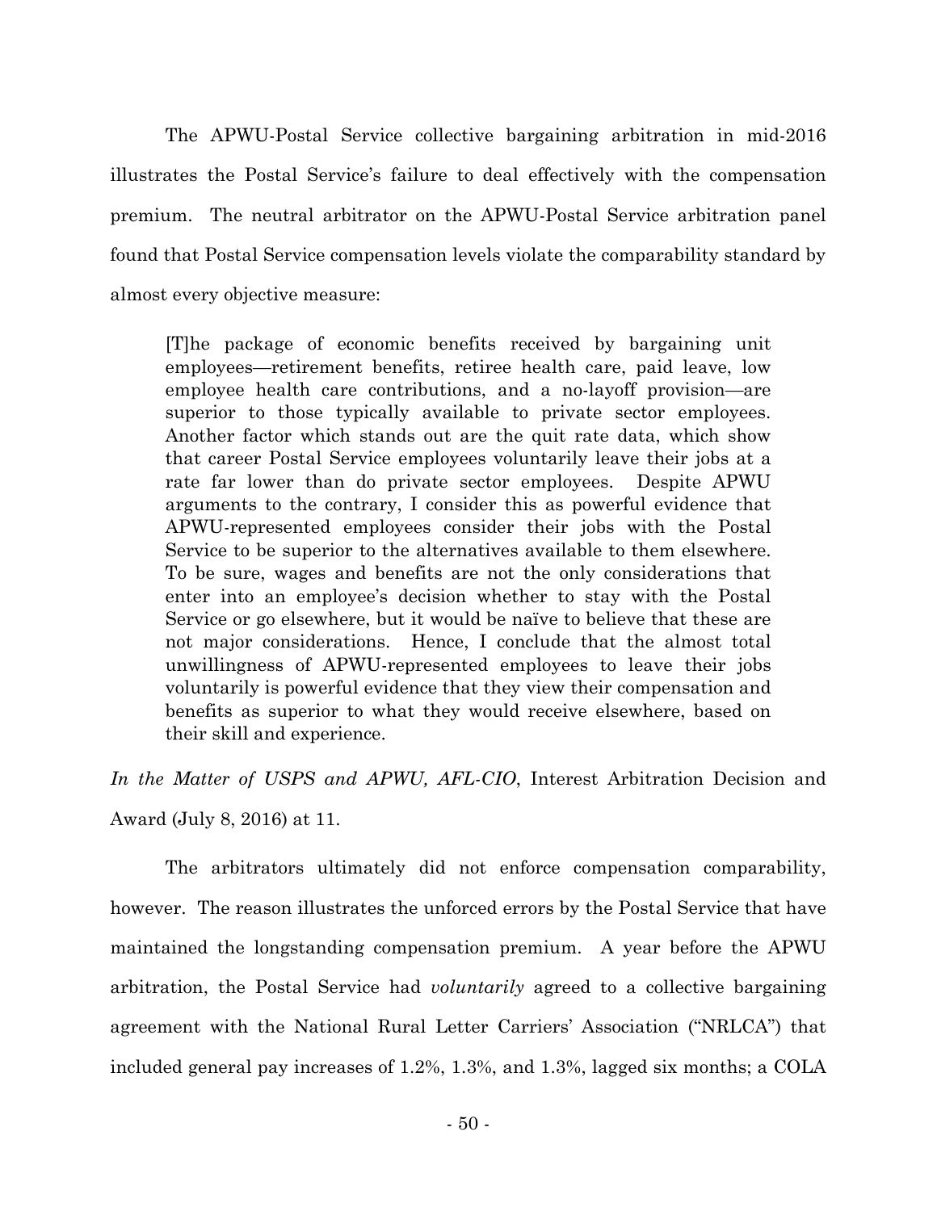The APWU-Postal Service collective bargaining arbitration in mid-2016 illustrates the Postal Service's failure to deal effectively with the compensation premium. The neutral arbitrator on the APWU-Postal Service arbitration panel found that Postal Service compensation levels violate the comparability standard by almost every objective measure:

> [T]he package of economic benefits received by bargaining unit employees—retirement benefits, retiree health care, paid leave, low employee health care contributions, and a no-layoff provision—are superior to those typically available to private sector employees. Another factor which stands out are the quit rate data, which show that career Postal Service employees voluntarily leave their jobs at a rate far lower than do private sector employees. Despite APWU arguments to the contrary, I consider this as powerful evidence that APWU-represented employees consider their jobs with the Postal Service to be superior to the alternatives available to them elsewhere. To be sure, wages and benefits are not the only considerations that enter into an employee's decision whether to stay with the Postal Service or go elsewhere, but it would be naïve to believe that these are not major considerations. Hence, I conclude that the almost total unwillingness of APWU-represented employees to leave their jobs voluntarily is powerful evidence that they view their compensation and benefits as superior to what they would receive elsewhere, based on their skill and experience.

*In the Matter of USPS and APWU, AFL-CIO*, Interest Arbitration Decision and Award (July 8, 2016) at 11.

The arbitrators ultimately did not enforce compensation comparability, however. The reason illustrates the unforced errors by the Postal Service that have maintained the longstanding compensation premium. A year before the APWU arbitration, the Postal Service had *voluntarily* agreed to a collective bargaining agreement with the National Rural Letter Carriers' Association ("NRLCA") that included general pay increases of 1.2%, 1.3%, and 1.3%, lagged six months; a COLA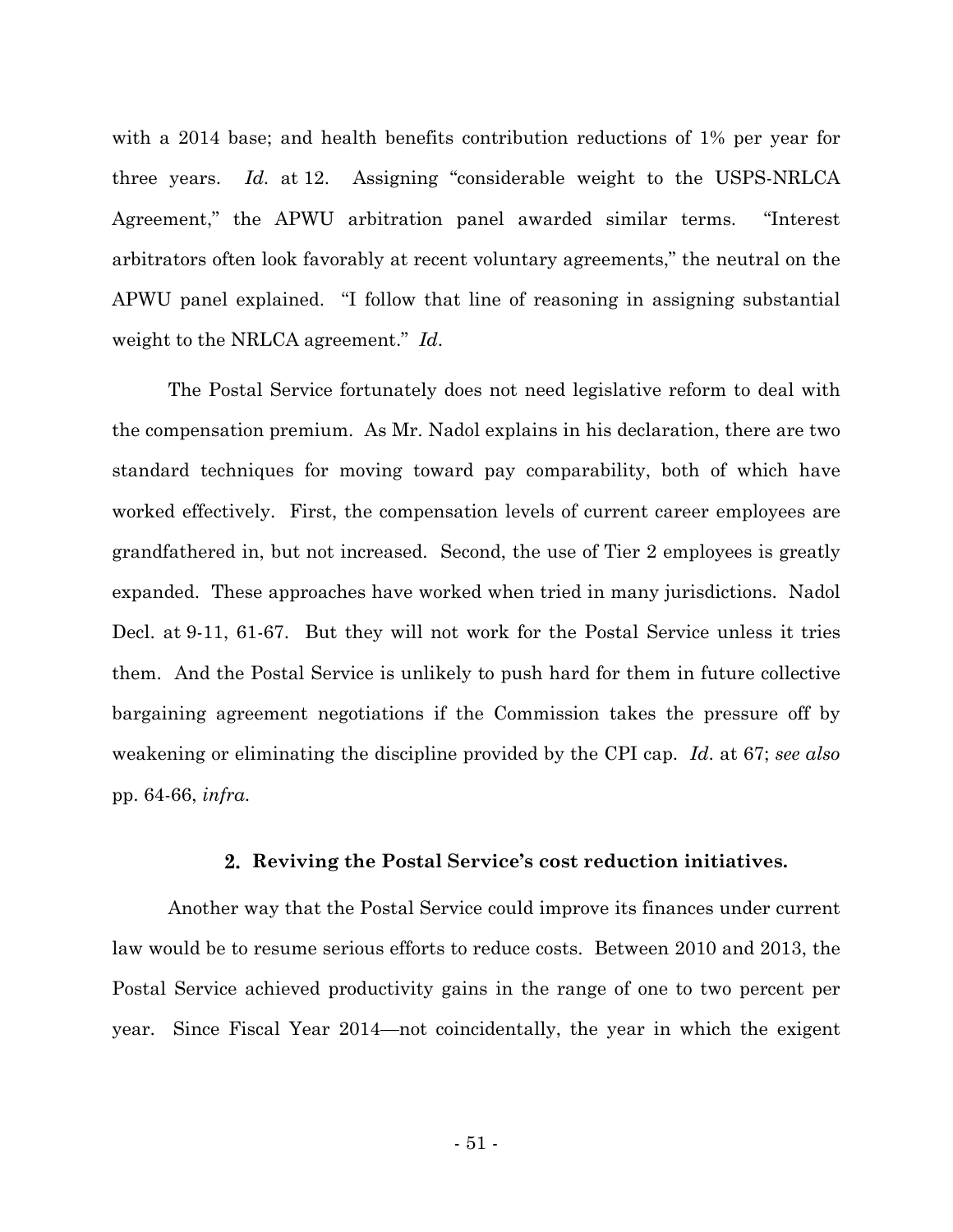with a 2014 base; and health benefits contribution reductions of 1% per year for three years. *Id.* at 12. Assigning "considerable weight to the USPS-NRLCA Agreement," the APWU arbitration panel awarded similar terms. "Interest arbitrators often look favorably at recent voluntary agreements," the neutral on the APWU panel explained. "I follow that line of reasoning in assigning substantial weight to the NRLCA agreement." *Id.*

The Postal Service fortunately does not need legislative reform to deal with the compensation premium. As Mr. Nadol explains in his declaration, there are two standard techniques for moving toward pay comparability, both of which have worked effectively. First, the compensation levels of current career employees are grandfathered in, but not increased. Second, the use of Tier 2 employees is greatly expanded. These approaches have worked when tried in many jurisdictions. Nadol Decl. at 9-11, 61-67. But they will not work for the Postal Service unless it tries them. And the Postal Service is unlikely to push hard for them in future collective bargaining agreement negotiations if the Commission takes the pressure off by weakening or eliminating the discipline provided by the CPI cap. *Id.* at 67; *see also* pp. 64-66, *infra.*

### 2. Reviving the Postal Service's cost reduction initiatives.

Another way that the Postal Service could improve its finances under current law would be to resume serious efforts to reduce costs. Between 2010 and 2013, the Postal Service achieved productivity gains in the range of one to two percent per year. Since Fiscal Year 2014—not coincidentally, the year in which the exigent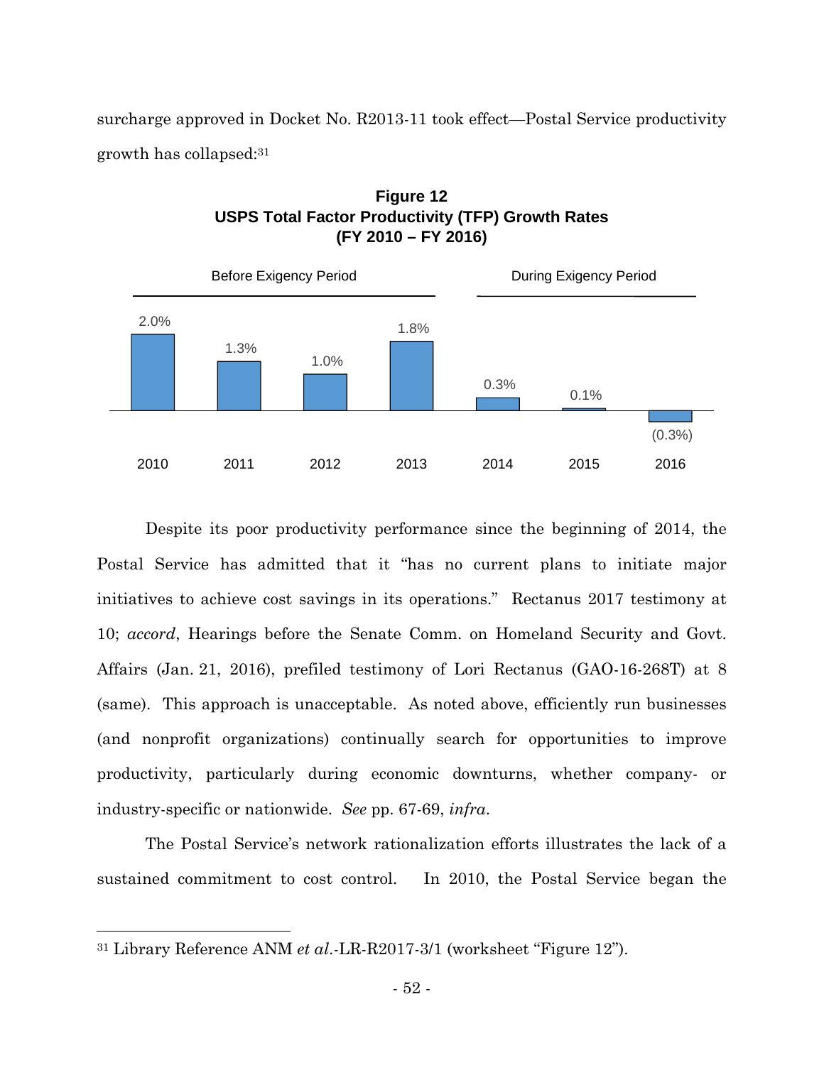surcharge approved in Docket No. R2013-11 took effect—Postal Service productivity growth has collapsed:[31]

**Figure 12**
**USPS Total Factor Productivity (TFP) Growth Rates**
**(FY 2010 – FY 2016)**

| | Before Exigency Period | | | | During Exigency Period | | |
|---|---|---|---|---|---|---|---|
| Year | 2010 | 2011 | 2012 | 2013 | 2014 | 2015 | 2016 |
| TFP Growth | 2.0% | 1.3% | 1.0% | 1.8% | 0.3% | 0.1% | (0.3%) |

Despite its poor productivity performance since the beginning of 2014, the Postal Service has admitted that it "has no current plans to initiate major initiatives to achieve cost savings in its operations." Rectanus 2017 testimony at 10; *accord*, Hearings before the Senate Comm. on Homeland Security and Govt. Affairs (Jan. 21, 2016), prefiled testimony of Lori Rectanus (GAO-16-268T) at 8 (same). This approach is unacceptable. As noted above, efficiently run businesses (and nonprofit organizations) continually search for opportunities to improve productivity, particularly during economic downturns, whether company- or industry-specific or nationwide. *See* pp. 67-69, *infra*.

The Postal Service's network rationalization efforts illustrates the lack of a sustained commitment to cost control. In 2010, the Postal Service began the

---

[31] Library Reference ANM *et al.*-LR-R2017-3/1 (worksheet "Figure 12").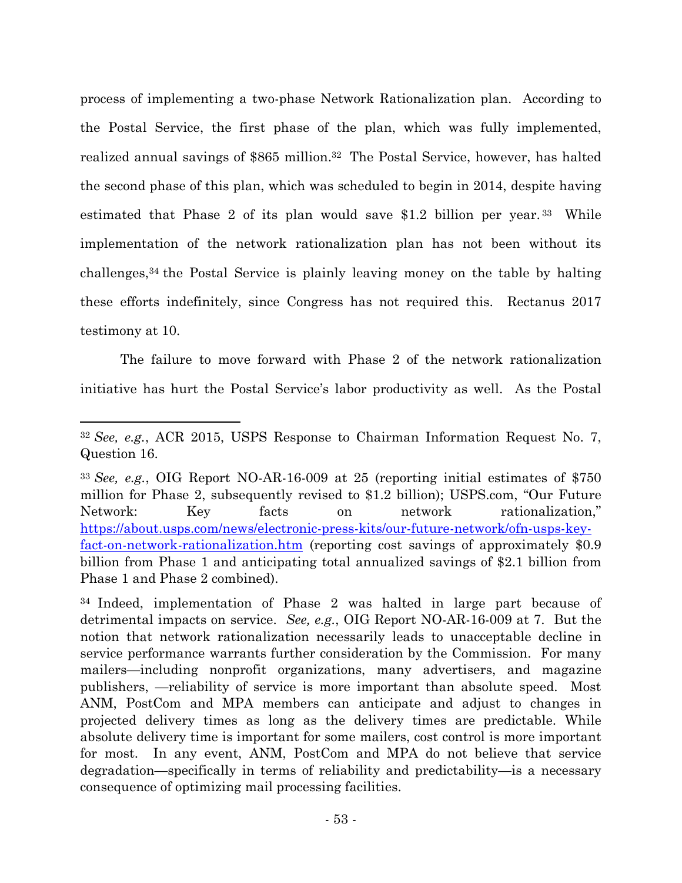process of implementing a two-phase Network Rationalization plan. According to the Postal Service, the first phase of the plan, which was fully implemented, realized annual savings of $865 million.[32] The Postal Service, however, has halted the second phase of this plan, which was scheduled to begin in 2014, despite having estimated that Phase 2 of its plan would save $1.2 billion per year.[33] While implementation of the network rationalization plan has not been without its challenges,[34] the Postal Service is plainly leaving money on the table by halting these efforts indefinitely, since Congress has not required this. Rectanus 2017 testimony at 10.

The failure to move forward with Phase 2 of the network rationalization initiative has hurt the Postal Service's labor productivity as well. As the Postal

---

[32] *See, e.g.*, ACR 2015, USPS Response to Chairman Information Request No. 7, Question 16.

[33] *See, e.g.*, OIG Report NO-AR-16-009 at 25 (reporting initial estimates of $750 million for Phase 2, subsequently revised to $1.2 billion); USPS.com, "Our Future Network: Key facts on network rationalization," https://about.usps.com/news/electronic-press-kits/our-future-network/ofn-usps-key-fact-on-network-rationalization.htm (reporting cost savings of approximately $0.9 billion from Phase 1 and anticipating total annualized savings of $2.1 billion from Phase 1 and Phase 2 combined).

[34] Indeed, implementation of Phase 2 was halted in large part because of detrimental impacts on service. *See, e.g.*, OIG Report NO-AR-16-009 at 7. But the notion that network rationalization necessarily leads to unacceptable decline in service performance warrants further consideration by the Commission. For many mailers—including nonprofit organizations, many advertisers, and magazine publishers, —reliability of service is more important than absolute speed. Most ANM, PostCom and MPA members can anticipate and adjust to changes in projected delivery times as long as the delivery times are predictable. While absolute delivery time is important for some mailers, cost control is more important for most. In any event, ANM, PostCom and MPA do not believe that service degradation—specifically in terms of reliability and predictability—is a necessary consequence of optimizing mail processing facilities.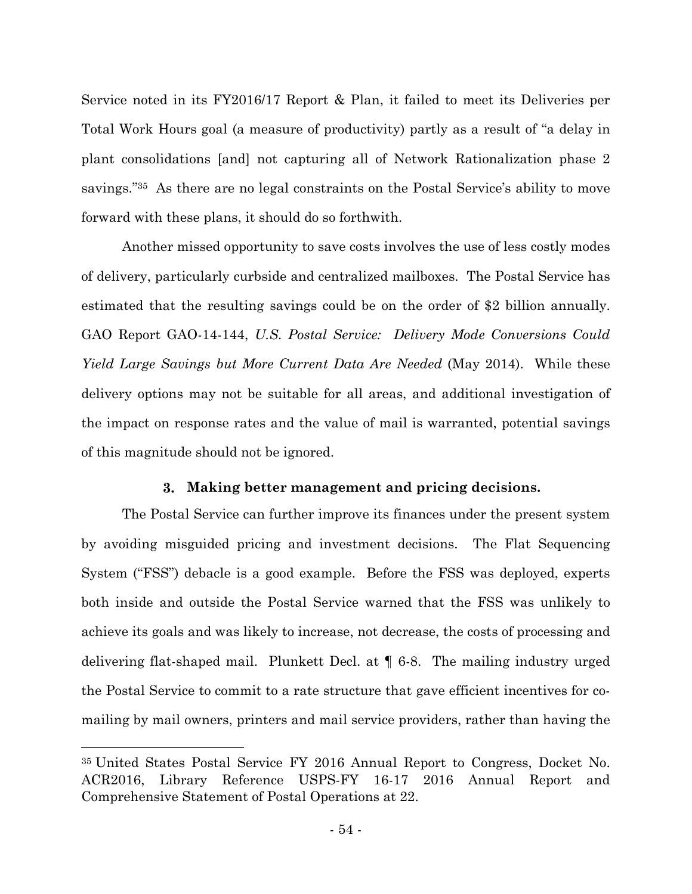Service noted in its FY2016/17 Report & Plan, it failed to meet its Deliveries per Total Work Hours goal (a measure of productivity) partly as a result of "a delay in plant consolidations [and] not capturing all of Network Rationalization phase 2 savings."[35] As there are no legal constraints on the Postal Service's ability to move forward with these plans, it should do so forthwith.

Another missed opportunity to save costs involves the use of less costly modes of delivery, particularly curbside and centralized mailboxes. The Postal Service has estimated that the resulting savings could be on the order of $2 billion annually. GAO Report GAO-14-144, *U.S. Postal Service: Delivery Mode Conversions Could Yield Large Savings but More Current Data Are Needed* (May 2014). While these delivery options may not be suitable for all areas, and additional investigation of the impact on response rates and the value of mail is warranted, potential savings of this magnitude should not be ignored.

### 3. Making better management and pricing decisions.

The Postal Service can further improve its finances under the present system by avoiding misguided pricing and investment decisions. The Flat Sequencing System ("FSS") debacle is a good example. Before the FSS was deployed, experts both inside and outside the Postal Service warned that the FSS was unlikely to achieve its goals and was likely to increase, not decrease, the costs of processing and delivering flat-shaped mail. Plunkett Decl. at ¶ 6-8. The mailing industry urged the Postal Service to commit to a rate structure that gave efficient incentives for co-mailing by mail owners, printers and mail service providers, rather than having the

---

[35] United States Postal Service FY 2016 Annual Report to Congress, Docket No. ACR2016, Library Reference USPS-FY 16-17 2016 Annual Report and Comprehensive Statement of Postal Operations at 22.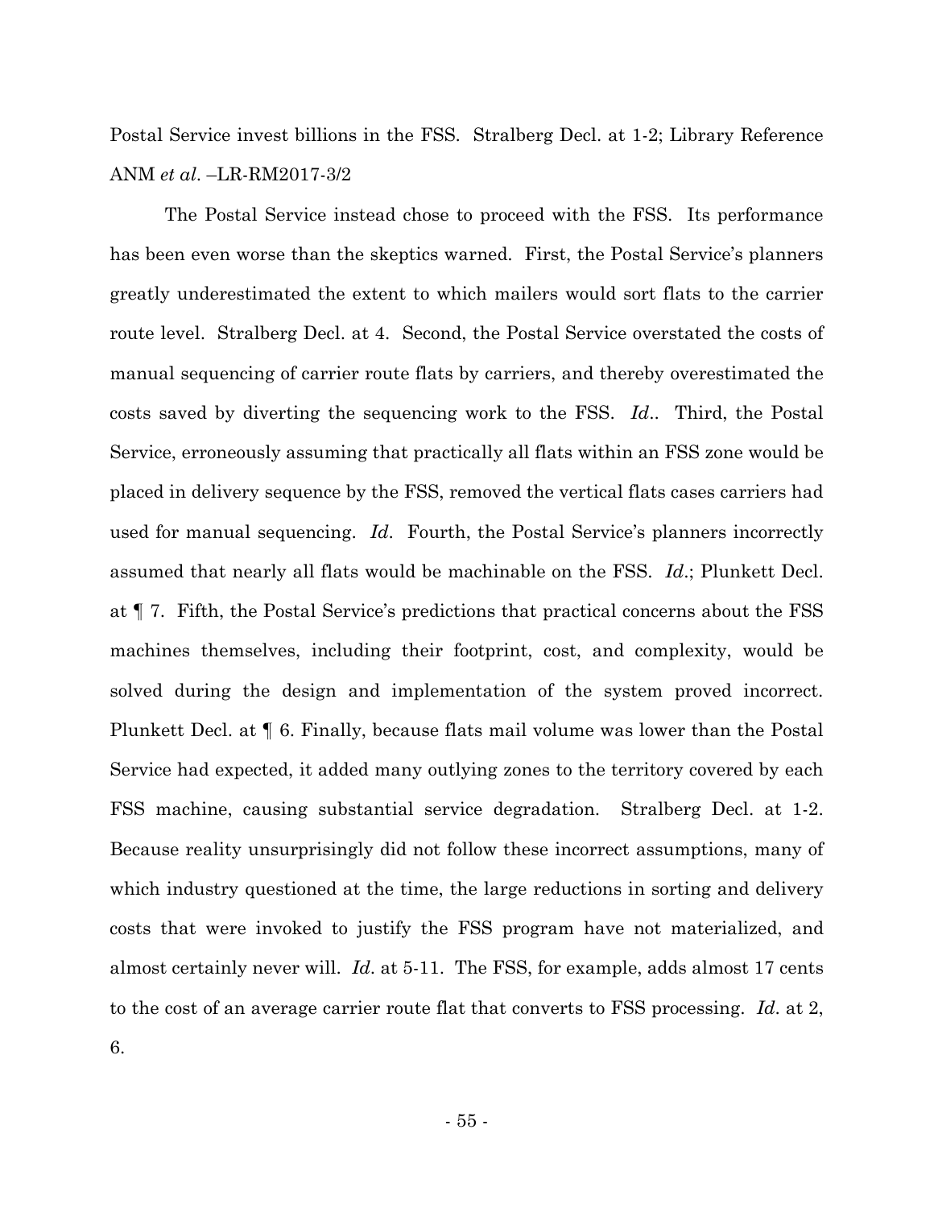Postal Service invest billions in the FSS. Stralberg Decl. at 1-2; Library Reference ANM *et al*. –LR-RM2017-3/2

The Postal Service instead chose to proceed with the FSS. Its performance has been even worse than the skeptics warned. First, the Postal Service's planners greatly underestimated the extent to which mailers would sort flats to the carrier route level. Stralberg Decl. at 4. Second, the Postal Service overstated the costs of manual sequencing of carrier route flats by carriers, and thereby overestimated the costs saved by diverting the sequencing work to the FSS. *Id*.. Third, the Postal Service, erroneously assuming that practically all flats within an FSS zone would be placed in delivery sequence by the FSS, removed the vertical flats cases carriers had used for manual sequencing. *Id*. Fourth, the Postal Service's planners incorrectly assumed that nearly all flats would be machinable on the FSS. *Id*.; Plunkett Decl. at ¶ 7. Fifth, the Postal Service's predictions that practical concerns about the FSS machines themselves, including their footprint, cost, and complexity, would be solved during the design and implementation of the system proved incorrect. Plunkett Decl. at ¶ 6. Finally, because flats mail volume was lower than the Postal Service had expected, it added many outlying zones to the territory covered by each FSS machine, causing substantial service degradation. Stralberg Decl. at 1-2. Because reality unsurprisingly did not follow these incorrect assumptions, many of which industry questioned at the time, the large reductions in sorting and delivery costs that were invoked to justify the FSS program have not materialized, and almost certainly never will. *Id*. at 5-11. The FSS, for example, adds almost 17 cents to the cost of an average carrier route flat that converts to FSS processing. *Id*. at 2, 6.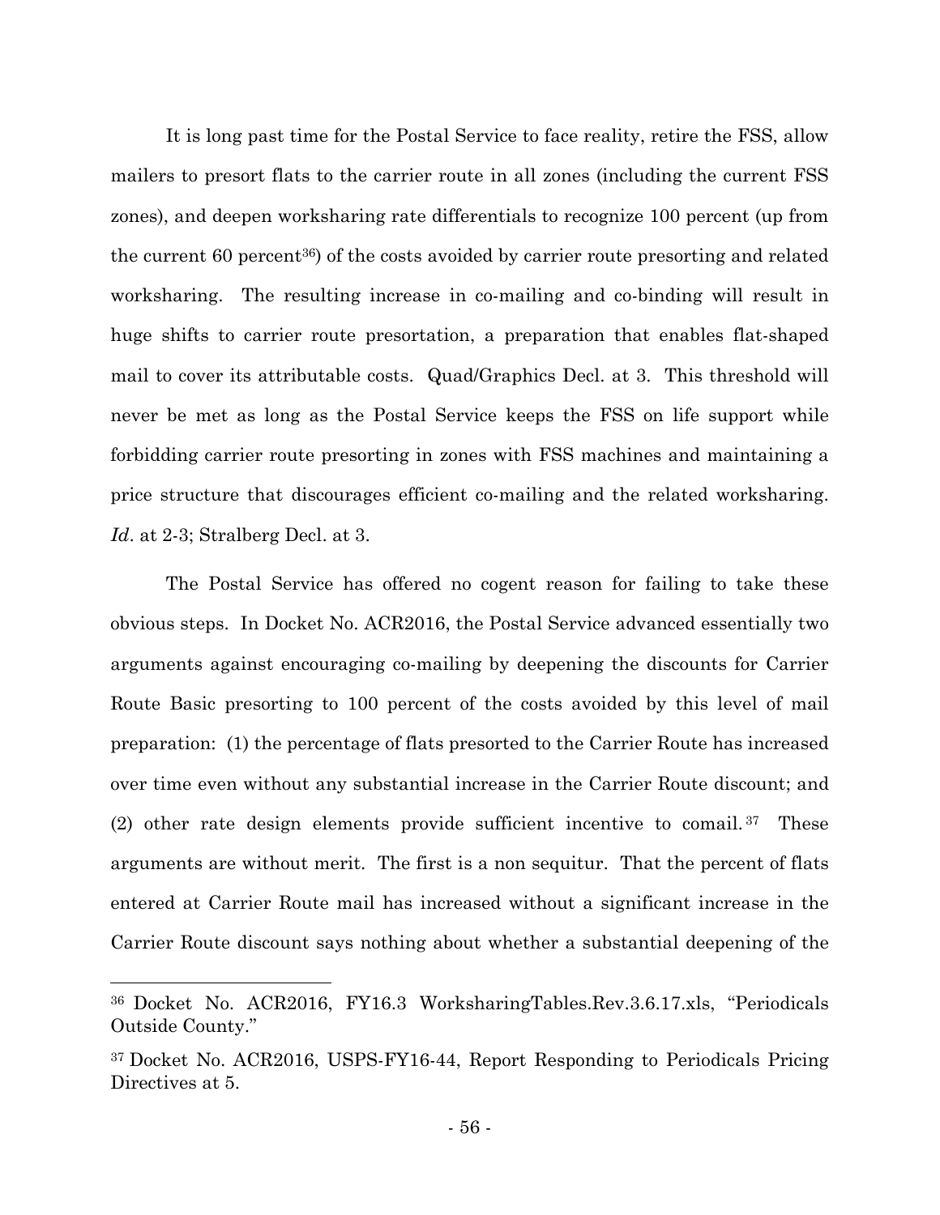It is long past time for the Postal Service to face reality, retire the FSS, allow mailers to presort flats to the carrier route in all zones (including the current FSS zones), and deepen worksharing rate differentials to recognize 100 percent (up from the current 60 percent[36]) of the costs avoided by carrier route presorting and related worksharing. The resulting increase in co-mailing and co-binding will result in huge shifts to carrier route presortation, a preparation that enables flat-shaped mail to cover its attributable costs. Quad/Graphics Decl. at 3. This threshold will never be met as long as the Postal Service keeps the FSS on life support while forbidding carrier route presorting in zones with FSS machines and maintaining a price structure that discourages efficient co-mailing and the related worksharing. *Id*. at 2-3; Stralberg Decl. at 3.

The Postal Service has offered no cogent reason for failing to take these obvious steps. In Docket No. ACR2016, the Postal Service advanced essentially two arguments against encouraging co-mailing by deepening the discounts for Carrier Route Basic presorting to 100 percent of the costs avoided by this level of mail preparation: (1) the percentage of flats presorted to the Carrier Route has increased over time even without any substantial increase in the Carrier Route discount; and (2) other rate design elements provide sufficient incentive to comail.[37] These arguments are without merit. The first is a non sequitur. That the percent of flats entered at Carrier Route mail has increased without a significant increase in the Carrier Route discount says nothing about whether a substantial deepening of the

---

[36] Docket No. ACR2016, FY16.3 WorksharingTables.Rev.3.6.17.xls, "Periodicals Outside County."

[37] Docket No. ACR2016, USPS-FY16-44, Report Responding to Periodicals Pricing Directives at 5.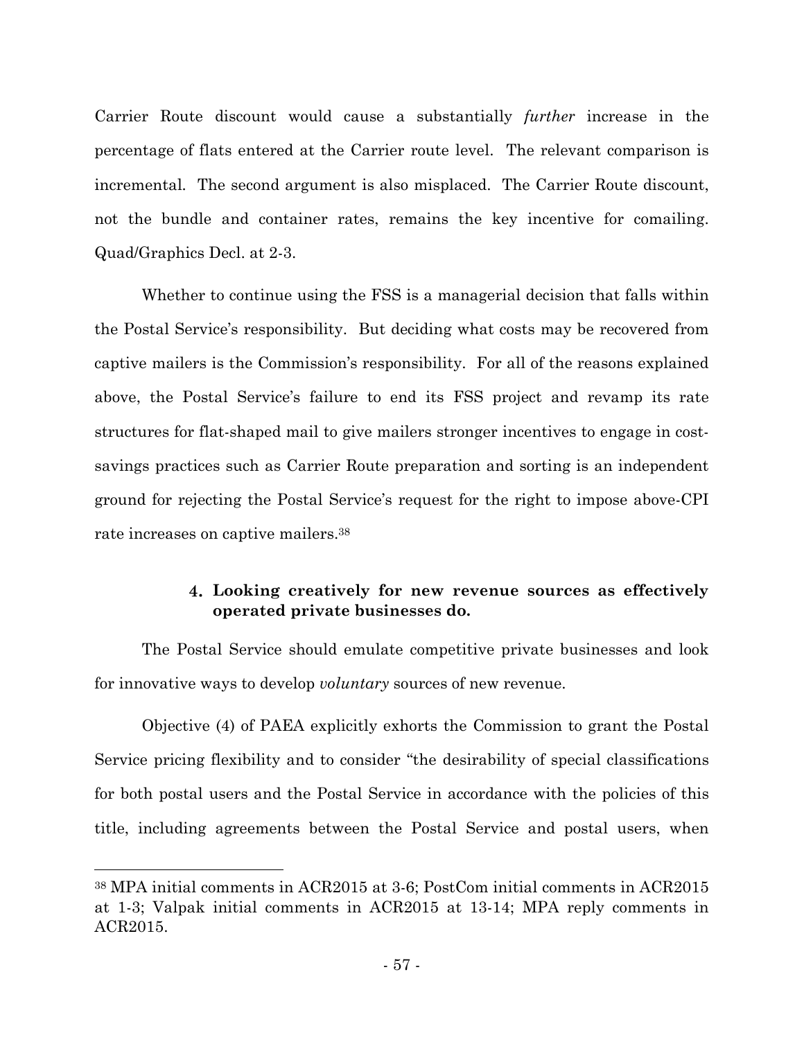Carrier Route discount would cause a substantially *further* increase in the percentage of flats entered at the Carrier route level. The relevant comparison is incremental. The second argument is also misplaced. The Carrier Route discount, not the bundle and container rates, remains the key incentive for comailing. Quad/Graphics Decl. at 2-3.

Whether to continue using the FSS is a managerial decision that falls within the Postal Service's responsibility. But deciding what costs may be recovered from captive mailers is the Commission's responsibility. For all of the reasons explained above, the Postal Service's failure to end its FSS project and revamp its rate structures for flat-shaped mail to give mailers stronger incentives to engage in cost-savings practices such as Carrier Route preparation and sorting is an independent ground for rejecting the Postal Service's request for the right to impose above-CPI rate increases on captive mailers.[38]

#### 4. Looking creatively for new revenue sources as effectively operated private businesses do.

The Postal Service should emulate competitive private businesses and look for innovative ways to develop *voluntary* sources of new revenue.

Objective (4) of PAEA explicitly exhorts the Commission to grant the Postal Service pricing flexibility and to consider "the desirability of special classifications for both postal users and the Postal Service in accordance with the policies of this title, including agreements between the Postal Service and postal users, when

---

[38] MPA initial comments in ACR2015 at 3-6; PostCom initial comments in ACR2015 at 1-3; Valpak initial comments in ACR2015 at 13-14; MPA reply comments in ACR2015.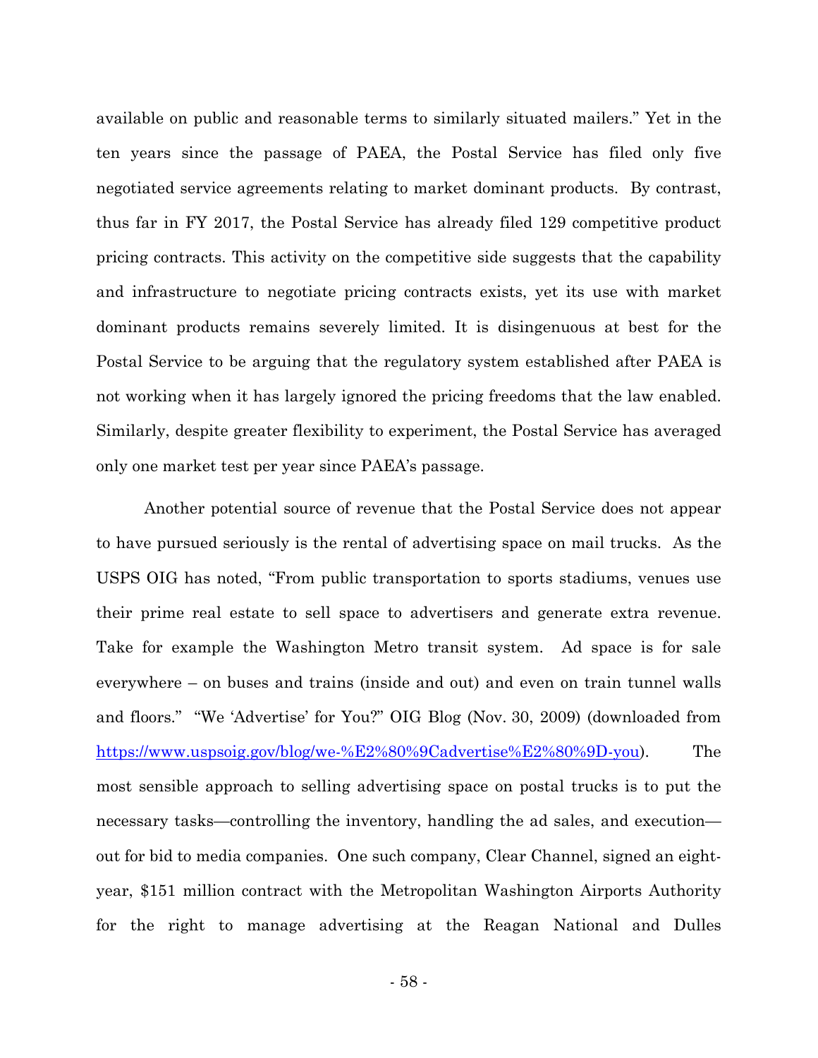available on public and reasonable terms to similarly situated mailers." Yet in the ten years since the passage of PAEA, the Postal Service has filed only five negotiated service agreements relating to market dominant products. By contrast, thus far in FY 2017, the Postal Service has already filed 129 competitive product pricing contracts. This activity on the competitive side suggests that the capability and infrastructure to negotiate pricing contracts exists, yet its use with market dominant products remains severely limited. It is disingenuous at best for the Postal Service to be arguing that the regulatory system established after PAEA is not working when it has largely ignored the pricing freedoms that the law enabled. Similarly, despite greater flexibility to experiment, the Postal Service has averaged only one market test per year since PAEA's passage.

Another potential source of revenue that the Postal Service does not appear to have pursued seriously is the rental of advertising space on mail trucks. As the USPS OIG has noted, "From public transportation to sports stadiums, venues use their prime real estate to sell space to advertisers and generate extra revenue. Take for example the Washington Metro transit system. Ad space is for sale everywhere – on buses and trains (inside and out) and even on train tunnel walls and floors." "We 'Advertise' for You?" OIG Blog (Nov. 30, 2009) (downloaded from https://www.uspsoig.gov/blog/we-%E2%80%9Cadvertise%E2%80%9D-you). The most sensible approach to selling advertising space on postal trucks is to put the necessary tasks—controlling the inventory, handling the ad sales, and execution—out for bid to media companies. One such company, Clear Channel, signed an eight-year, $151 million contract with the Metropolitan Washington Airports Authority for the right to manage advertising at the Reagan National and Dulles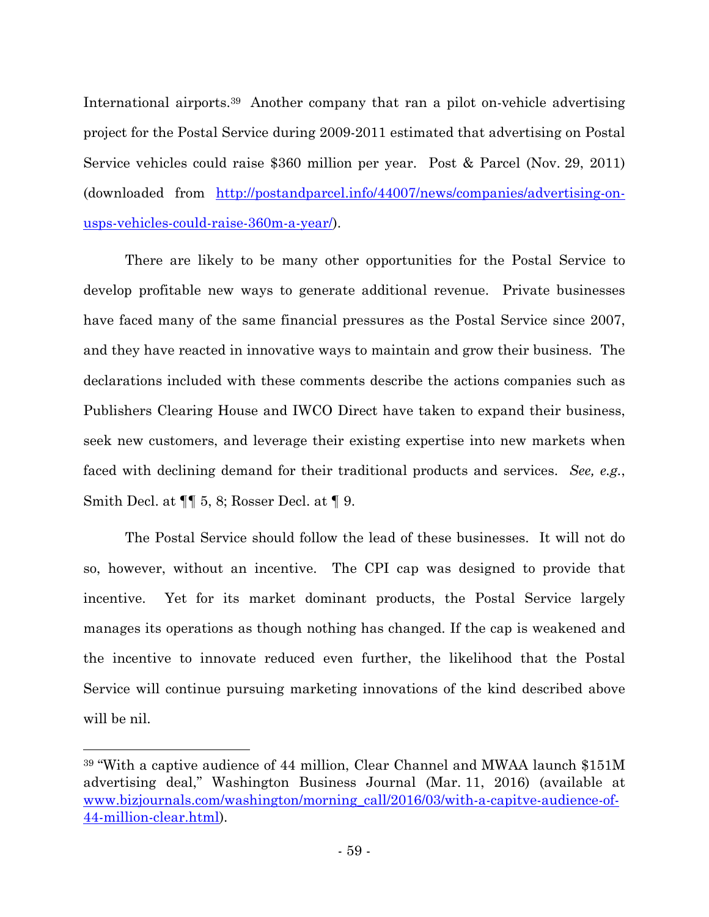International airports.[39] Another company that ran a pilot on-vehicle advertising project for the Postal Service during 2009-2011 estimated that advertising on Postal Service vehicles could raise $360 million per year. Post & Parcel (Nov. 29, 2011) (downloaded from http://postandparcel.info/44007/news/companies/advertising-on-usps-vehicles-could-raise-360m-a-year/).

There are likely to be many other opportunities for the Postal Service to develop profitable new ways to generate additional revenue. Private businesses have faced many of the same financial pressures as the Postal Service since 2007, and they have reacted in innovative ways to maintain and grow their business. The declarations included with these comments describe the actions companies such as Publishers Clearing House and IWCO Direct have taken to expand their business, seek new customers, and leverage their existing expertise into new markets when faced with declining demand for their traditional products and services. *See, e.g.*, Smith Decl. at ¶¶ 5, 8; Rosser Decl. at ¶ 9.

The Postal Service should follow the lead of these businesses. It will not do so, however, without an incentive. The CPI cap was designed to provide that incentive. Yet for its market dominant products, the Postal Service largely manages its operations as though nothing has changed. If the cap is weakened and the incentive to innovate reduced even further, the likelihood that the Postal Service will continue pursuing marketing innovations of the kind described above will be nil.

---

[39] "With a captive audience of 44 million, Clear Channel and MWAA launch $151M advertising deal," Washington Business Journal (Mar. 11, 2016) (available at www.bizjournals.com/washington/morning_call/2016/03/with-a-capitve-audience-of-44-million-clear.html).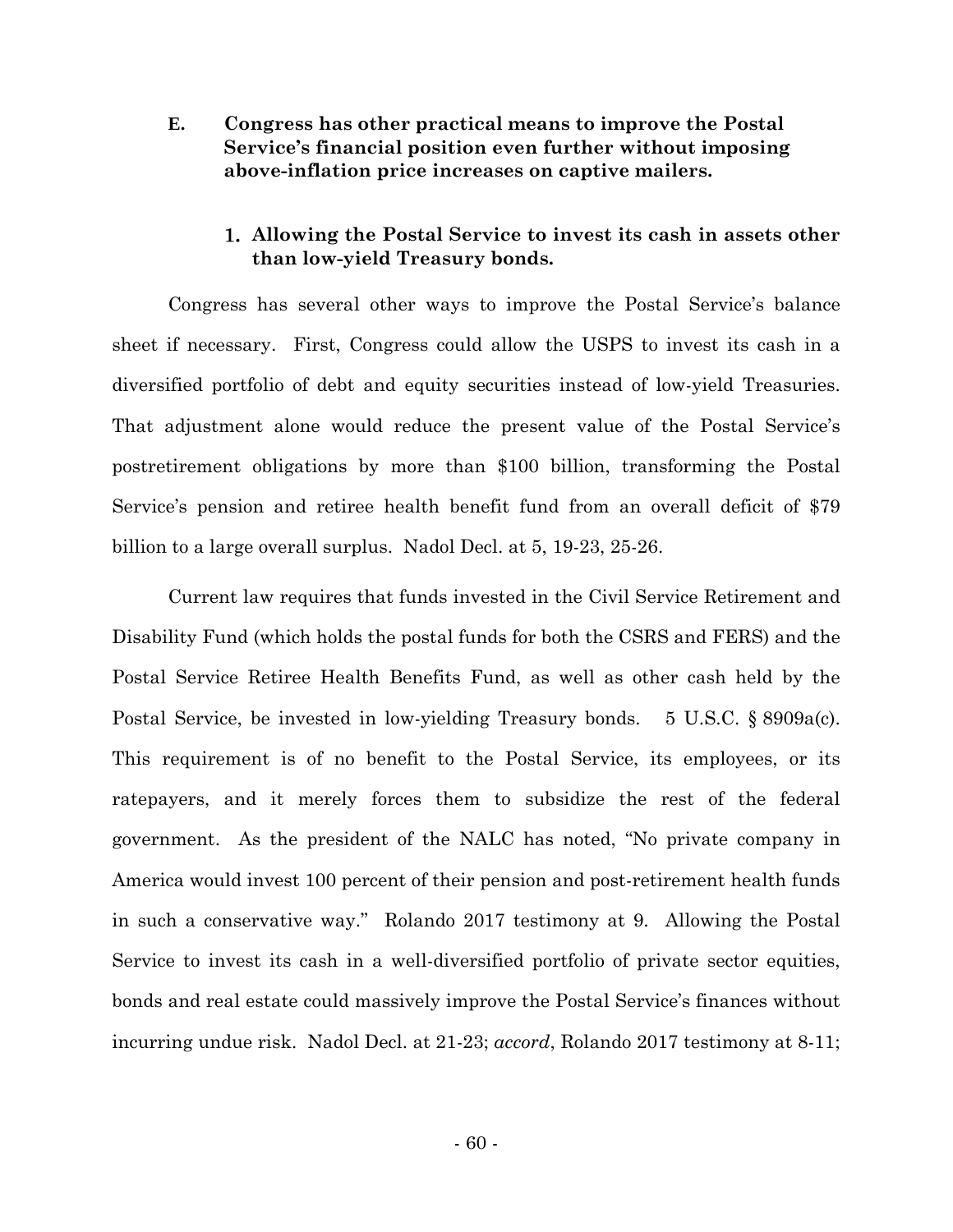### E. Congress has other practical means to improve the Postal Service's financial position even further without imposing above-inflation price increases on captive mailers.

#### 1. Allowing the Postal Service to invest its cash in assets other than low-yield Treasury bonds.

Congress has several other ways to improve the Postal Service's balance sheet if necessary. First, Congress could allow the USPS to invest its cash in a diversified portfolio of debt and equity securities instead of low-yield Treasuries. That adjustment alone would reduce the present value of the Postal Service's postretirement obligations by more than $100 billion, transforming the Postal Service's pension and retiree health benefit fund from an overall deficit of $79 billion to a large overall surplus. Nadol Decl. at 5, 19-23, 25-26.

Current law requires that funds invested in the Civil Service Retirement and Disability Fund (which holds the postal funds for both the CSRS and FERS) and the Postal Service Retiree Health Benefits Fund, as well as other cash held by the Postal Service, be invested in low-yielding Treasury bonds. 5 U.S.C. § 8909a(c). This requirement is of no benefit to the Postal Service, its employees, or its ratepayers, and it merely forces them to subsidize the rest of the federal government. As the president of the NALC has noted, "No private company in America would invest 100 percent of their pension and post-retirement health funds in such a conservative way." Rolando 2017 testimony at 9. Allowing the Postal Service to invest its cash in a well-diversified portfolio of private sector equities, bonds and real estate could massively improve the Postal Service's finances without incurring undue risk. Nadol Decl. at 21-23; *accord*, Rolando 2017 testimony at 8-11;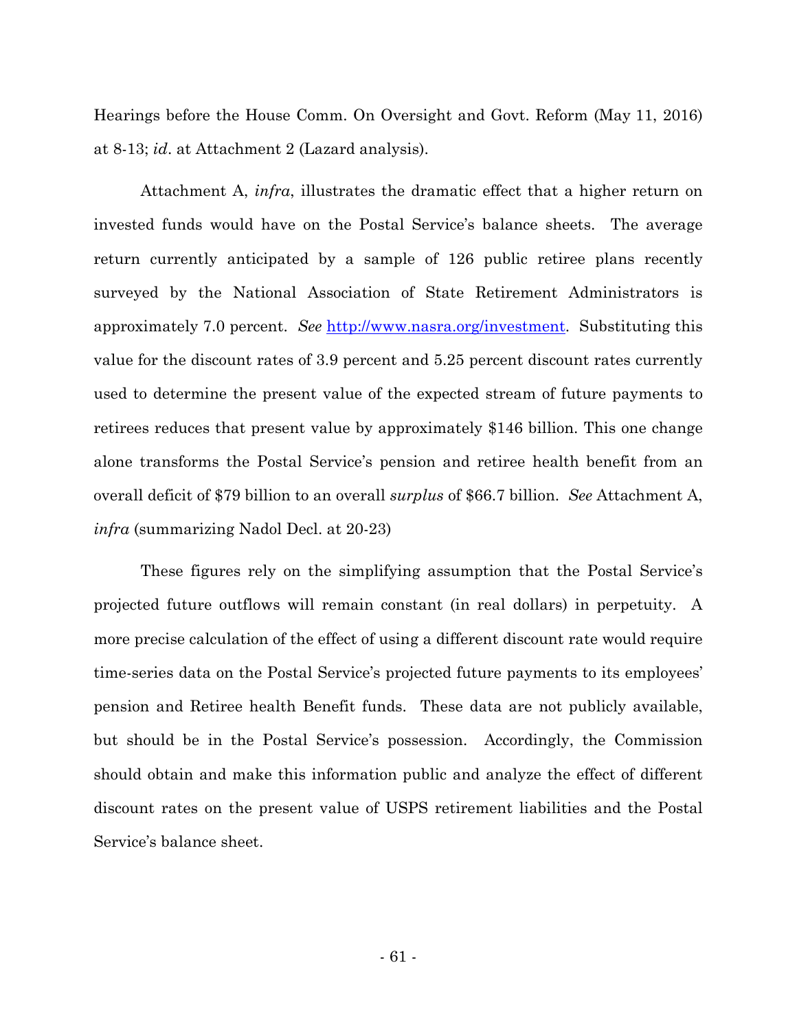Hearings before the House Comm. On Oversight and Govt. Reform (May 11, 2016) at 8-13; *id*. at Attachment 2 (Lazard analysis).

Attachment A, *infra*, illustrates the dramatic effect that a higher return on invested funds would have on the Postal Service's balance sheets. The average return currently anticipated by a sample of 126 public retiree plans recently surveyed by the National Association of State Retirement Administrators is approximately 7.0 percent. *See* http://www.nasra.org/investment. Substituting this value for the discount rates of 3.9 percent and 5.25 percent discount rates currently used to determine the present value of the expected stream of future payments to retirees reduces that present value by approximately $146 billion. This one change alone transforms the Postal Service's pension and retiree health benefit from an overall deficit of $79 billion to an overall *surplus* of $66.7 billion. *See* Attachment A, *infra* (summarizing Nadol Decl. at 20-23)

These figures rely on the simplifying assumption that the Postal Service's projected future outflows will remain constant (in real dollars) in perpetuity. A more precise calculation of the effect of using a different discount rate would require time-series data on the Postal Service's projected future payments to its employees' pension and Retiree health Benefit funds. These data are not publicly available, but should be in the Postal Service's possession. Accordingly, the Commission should obtain and make this information public and analyze the effect of different discount rates on the present value of USPS retirement liabilities and the Postal Service's balance sheet.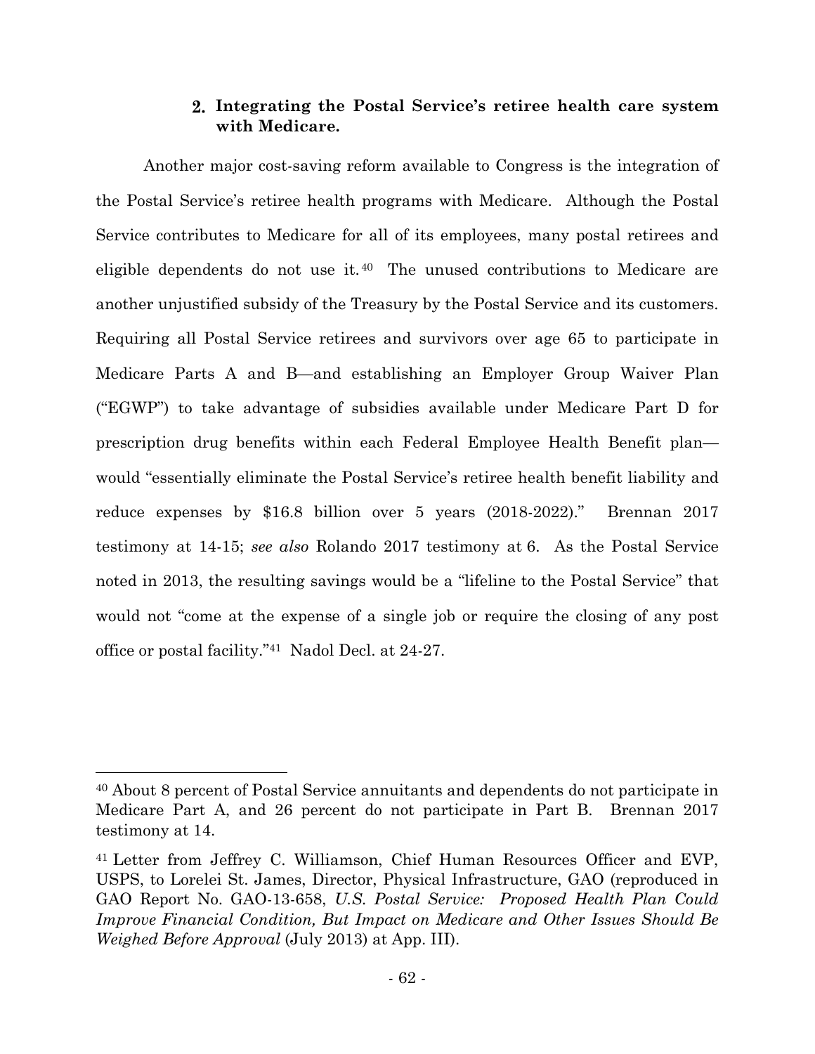### 2. Integrating the Postal Service's retiree health care system with Medicare.

Another major cost-saving reform available to Congress is the integration of the Postal Service's retiree health programs with Medicare. Although the Postal Service contributes to Medicare for all of its employees, many postal retirees and eligible dependents do not use it.[40] The unused contributions to Medicare are another unjustified subsidy of the Treasury by the Postal Service and its customers. Requiring all Postal Service retirees and survivors over age 65 to participate in Medicare Parts A and B—and establishing an Employer Group Waiver Plan ("EGWP") to take advantage of subsidies available under Medicare Part D for prescription drug benefits within each Federal Employee Health Benefit plan—would "essentially eliminate the Postal Service's retiree health benefit liability and reduce expenses by $16.8 billion over 5 years (2018-2022)." Brennan 2017 testimony at 14-15; *see also* Rolando 2017 testimony at 6. As the Postal Service noted in 2013, the resulting savings would be a "lifeline to the Postal Service" that would not "come at the expense of a single job or require the closing of any post office or postal facility."[41] Nadol Decl. at 24-27.

---

[40] About 8 percent of Postal Service annuitants and dependents do not participate in Medicare Part A, and 26 percent do not participate in Part B. Brennan 2017 testimony at 14.

[41] Letter from Jeffrey C. Williamson, Chief Human Resources Officer and EVP, USPS, to Lorelei St. James, Director, Physical Infrastructure, GAO (reproduced in GAO Report No. GAO-13-658, *U.S. Postal Service: Proposed Health Plan Could Improve Financial Condition, But Impact on Medicare and Other Issues Should Be Weighed Before Approval* (July 2013) at App. III).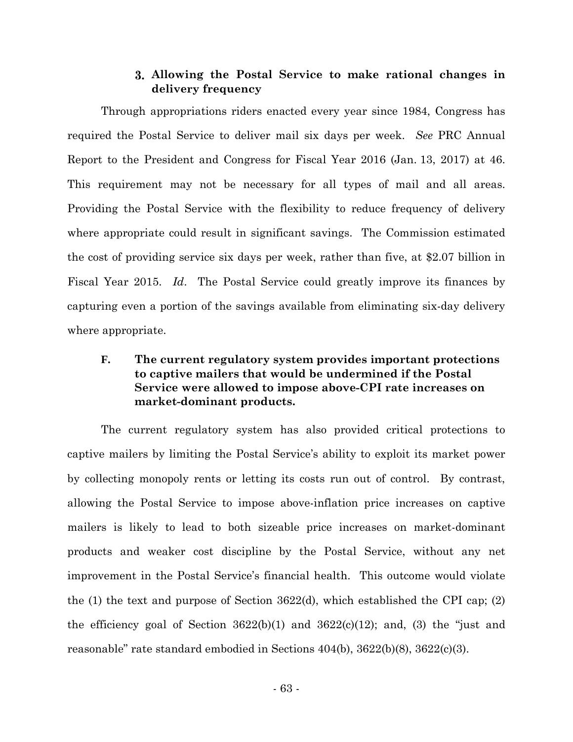### 3. Allowing the Postal Service to make rational changes in delivery frequency

Through appropriations riders enacted every year since 1984, Congress has required the Postal Service to deliver mail six days per week. *See* PRC Annual Report to the President and Congress for Fiscal Year 2016 (Jan. 13, 2017) at 46. This requirement may not be necessary for all types of mail and all areas. Providing the Postal Service with the flexibility to reduce frequency of delivery where appropriate could result in significant savings. The Commission estimated the cost of providing service six days per week, rather than five, at $2.07 billion in Fiscal Year 2015. *Id*. The Postal Service could greatly improve its finances by capturing even a portion of the savings available from eliminating six-day delivery where appropriate.

## F. The current regulatory system provides important protections to captive mailers that would be undermined if the Postal Service were allowed to impose above-CPI rate increases on market-dominant products.

The current regulatory system has also provided critical protections to captive mailers by limiting the Postal Service's ability to exploit its market power by collecting monopoly rents or letting its costs run out of control. By contrast, allowing the Postal Service to impose above-inflation price increases on captive mailers is likely to lead to both sizeable price increases on market-dominant products and weaker cost discipline by the Postal Service, without any net improvement in the Postal Service's financial health. This outcome would violate the (1) the text and purpose of Section 3622(d), which established the CPI cap; (2) the efficiency goal of Section 3622(b)(1) and 3622(c)(12); and, (3) the "just and reasonable" rate standard embodied in Sections 404(b), 3622(b)(8), 3622(c)(3).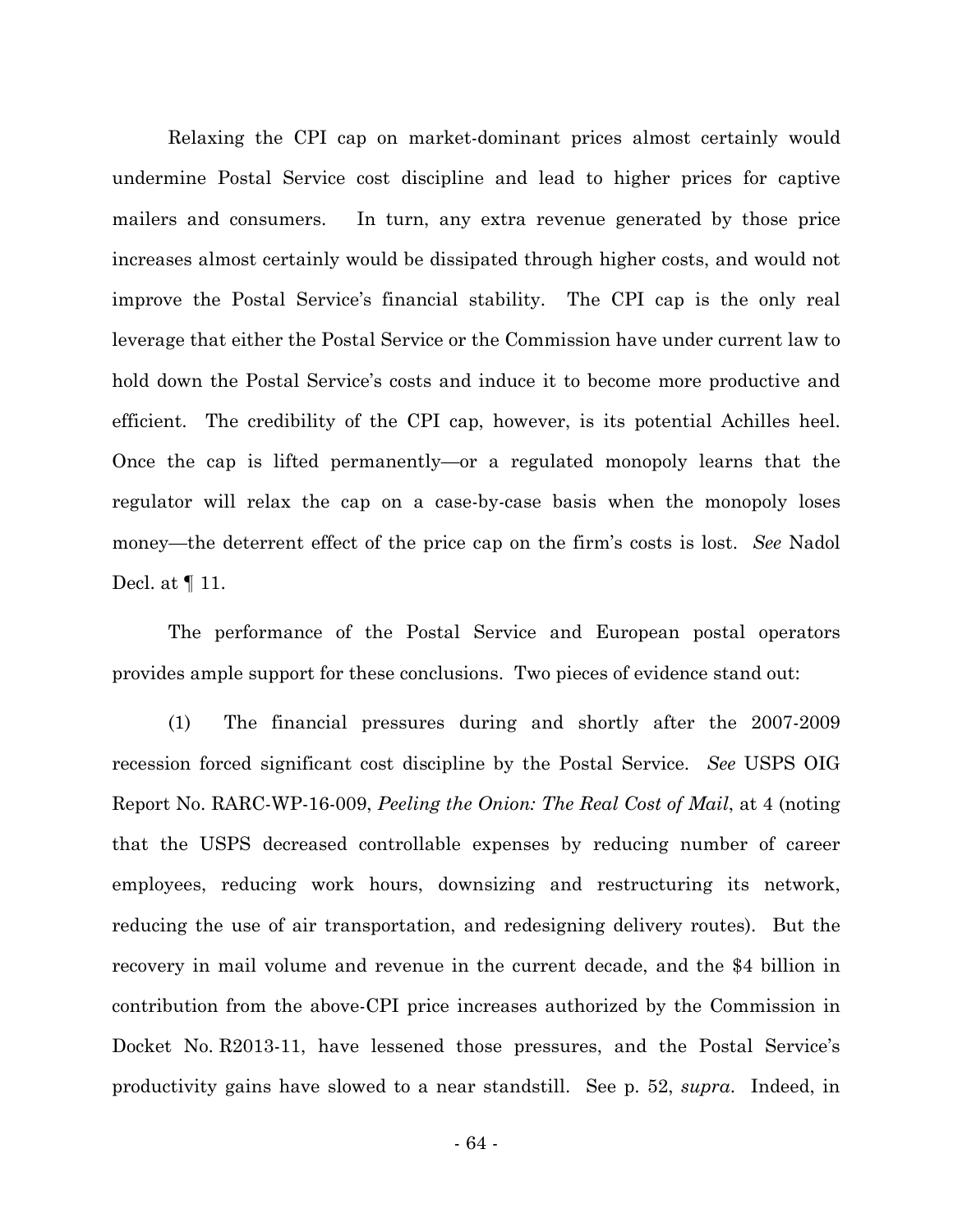Relaxing the CPI cap on market-dominant prices almost certainly would undermine Postal Service cost discipline and lead to higher prices for captive mailers and consumers. In turn, any extra revenue generated by those price increases almost certainly would be dissipated through higher costs, and would not improve the Postal Service's financial stability. The CPI cap is the only real leverage that either the Postal Service or the Commission have under current law to hold down the Postal Service's costs and induce it to become more productive and efficient. The credibility of the CPI cap, however, is its potential Achilles heel. Once the cap is lifted permanently—or a regulated monopoly learns that the regulator will relax the cap on a case-by-case basis when the monopoly loses money—the deterrent effect of the price cap on the firm's costs is lost. *See* Nadol Decl. at ¶ 11.

The performance of the Postal Service and European postal operators provides ample support for these conclusions. Two pieces of evidence stand out:

(1) The financial pressures during and shortly after the 2007-2009 recession forced significant cost discipline by the Postal Service. *See* USPS OIG Report No. RARC-WP-16-009, *Peeling the Onion: The Real Cost of Mail*, at 4 (noting that the USPS decreased controllable expenses by reducing number of career employees, reducing work hours, downsizing and restructuring its network, reducing the use of air transportation, and redesigning delivery routes). But the recovery in mail volume and revenue in the current decade, and the $4 billion in contribution from the above-CPI price increases authorized by the Commission in Docket No. R2013-11, have lessened those pressures, and the Postal Service's productivity gains have slowed to a near standstill. See p. 52, *supra*. Indeed, in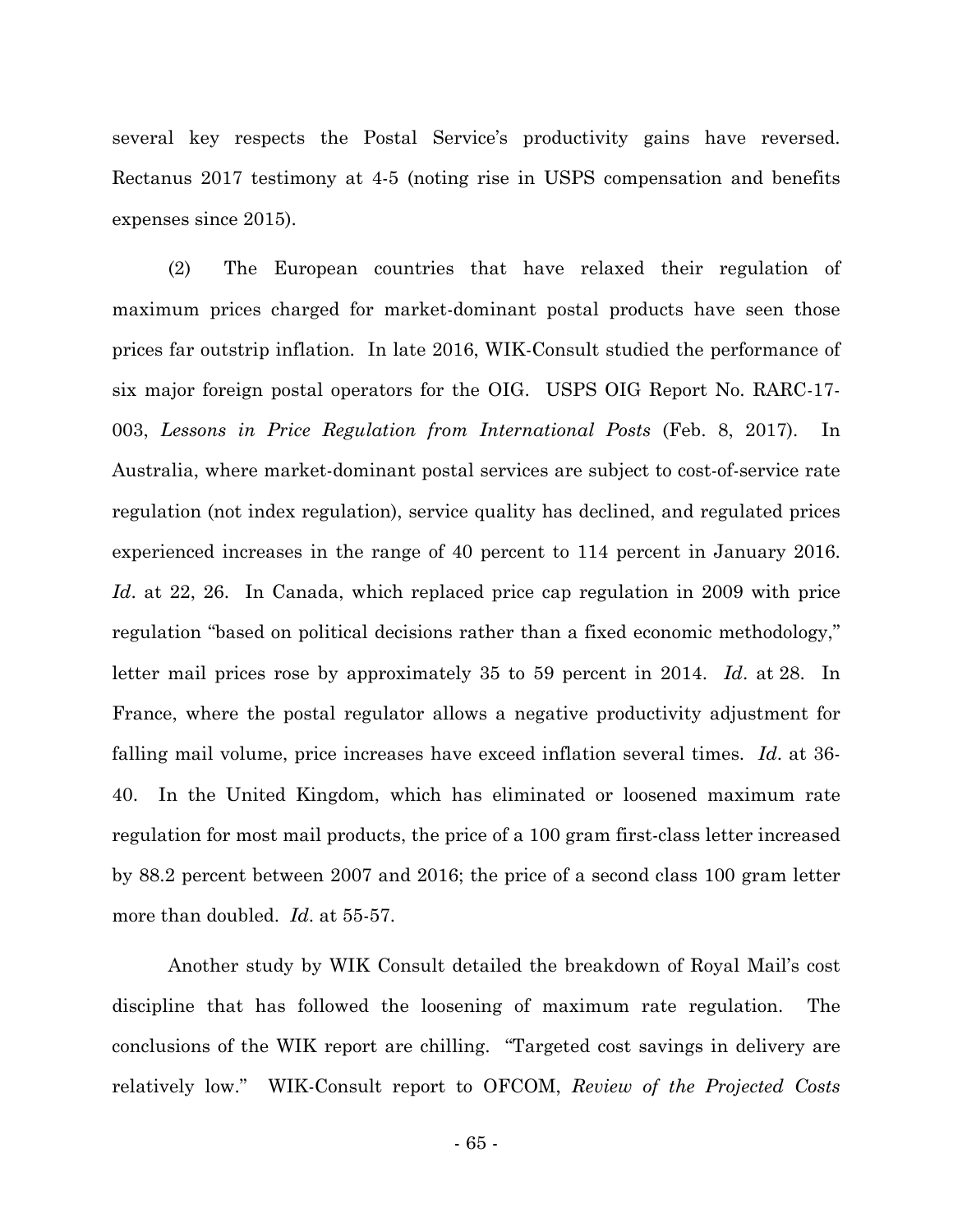several key respects the Postal Service's productivity gains have reversed. Rectanus 2017 testimony at 4-5 (noting rise in USPS compensation and benefits expenses since 2015).

(2) The European countries that have relaxed their regulation of maximum prices charged for market-dominant postal products have seen those prices far outstrip inflation. In late 2016, WIK-Consult studied the performance of six major foreign postal operators for the OIG. USPS OIG Report No. RARC-17-003, *Lessons in Price Regulation from International Posts* (Feb. 8, 2017). In Australia, where market-dominant postal services are subject to cost-of-service rate regulation (not index regulation), service quality has declined, and regulated prices experienced increases in the range of 40 percent to 114 percent in January 2016. *Id*. at 22, 26. In Canada, which replaced price cap regulation in 2009 with price regulation "based on political decisions rather than a fixed economic methodology," letter mail prices rose by approximately 35 to 59 percent in 2014. *Id*. at 28. In France, where the postal regulator allows a negative productivity adjustment for falling mail volume, price increases have exceed inflation several times. *Id*. at 36-40. In the United Kingdom, which has eliminated or loosened maximum rate regulation for most mail products, the price of a 100 gram first-class letter increased by 88.2 percent between 2007 and 2016; the price of a second class 100 gram letter more than doubled. *Id*. at 55-57.

Another study by WIK Consult detailed the breakdown of Royal Mail's cost discipline that has followed the loosening of maximum rate regulation. The conclusions of the WIK report are chilling. "Targeted cost savings in delivery are relatively low." WIK-Consult report to OFCOM, *Review of the Projected Costs*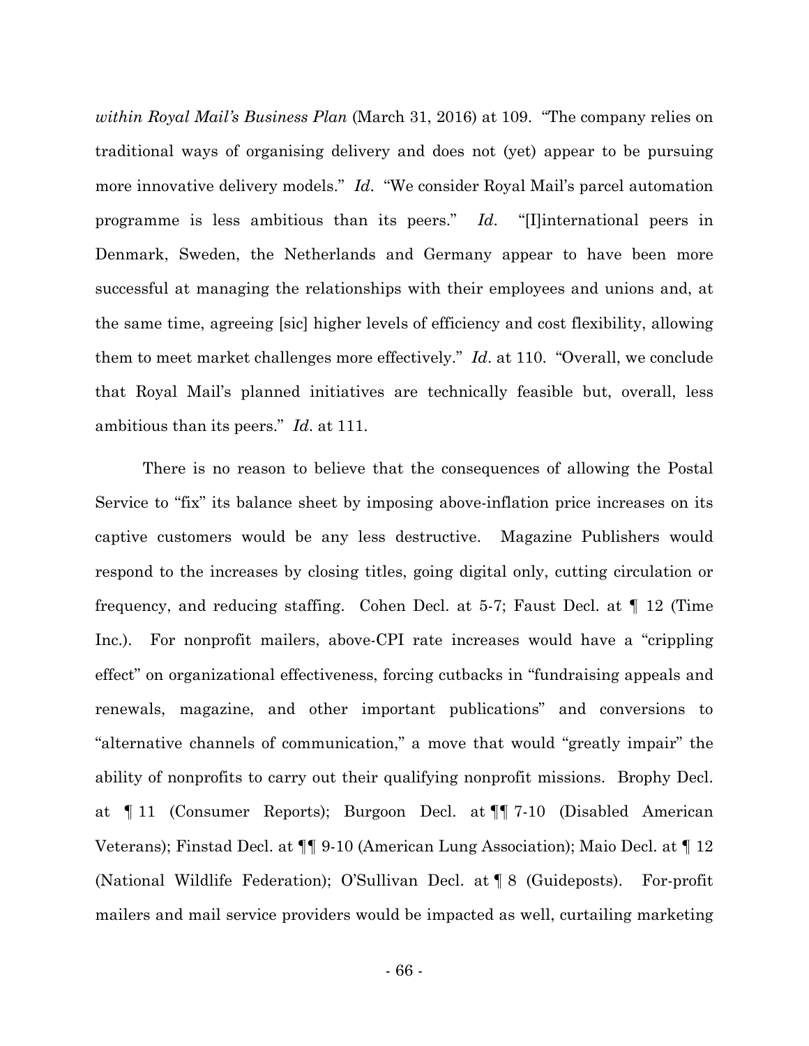*within Royal Mail's Business Plan* (March 31, 2016) at 109. "The company relies on traditional ways of organising delivery and does not (yet) appear to be pursuing more innovative delivery models." *Id*. "We consider Royal Mail's parcel automation programme is less ambitious than its peers." *Id*. "[I]international peers in Denmark, Sweden, the Netherlands and Germany appear to have been more successful at managing the relationships with their employees and unions and, at the same time, agreeing [sic] higher levels of efficiency and cost flexibility, allowing them to meet market challenges more effectively." *Id*. at 110. "Overall, we conclude that Royal Mail's planned initiatives are technically feasible but, overall, less ambitious than its peers." *Id*. at 111.

There is no reason to believe that the consequences of allowing the Postal Service to "fix" its balance sheet by imposing above-inflation price increases on its captive customers would be any less destructive. Magazine Publishers would respond to the increases by closing titles, going digital only, cutting circulation or frequency, and reducing staffing. Cohen Decl. at 5-7; Faust Decl. at ¶ 12 (Time Inc.). For nonprofit mailers, above-CPI rate increases would have a "crippling effect" on organizational effectiveness, forcing cutbacks in "fundraising appeals and renewals, magazine, and other important publications" and conversions to "alternative channels of communication," a move that would "greatly impair" the ability of nonprofits to carry out their qualifying nonprofit missions. Brophy Decl. at ¶ 11 (Consumer Reports); Burgoon Decl. at ¶¶ 7-10 (Disabled American Veterans); Finstad Decl. at ¶¶ 9-10 (American Lung Association); Maio Decl. at ¶ 12 (National Wildlife Federation); O'Sullivan Decl. at ¶ 8 (Guideposts). For-profit mailers and mail service providers would be impacted as well, curtailing marketing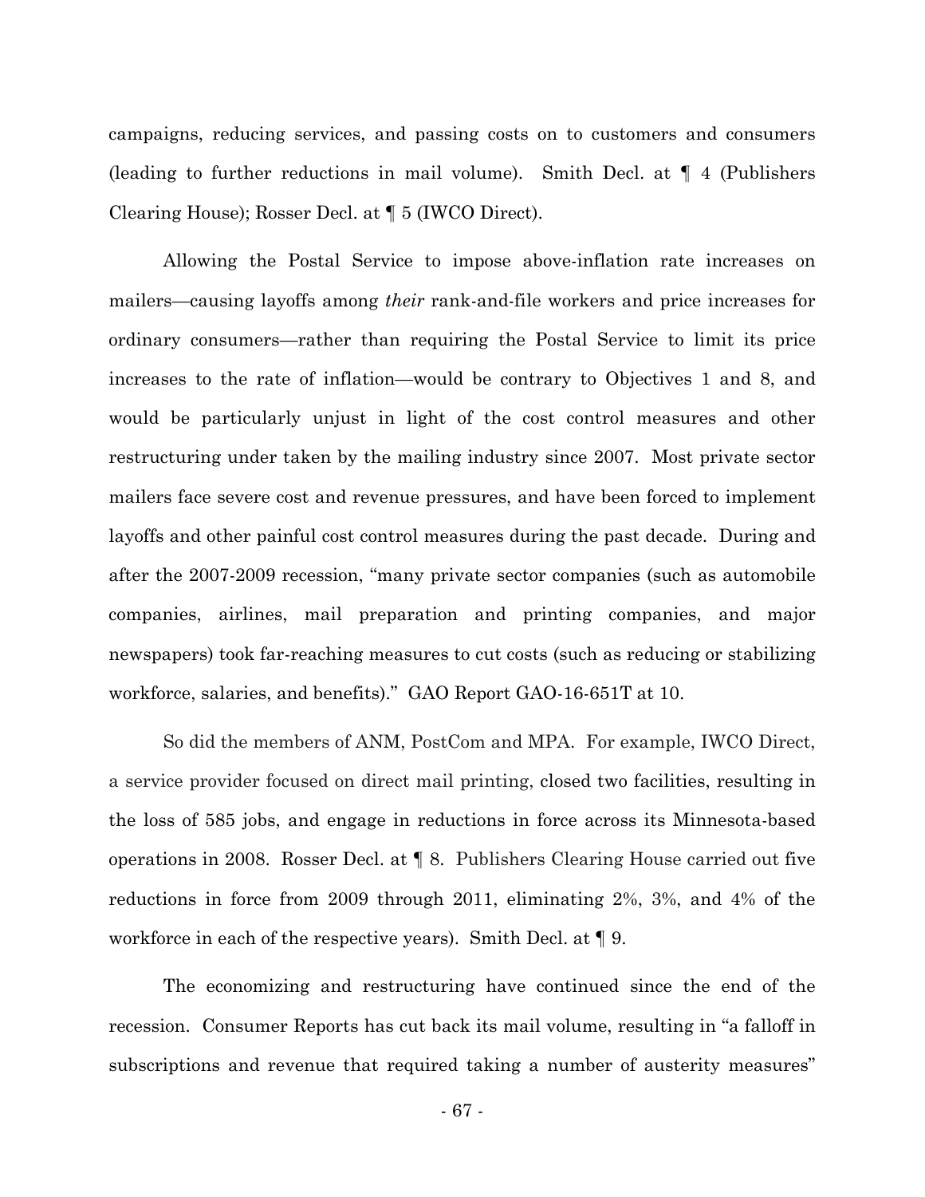campaigns, reducing services, and passing costs on to customers and consumers (leading to further reductions in mail volume). Smith Decl. at ¶ 4 (Publishers Clearing House); Rosser Decl. at ¶ 5 (IWCO Direct).

Allowing the Postal Service to impose above-inflation rate increases on mailers—causing layoffs among *their* rank-and-file workers and price increases for ordinary consumers—rather than requiring the Postal Service to limit its price increases to the rate of inflation—would be contrary to Objectives 1 and 8, and would be particularly unjust in light of the cost control measures and other restructuring under taken by the mailing industry since 2007. Most private sector mailers face severe cost and revenue pressures, and have been forced to implement layoffs and other painful cost control measures during the past decade. During and after the 2007-2009 recession, "many private sector companies (such as automobile companies, airlines, mail preparation and printing companies, and major newspapers) took far-reaching measures to cut costs (such as reducing or stabilizing workforce, salaries, and benefits)." GAO Report GAO-16-651T at 10.

So did the members of ANM, PostCom and MPA. For example, IWCO Direct, a service provider focused on direct mail printing, closed two facilities, resulting in the loss of 585 jobs, and engage in reductions in force across its Minnesota-based operations in 2008. Rosser Decl. at ¶ 8. Publishers Clearing House carried out five reductions in force from 2009 through 2011, eliminating 2%, 3%, and 4% of the workforce in each of the respective years). Smith Decl. at ¶ 9.

The economizing and restructuring have continued since the end of the recession. Consumer Reports has cut back its mail volume, resulting in "a falloff in subscriptions and revenue that required taking a number of austerity measures"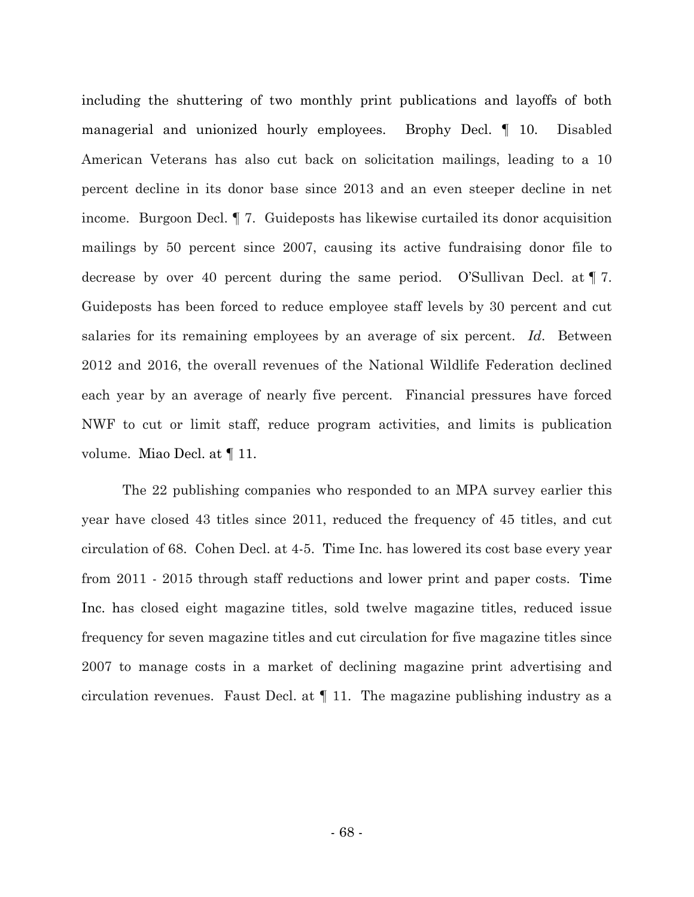including the shuttering of two monthly print publications and layoffs of both managerial and unionized hourly employees. Brophy Decl. ¶ 10. Disabled American Veterans has also cut back on solicitation mailings, leading to a 10 percent decline in its donor base since 2013 and an even steeper decline in net income. Burgoon Decl. ¶ 7. Guideposts has likewise curtailed its donor acquisition mailings by 50 percent since 2007, causing its active fundraising donor file to decrease by over 40 percent during the same period. O'Sullivan Decl. at ¶ 7. Guideposts has been forced to reduce employee staff levels by 30 percent and cut salaries for its remaining employees by an average of six percent. *Id*. Between 2012 and 2016, the overall revenues of the National Wildlife Federation declined each year by an average of nearly five percent. Financial pressures have forced NWF to cut or limit staff, reduce program activities, and limits is publication volume. Miao Decl. at ¶ 11.

The 22 publishing companies who responded to an MPA survey earlier this year have closed 43 titles since 2011, reduced the frequency of 45 titles, and cut circulation of 68. Cohen Decl. at 4-5. Time Inc. has lowered its cost base every year from 2011 - 2015 through staff reductions and lower print and paper costs. Time Inc. has closed eight magazine titles, sold twelve magazine titles, reduced issue frequency for seven magazine titles and cut circulation for five magazine titles since 2007 to manage costs in a market of declining magazine print advertising and circulation revenues. Faust Decl. at ¶ 11. The magazine publishing industry as a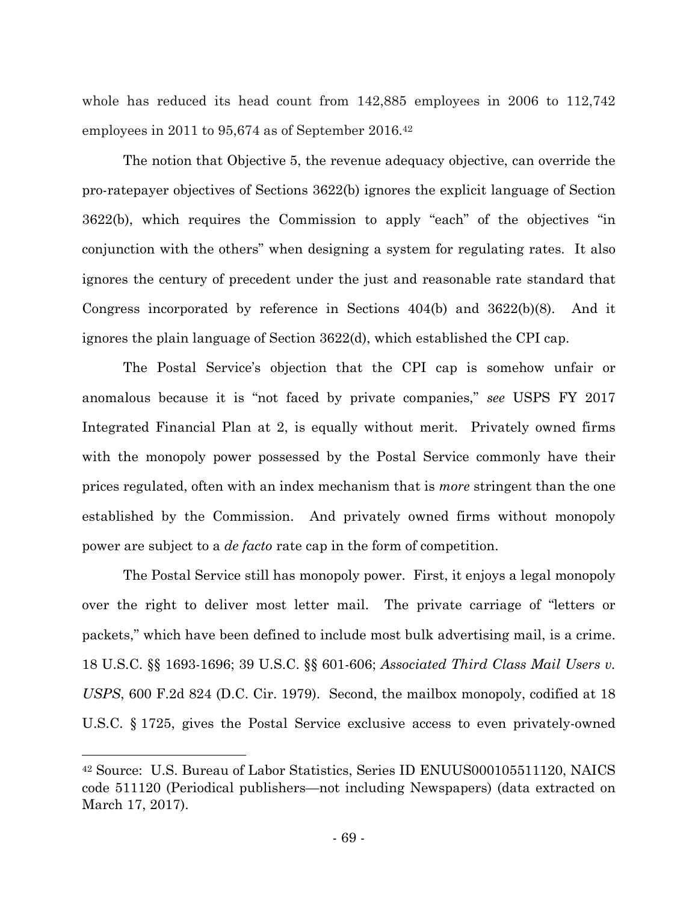whole has reduced its head count from 142,885 employees in 2006 to 112,742 employees in 2011 to 95,674 as of September 2016.[42]

The notion that Objective 5, the revenue adequacy objective, can override the pro-ratepayer objectives of Sections 3622(b) ignores the explicit language of Section 3622(b), which requires the Commission to apply "each" of the objectives "in conjunction with the others" when designing a system for regulating rates. It also ignores the century of precedent under the just and reasonable rate standard that Congress incorporated by reference in Sections 404(b) and 3622(b)(8). And it ignores the plain language of Section 3622(d), which established the CPI cap.

The Postal Service's objection that the CPI cap is somehow unfair or anomalous because it is "not faced by private companies," *see* USPS FY 2017 Integrated Financial Plan at 2, is equally without merit. Privately owned firms with the monopoly power possessed by the Postal Service commonly have their prices regulated, often with an index mechanism that is *more* stringent than the one established by the Commission. And privately owned firms without monopoly power are subject to a *de facto* rate cap in the form of competition.

The Postal Service still has monopoly power. First, it enjoys a legal monopoly over the right to deliver most letter mail. The private carriage of "letters or packets," which have been defined to include most bulk advertising mail, is a crime. 18 U.S.C. §§ 1693-1696; 39 U.S.C. §§ 601-606; *Associated Third Class Mail Users v. USPS*, 600 F.2d 824 (D.C. Cir. 1979). Second, the mailbox monopoly, codified at 18 U.S.C. § 1725, gives the Postal Service exclusive access to even privately-owned

---

[42] Source: U.S. Bureau of Labor Statistics, Series ID ENUUS000105511120, NAICS code 511120 (Periodical publishers—not including Newspapers) (data extracted on March 17, 2017).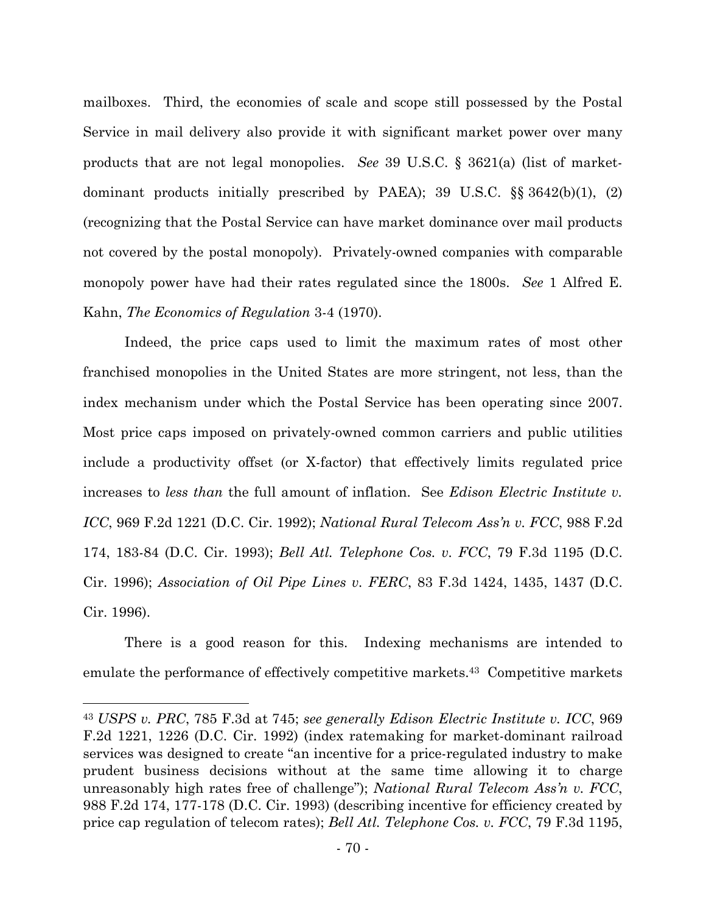mailboxes. Third, the economies of scale and scope still possessed by the Postal Service in mail delivery also provide it with significant market power over many products that are not legal monopolies. *See* 39 U.S.C. § 3621(a) (list of market-dominant products initially prescribed by PAEA); 39 U.S.C. §§ 3642(b)(1), (2) (recognizing that the Postal Service can have market dominance over mail products not covered by the postal monopoly). Privately-owned companies with comparable monopoly power have had their rates regulated since the 1800s. *See* 1 Alfred E. Kahn, *The Economics of Regulation* 3-4 (1970).

Indeed, the price caps used to limit the maximum rates of most other franchised monopolies in the United States are more stringent, not less, than the index mechanism under which the Postal Service has been operating since 2007. Most price caps imposed on privately-owned common carriers and public utilities include a productivity offset (or X-factor) that effectively limits regulated price increases to *less than* the full amount of inflation. See *Edison Electric Institute v. ICC*, 969 F.2d 1221 (D.C. Cir. 1992); *National Rural Telecom Ass'n v. FCC*, 988 F.2d 174, 183-84 (D.C. Cir. 1993); *Bell Atl. Telephone Cos. v. FCC*, 79 F.3d 1195 (D.C. Cir. 1996); *Association of Oil Pipe Lines v. FERC*, 83 F.3d 1424, 1435, 1437 (D.C. Cir. 1996).

There is a good reason for this. Indexing mechanisms are intended to emulate the performance of effectively competitive markets.[43] Competitive markets

---

[43] *USPS v. PRC*, 785 F.3d at 745; *see generally Edison Electric Institute v. ICC*, 969 F.2d 1221, 1226 (D.C. Cir. 1992) (index ratemaking for market-dominant railroad services was designed to create "an incentive for a price-regulated industry to make prudent business decisions without at the same time allowing it to charge unreasonably high rates free of challenge"); *National Rural Telecom Ass'n v. FCC*, 988 F.2d 174, 177-178 (D.C. Cir. 1993) (describing incentive for efficiency created by price cap regulation of telecom rates); *Bell Atl. Telephone Cos. v. FCC*, 79 F.3d 1195,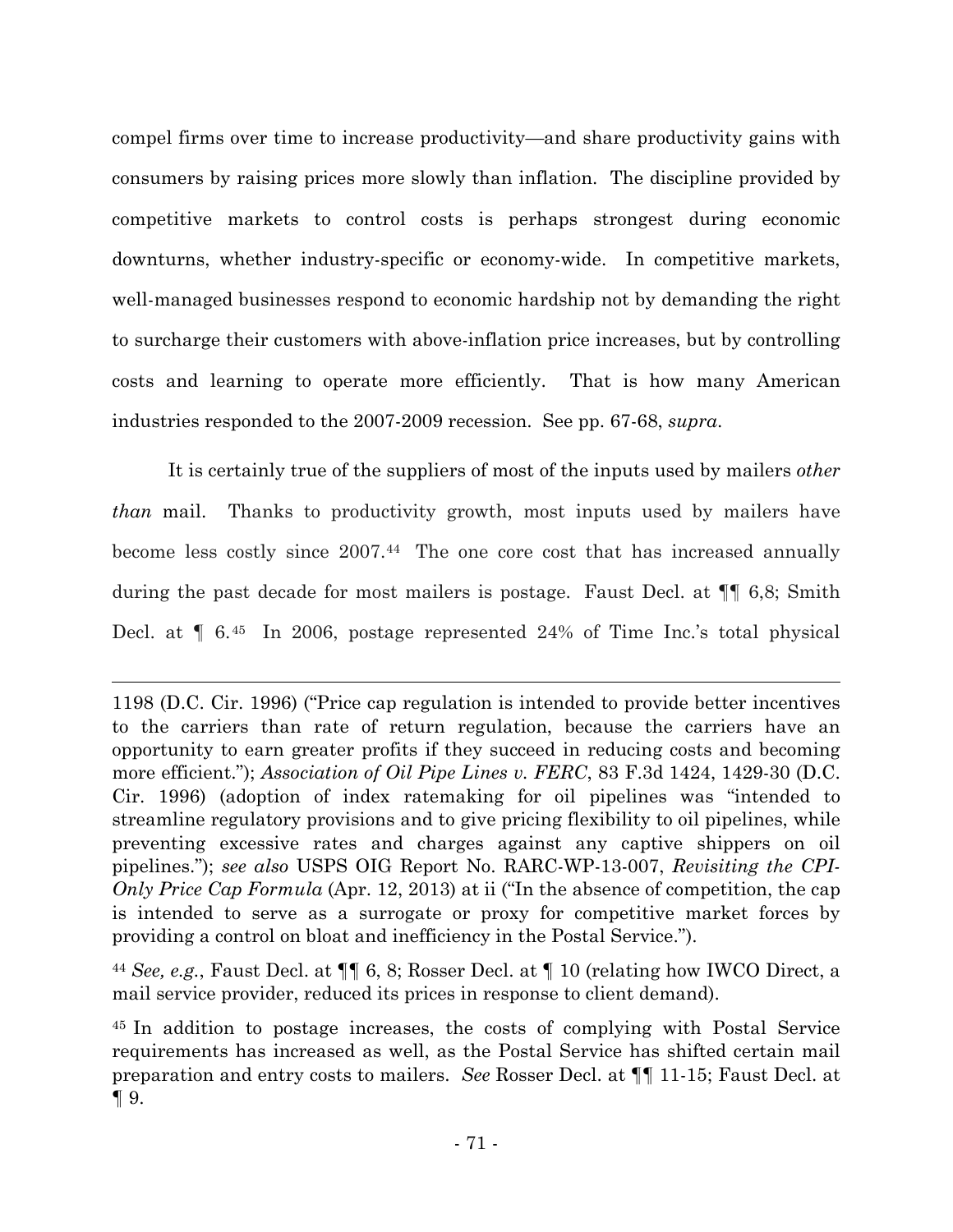compel firms over time to increase productivity—and share productivity gains with consumers by raising prices more slowly than inflation. The discipline provided by competitive markets to control costs is perhaps strongest during economic downturns, whether industry-specific or economy-wide. In competitive markets, well-managed businesses respond to economic hardship not by demanding the right to surcharge their customers with above-inflation price increases, but by controlling costs and learning to operate more efficiently. That is how many American industries responded to the 2007-2009 recession. See pp. 67-68, *supra*.

It is certainly true of the suppliers of most of the inputs used by mailers *other than* mail. Thanks to productivity growth, most inputs used by mailers have become less costly since 2007.[44] The one core cost that has increased annually during the past decade for most mailers is postage. Faust Decl. at ¶¶ 6,8; Smith Decl. at ¶ 6.[45] In 2006, postage represented 24% of Time Inc.'s total physical

---

1198 (D.C. Cir. 1996) ("Price cap regulation is intended to provide better incentives to the carriers than rate of return regulation, because the carriers have an opportunity to earn greater profits if they succeed in reducing costs and becoming more efficient."); *Association of Oil Pipe Lines v. FERC*, 83 F.3d 1424, 1429-30 (D.C. Cir. 1996) (adoption of index ratemaking for oil pipelines was "intended to streamline regulatory provisions and to give pricing flexibility to oil pipelines, while preventing excessive rates and charges against any captive shippers on oil pipelines."); *see also* USPS OIG Report No. RARC-WP-13-007, *Revisiting the CPI-Only Price Cap Formula* (Apr. 12, 2013) at ii ("In the absence of competition, the cap is intended to serve as a surrogate or proxy for competitive market forces by providing a control on bloat and inefficiency in the Postal Service.").

[44] *See, e.g.*, Faust Decl. at ¶¶ 6, 8; Rosser Decl. at ¶ 10 (relating how IWCO Direct, a mail service provider, reduced its prices in response to client demand).

[45] In addition to postage increases, the costs of complying with Postal Service requirements has increased as well, as the Postal Service has shifted certain mail preparation and entry costs to mailers. *See* Rosser Decl. at ¶¶ 11-15; Faust Decl. at ¶ 9.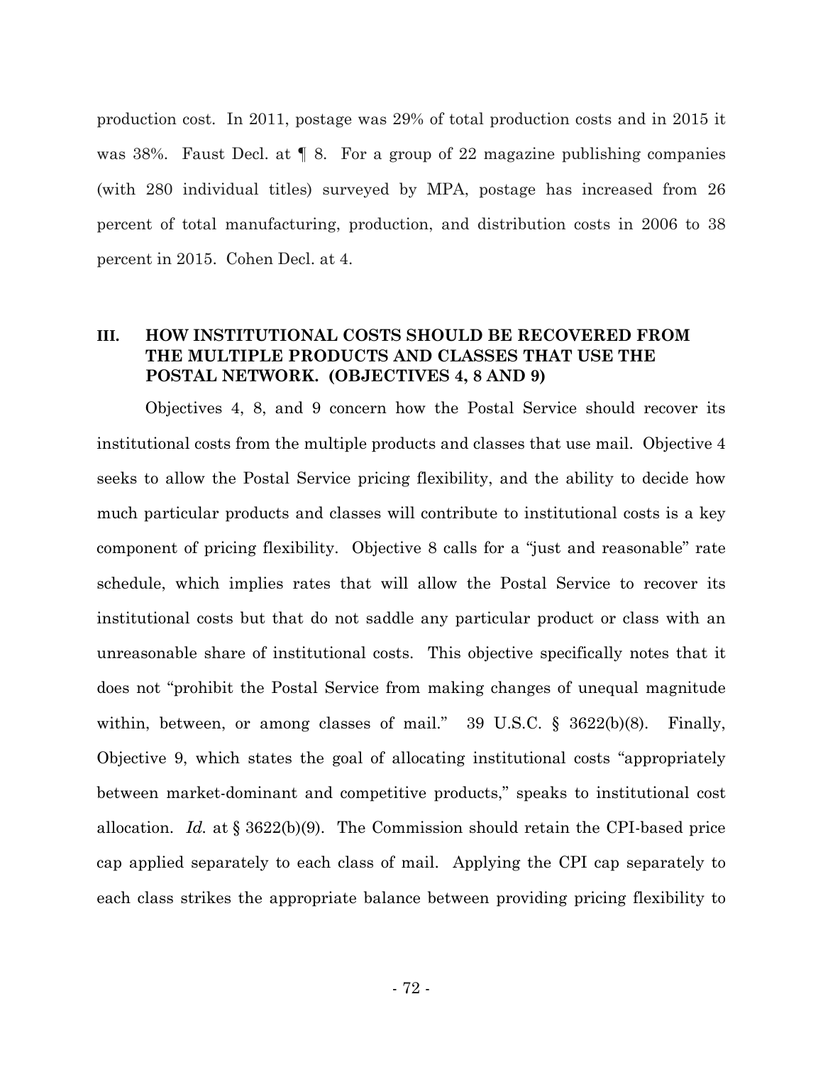production cost. In 2011, postage was 29% of total production costs and in 2015 it was 38%. Faust Decl. at ¶ 8. For a group of 22 magazine publishing companies (with 280 individual titles) surveyed by MPA, postage has increased from 26 percent of total manufacturing, production, and distribution costs in 2006 to 38 percent in 2015. Cohen Decl. at 4.

## III. HOW INSTITUTIONAL COSTS SHOULD BE RECOVERED FROM THE MULTIPLE PRODUCTS AND CLASSES THAT USE THE POSTAL NETWORK. (OBJECTIVES 4, 8 AND 9)

Objectives 4, 8, and 9 concern how the Postal Service should recover its institutional costs from the multiple products and classes that use mail. Objective 4 seeks to allow the Postal Service pricing flexibility, and the ability to decide how much particular products and classes will contribute to institutional costs is a key component of pricing flexibility. Objective 8 calls for a "just and reasonable" rate schedule, which implies rates that will allow the Postal Service to recover its institutional costs but that do not saddle any particular product or class with an unreasonable share of institutional costs. This objective specifically notes that it does not "prohibit the Postal Service from making changes of unequal magnitude within, between, or among classes of mail." 39 U.S.C. § 3622(b)(8). Finally, Objective 9, which states the goal of allocating institutional costs "appropriately between market-dominant and competitive products," speaks to institutional cost allocation. *Id.* at § 3622(b)(9). The Commission should retain the CPI-based price cap applied separately to each class of mail. Applying the CPI cap separately to each class strikes the appropriate balance between providing pricing flexibility to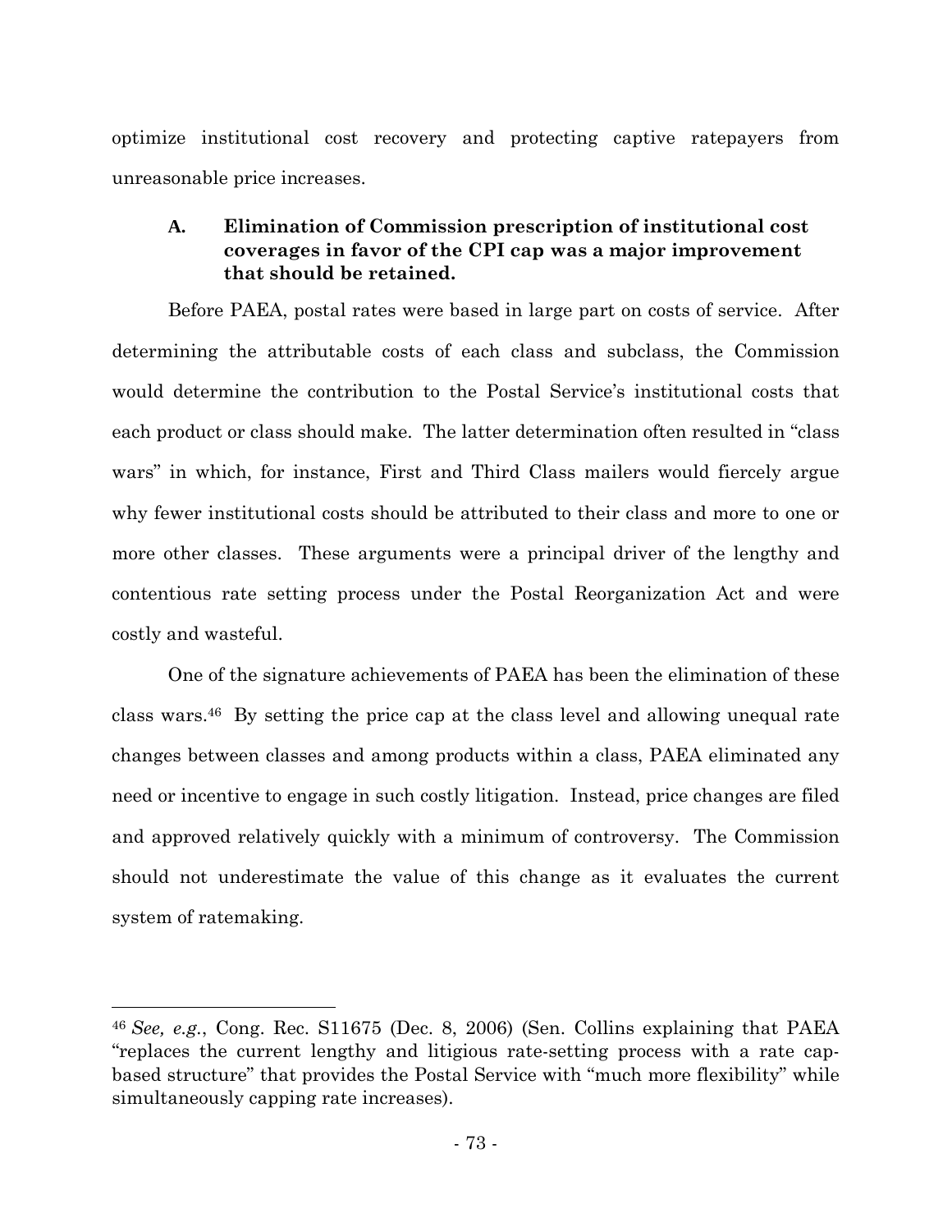optimize institutional cost recovery and protecting captive ratepayers from unreasonable price increases.

### A. Elimination of Commission prescription of institutional cost coverages in favor of the CPI cap was a major improvement that should be retained.

Before PAEA, postal rates were based in large part on costs of service. After determining the attributable costs of each class and subclass, the Commission would determine the contribution to the Postal Service's institutional costs that each product or class should make. The latter determination often resulted in "class wars" in which, for instance, First and Third Class mailers would fiercely argue why fewer institutional costs should be attributed to their class and more to one or more other classes. These arguments were a principal driver of the lengthy and contentious rate setting process under the Postal Reorganization Act and were costly and wasteful.

One of the signature achievements of PAEA has been the elimination of these class wars.[46] By setting the price cap at the class level and allowing unequal rate changes between classes and among products within a class, PAEA eliminated any need or incentive to engage in such costly litigation. Instead, price changes are filed and approved relatively quickly with a minimum of controversy. The Commission should not underestimate the value of this change as it evaluates the current system of ratemaking.

---

[46] *See, e.g.*, Cong. Rec. S11675 (Dec. 8, 2006) (Sen. Collins explaining that PAEA "replaces the current lengthy and litigious rate-setting process with a rate cap-based structure" that provides the Postal Service with "much more flexibility" while simultaneously capping rate increases).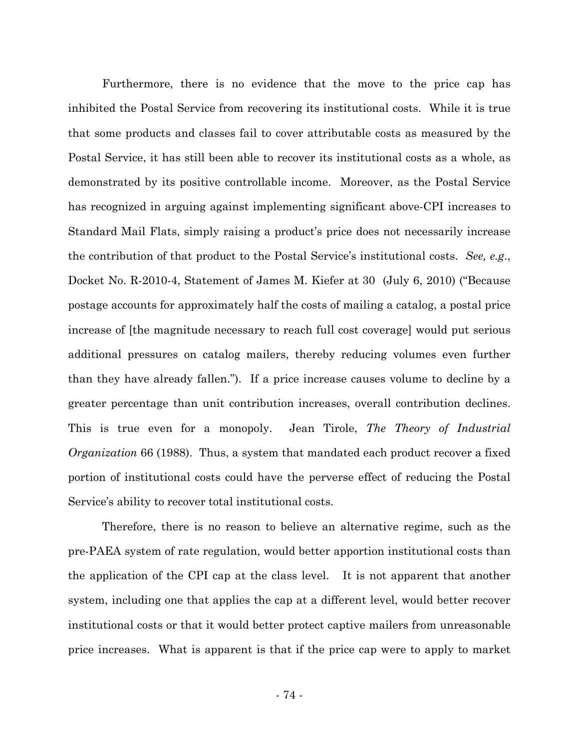Furthermore, there is no evidence that the move to the price cap has inhibited the Postal Service from recovering its institutional costs. While it is true that some products and classes fail to cover attributable costs as measured by the Postal Service, it has still been able to recover its institutional costs as a whole, as demonstrated by its positive controllable income. Moreover, as the Postal Service has recognized in arguing against implementing significant above-CPI increases to Standard Mail Flats, simply raising a product's price does not necessarily increase the contribution of that product to the Postal Service's institutional costs. *See, e.g.*, Docket No. R-2010-4, Statement of James M. Kiefer at 30 (July 6, 2010) ("Because postage accounts for approximately half the costs of mailing a catalog, a postal price increase of [the magnitude necessary to reach full cost coverage] would put serious additional pressures on catalog mailers, thereby reducing volumes even further than they have already fallen."). If a price increase causes volume to decline by a greater percentage than unit contribution increases, overall contribution declines. This is true even for a monopoly. Jean Tirole, *The Theory of Industrial Organization* 66 (1988). Thus, a system that mandated each product recover a fixed portion of institutional costs could have the perverse effect of reducing the Postal Service's ability to recover total institutional costs.

Therefore, there is no reason to believe an alternative regime, such as the pre-PAEA system of rate regulation, would better apportion institutional costs than the application of the CPI cap at the class level. It is not apparent that another system, including one that applies the cap at a different level, would better recover institutional costs or that it would better protect captive mailers from unreasonable price increases. What is apparent is that if the price cap were to apply to market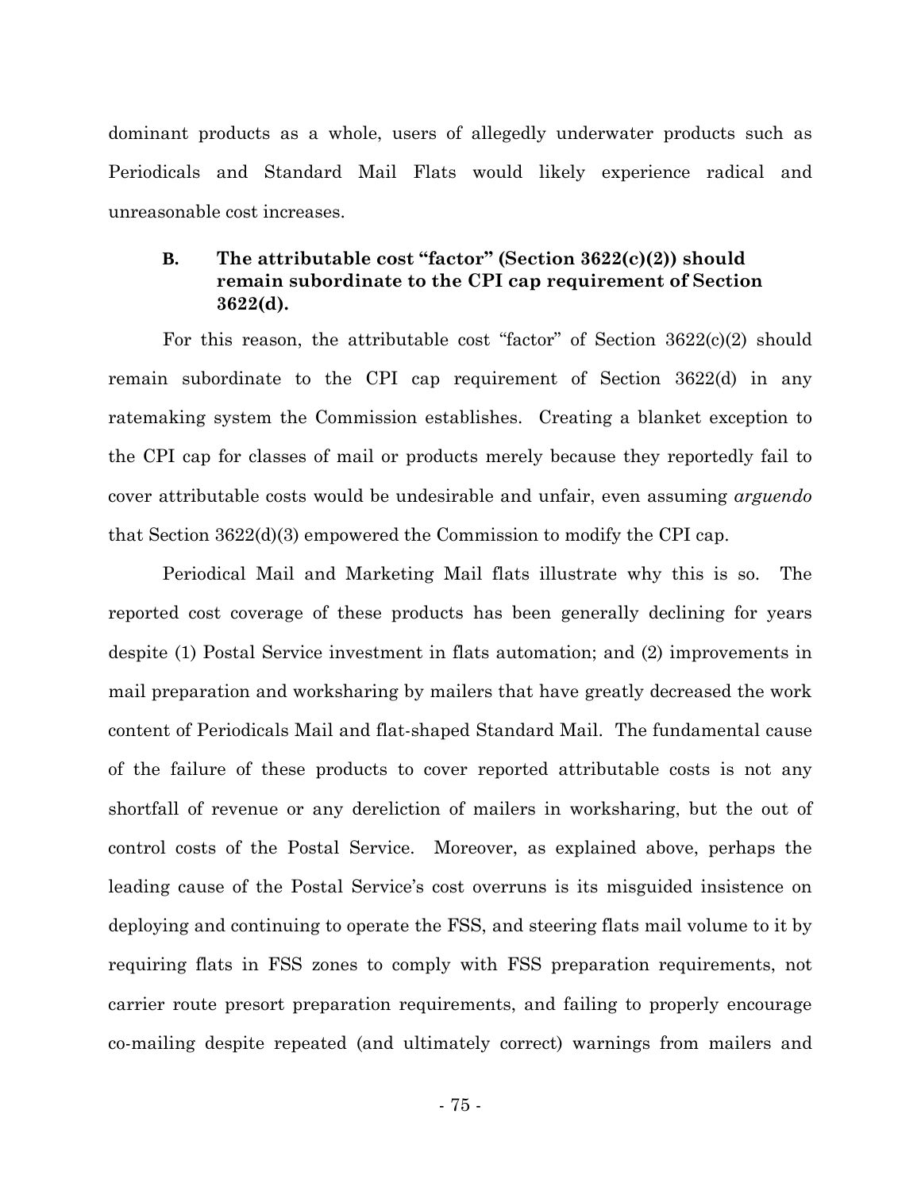dominant products as a whole, users of allegedly underwater products such as Periodicals and Standard Mail Flats would likely experience radical and unreasonable cost increases.

### B. The attributable cost "factor" (Section 3622(c)(2)) should remain subordinate to the CPI cap requirement of Section 3622(d).

For this reason, the attributable cost "factor" of Section 3622(c)(2) should remain subordinate to the CPI cap requirement of Section 3622(d) in any ratemaking system the Commission establishes. Creating a blanket exception to the CPI cap for classes of mail or products merely because they reportedly fail to cover attributable costs would be undesirable and unfair, even assuming *arguendo* that Section 3622(d)(3) empowered the Commission to modify the CPI cap.

Periodical Mail and Marketing Mail flats illustrate why this is so. The reported cost coverage of these products has been generally declining for years despite (1) Postal Service investment in flats automation; and (2) improvements in mail preparation and worksharing by mailers that have greatly decreased the work content of Periodicals Mail and flat-shaped Standard Mail. The fundamental cause of the failure of these products to cover reported attributable costs is not any shortfall of revenue or any dereliction of mailers in worksharing, but the out of control costs of the Postal Service. Moreover, as explained above, perhaps the leading cause of the Postal Service's cost overruns is its misguided insistence on deploying and continuing to operate the FSS, and steering flats mail volume to it by requiring flats in FSS zones to comply with FSS preparation requirements, not carrier route presort preparation requirements, and failing to properly encourage co-mailing despite repeated (and ultimately correct) warnings from mailers and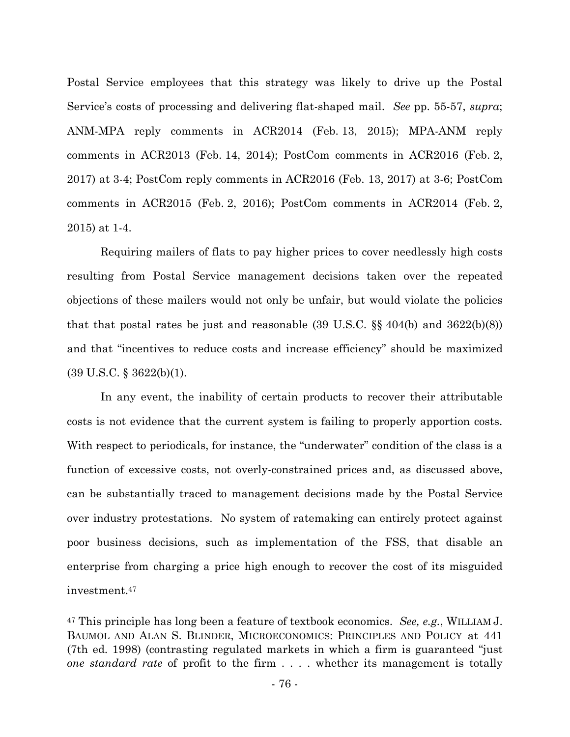Postal Service employees that this strategy was likely to drive up the Postal Service's costs of processing and delivering flat-shaped mail. *See* pp. 55-57, *supra*; ANM-MPA reply comments in ACR2014 (Feb. 13, 2015); MPA-ANM reply comments in ACR2013 (Feb. 14, 2014); PostCom comments in ACR2016 (Feb. 2, 2017) at 3-4; PostCom reply comments in ACR2016 (Feb. 13, 2017) at 3-6; PostCom comments in ACR2015 (Feb. 2, 2016); PostCom comments in ACR2014 (Feb. 2, 2015) at 1-4.

Requiring mailers of flats to pay higher prices to cover needlessly high costs resulting from Postal Service management decisions taken over the repeated objections of these mailers would not only be unfair, but would violate the policies that that postal rates be just and reasonable (39 U.S.C. §§ 404(b) and 3622(b)(8)) and that "incentives to reduce costs and increase efficiency" should be maximized (39 U.S.C. § 3622(b)(1).

In any event, the inability of certain products to recover their attributable costs is not evidence that the current system is failing to properly apportion costs. With respect to periodicals, for instance, the "underwater" condition of the class is a function of excessive costs, not overly-constrained prices and, as discussed above, can be substantially traced to management decisions made by the Postal Service over industry protestations. No system of ratemaking can entirely protect against poor business decisions, such as implementation of the FSS, that disable an enterprise from charging a price high enough to recover the cost of its misguided investment.[47]

---

[47] This principle has long been a feature of textbook economics. *See, e.g.*, WILLIAM J. BAUMOL AND ALAN S. BLINDER, MICROECONOMICS: PRINCIPLES AND POLICY at 441 (7th ed. 1998) (contrasting regulated markets in which a firm is guaranteed "just *one standard rate* of profit to the firm . . . . whether its management is totally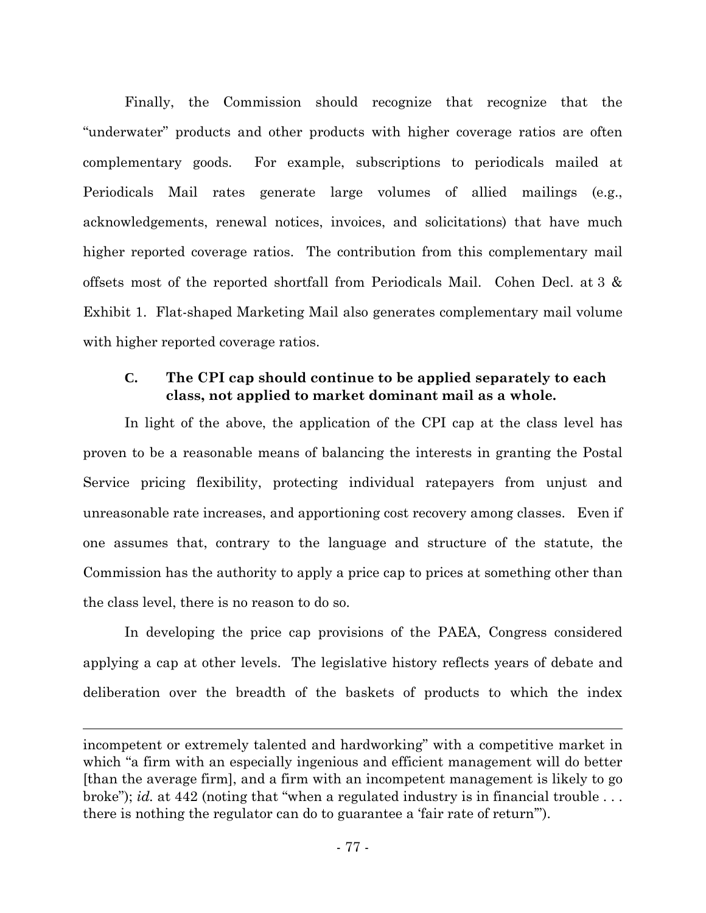Finally, the Commission should recognize that recognize that the "underwater" products and other products with higher coverage ratios are often complementary goods. For example, subscriptions to periodicals mailed at Periodicals Mail rates generate large volumes of allied mailings (e.g., acknowledgements, renewal notices, invoices, and solicitations) that have much higher reported coverage ratios. The contribution from this complementary mail offsets most of the reported shortfall from Periodicals Mail. Cohen Decl. at 3 & Exhibit 1. Flat-shaped Marketing Mail also generates complementary mail volume with higher reported coverage ratios.

### C. The CPI cap should continue to be applied separately to each class, not applied to market dominant mail as a whole.

In light of the above, the application of the CPI cap at the class level has proven to be a reasonable means of balancing the interests in granting the Postal Service pricing flexibility, protecting individual ratepayers from unjust and unreasonable rate increases, and apportioning cost recovery among classes. Even if one assumes that, contrary to the language and structure of the statute, the Commission has the authority to apply a price cap to prices at something other than the class level, there is no reason to do so.

In developing the price cap provisions of the PAEA, Congress considered applying a cap at other levels. The legislative history reflects years of debate and deliberation over the breadth of the baskets of products to which the index

---

incompetent or extremely talented and hardworking" with a competitive market in which "a firm with an especially ingenious and efficient management will do better [than the average firm], and a firm with an incompetent management is likely to go broke"); *id.* at 442 (noting that "when a regulated industry is in financial trouble . . . there is nothing the regulator can do to guarantee a 'fair rate of return'").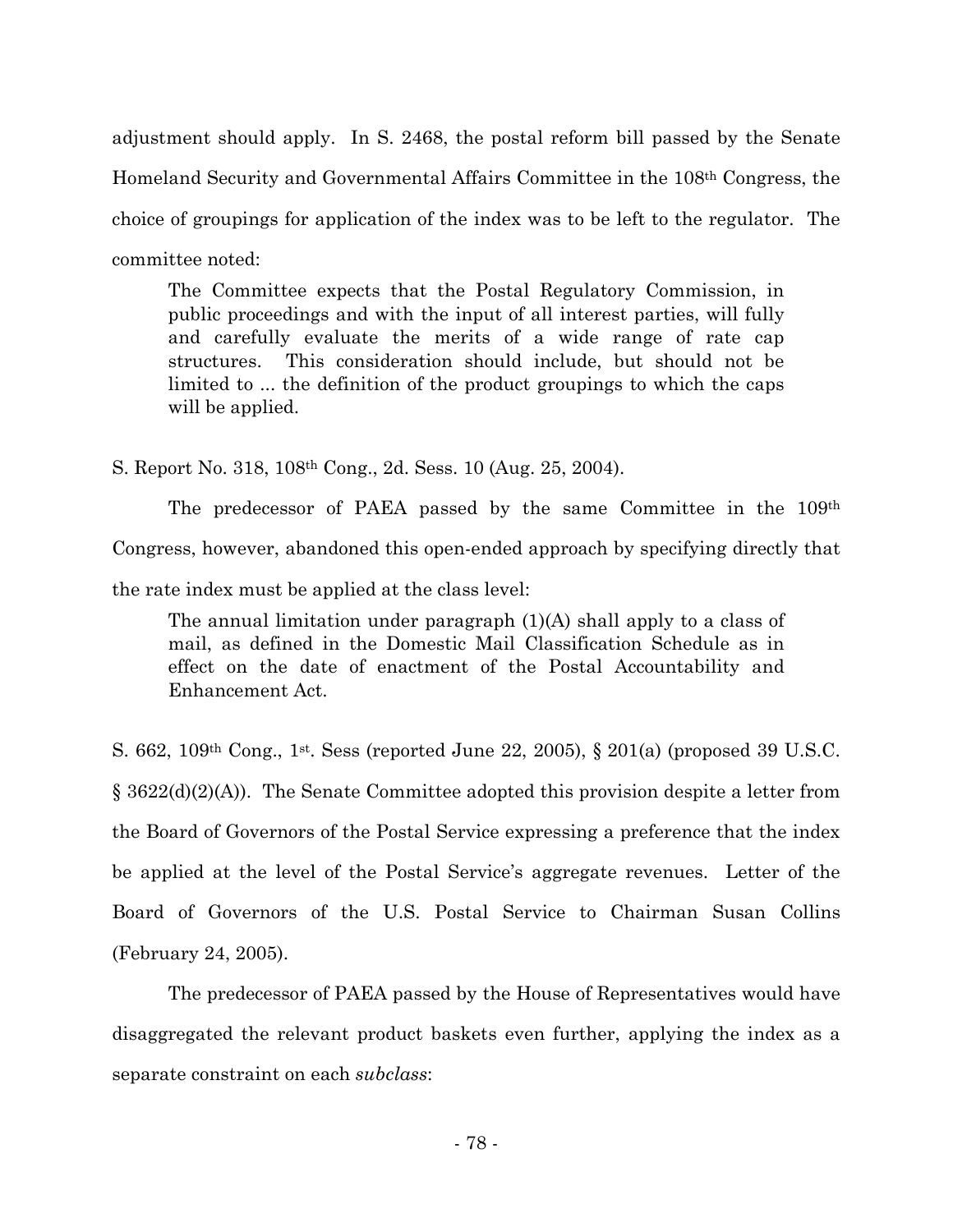adjustment should apply. In S. 2468, the postal reform bill passed by the Senate Homeland Security and Governmental Affairs Committee in the 108th Congress, the choice of groupings for application of the index was to be left to the regulator. The committee noted:

> The Committee expects that the Postal Regulatory Commission, in public proceedings and with the input of all interest parties, will fully and carefully evaluate the merits of a wide range of rate cap structures. This consideration should include, but should not be limited to ... the definition of the product groupings to which the caps will be applied.

S. Report No. 318, 108th Cong., 2d. Sess. 10 (Aug. 25, 2004).

The predecessor of PAEA passed by the same Committee in the 109th Congress, however, abandoned this open-ended approach by specifying directly that the rate index must be applied at the class level:

> The annual limitation under paragraph (1)(A) shall apply to a class of mail, as defined in the Domestic Mail Classification Schedule as in effect on the date of enactment of the Postal Accountability and Enhancement Act.

S. 662, 109th Cong., 1st. Sess (reported June 22, 2005), § 201(a) (proposed 39 U.S.C. § 3622(d)(2)(A)). The Senate Committee adopted this provision despite a letter from the Board of Governors of the Postal Service expressing a preference that the index be applied at the level of the Postal Service's aggregate revenues. Letter of the Board of Governors of the U.S. Postal Service to Chairman Susan Collins (February 24, 2005).

The predecessor of PAEA passed by the House of Representatives would have disaggregated the relevant product baskets even further, applying the index as a separate constraint on each *subclass*: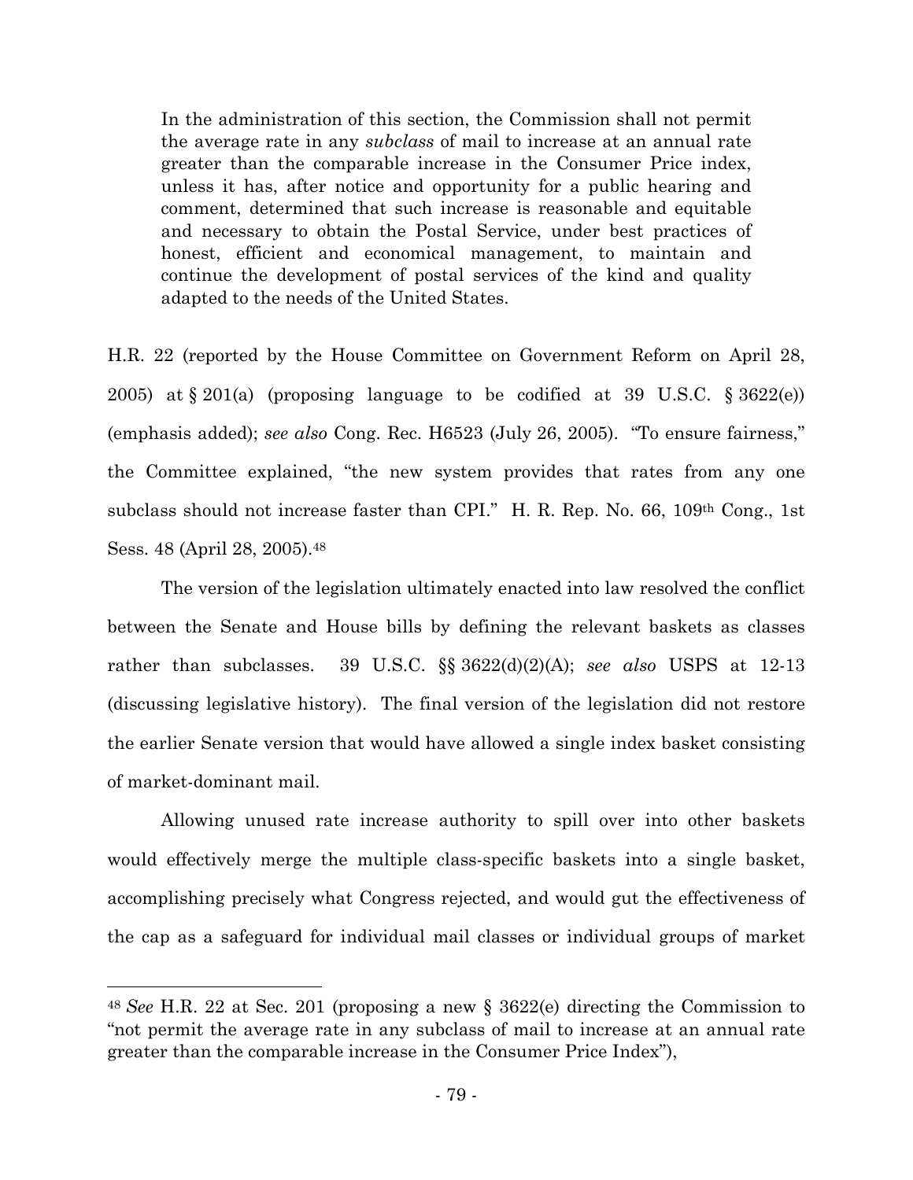> In the administration of this section, the Commission shall not permit the average rate in any *subclass* of mail to increase at an annual rate greater than the comparable increase in the Consumer Price index, unless it has, after notice and opportunity for a public hearing and comment, determined that such increase is reasonable and equitable and necessary to obtain the Postal Service, under best practices of honest, efficient and economical management, to maintain and continue the development of postal services of the kind and quality adapted to the needs of the United States.

H.R. 22 (reported by the House Committee on Government Reform on April 28, 2005) at § 201(a) (proposing language to be codified at 39 U.S.C. § 3622(e)) (emphasis added); *see also* Cong. Rec. H6523 (July 26, 2005). "To ensure fairness," the Committee explained, "the new system provides that rates from any one subclass should not increase faster than CPI." H. R. Rep. No. 66, 109th Cong., 1st Sess. 48 (April 28, 2005).[48]

The version of the legislation ultimately enacted into law resolved the conflict between the Senate and House bills by defining the relevant baskets as classes rather than subclasses. 39 U.S.C. §§ 3622(d)(2)(A); *see also* USPS at 12-13 (discussing legislative history). The final version of the legislation did not restore the earlier Senate version that would have allowed a single index basket consisting of market-dominant mail.

Allowing unused rate increase authority to spill over into other baskets would effectively merge the multiple class-specific baskets into a single basket, accomplishing precisely what Congress rejected, and would gut the effectiveness of the cap as a safeguard for individual mail classes or individual groups of market

---

[48] *See* H.R. 22 at Sec. 201 (proposing a new § 3622(e) directing the Commission to "not permit the average rate in any subclass of mail to increase at an annual rate greater than the comparable increase in the Consumer Price Index"),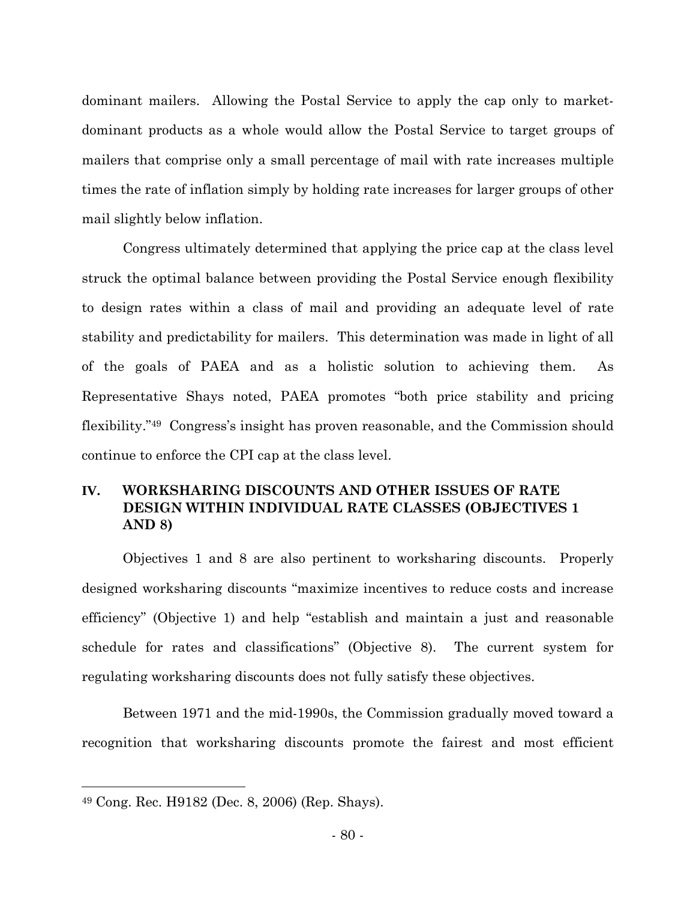dominant mailers. Allowing the Postal Service to apply the cap only to market-dominant products as a whole would allow the Postal Service to target groups of mailers that comprise only a small percentage of mail with rate increases multiple times the rate of inflation simply by holding rate increases for larger groups of other mail slightly below inflation.

Congress ultimately determined that applying the price cap at the class level struck the optimal balance between providing the Postal Service enough flexibility to design rates within a class of mail and providing an adequate level of rate stability and predictability for mailers. This determination was made in light of all of the goals of PAEA and as a holistic solution to achieving them. As Representative Shays noted, PAEA promotes "both price stability and pricing flexibility."[49] Congress's insight has proven reasonable, and the Commission should continue to enforce the CPI cap at the class level.

## IV. WORKSHARING DISCOUNTS AND OTHER ISSUES OF RATE DESIGN WITHIN INDIVIDUAL RATE CLASSES (OBJECTIVES 1 AND 8)

Objectives 1 and 8 are also pertinent to worksharing discounts. Properly designed worksharing discounts "maximize incentives to reduce costs and increase efficiency" (Objective 1) and help "establish and maintain a just and reasonable schedule for rates and classifications" (Objective 8). The current system for regulating worksharing discounts does not fully satisfy these objectives.

Between 1971 and the mid-1990s, the Commission gradually moved toward a recognition that worksharing discounts promote the fairest and most efficient

---

[49] Cong. Rec. H9182 (Dec. 8, 2006) (Rep. Shays).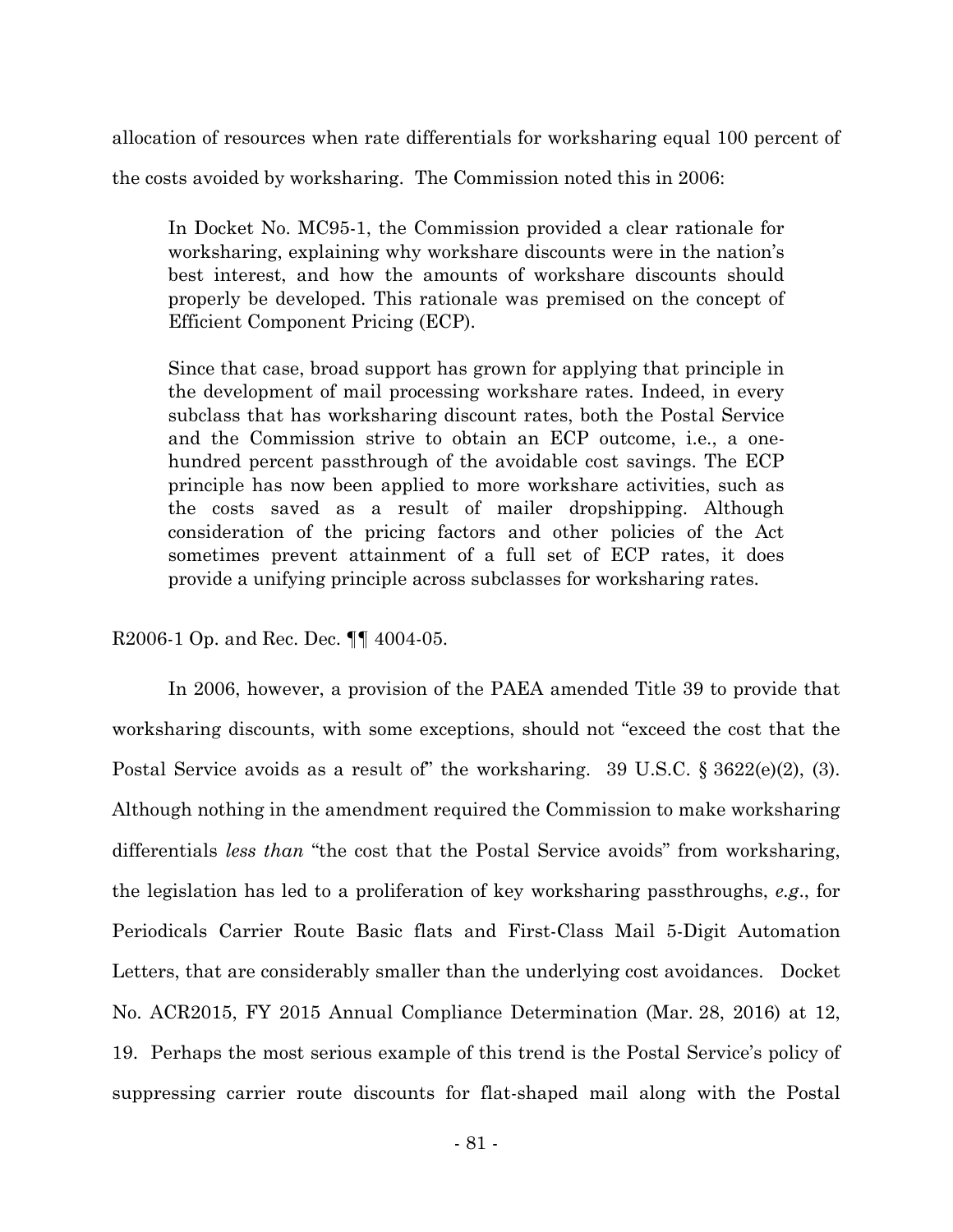allocation of resources when rate differentials for worksharing equal 100 percent of the costs avoided by worksharing. The Commission noted this in 2006:

> In Docket No. MC95-1, the Commission provided a clear rationale for worksharing, explaining why workshare discounts were in the nation's best interest, and how the amounts of workshare discounts should properly be developed. This rationale was premised on the concept of Efficient Component Pricing (ECP).
>
> Since that case, broad support has grown for applying that principle in the development of mail processing workshare rates. Indeed, in every subclass that has worksharing discount rates, both the Postal Service and the Commission strive to obtain an ECP outcome, i.e., a one-hundred percent passthrough of the avoidable cost savings. The ECP principle has now been applied to more workshare activities, such as the costs saved as a result of mailer dropshipping. Although consideration of the pricing factors and other policies of the Act sometimes prevent attainment of a full set of ECP rates, it does provide a unifying principle across subclasses for worksharing rates.

R2006-1 Op. and Rec. Dec. ¶¶ 4004-05.

In 2006, however, a provision of the PAEA amended Title 39 to provide that worksharing discounts, with some exceptions, should not "exceed the cost that the Postal Service avoids as a result of" the worksharing. 39 U.S.C. § 3622(e)(2), (3). Although nothing in the amendment required the Commission to make worksharing differentials *less than* "the cost that the Postal Service avoids" from worksharing, the legislation has led to a proliferation of key worksharing passthroughs, *e.g*., for Periodicals Carrier Route Basic flats and First-Class Mail 5-Digit Automation Letters, that are considerably smaller than the underlying cost avoidances. Docket No. ACR2015, FY 2015 Annual Compliance Determination (Mar. 28, 2016) at 12, 19. Perhaps the most serious example of this trend is the Postal Service's policy of suppressing carrier route discounts for flat-shaped mail along with the Postal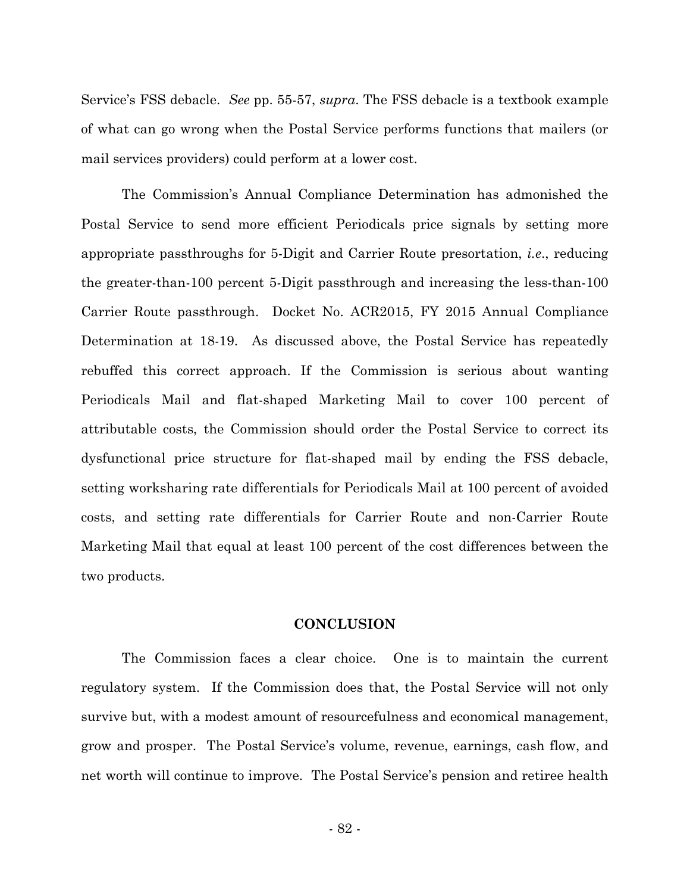Service's FSS debacle. *See* pp. 55-57, *supra*. The FSS debacle is a textbook example of what can go wrong when the Postal Service performs functions that mailers (or mail services providers) could perform at a lower cost.

The Commission's Annual Compliance Determination has admonished the Postal Service to send more efficient Periodicals price signals by setting more appropriate passthroughs for 5-Digit and Carrier Route presortation, *i.e.*, reducing the greater-than-100 percent 5-Digit passthrough and increasing the less-than-100 Carrier Route passthrough. Docket No. ACR2015, FY 2015 Annual Compliance Determination at 18-19. As discussed above, the Postal Service has repeatedly rebuffed this correct approach. If the Commission is serious about wanting Periodicals Mail and flat-shaped Marketing Mail to cover 100 percent of attributable costs, the Commission should order the Postal Service to correct its dysfunctional price structure for flat-shaped mail by ending the FSS debacle, setting worksharing rate differentials for Periodicals Mail at 100 percent of avoided costs, and setting rate differentials for Carrier Route and non-Carrier Route Marketing Mail that equal at least 100 percent of the cost differences between the two products.

## CONCLUSION

The Commission faces a clear choice. One is to maintain the current regulatory system. If the Commission does that, the Postal Service will not only survive but, with a modest amount of resourcefulness and economical management, grow and prosper. The Postal Service's volume, revenue, earnings, cash flow, and net worth will continue to improve. The Postal Service's pension and retiree health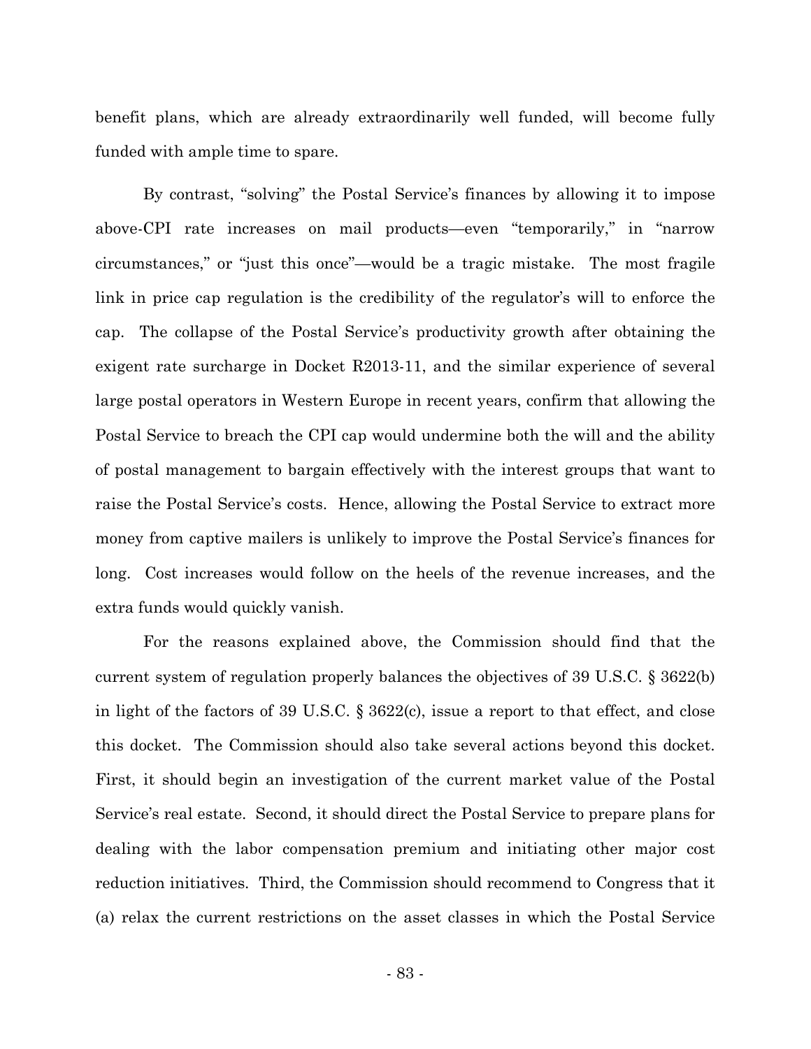benefit plans, which are already extraordinarily well funded, will become fully funded with ample time to spare.

By contrast, "solving" the Postal Service's finances by allowing it to impose above-CPI rate increases on mail products—even "temporarily," in "narrow circumstances," or "just this once"—would be a tragic mistake. The most fragile link in price cap regulation is the credibility of the regulator's will to enforce the cap. The collapse of the Postal Service's productivity growth after obtaining the exigent rate surcharge in Docket R2013-11, and the similar experience of several large postal operators in Western Europe in recent years, confirm that allowing the Postal Service to breach the CPI cap would undermine both the will and the ability of postal management to bargain effectively with the interest groups that want to raise the Postal Service's costs. Hence, allowing the Postal Service to extract more money from captive mailers is unlikely to improve the Postal Service's finances for long. Cost increases would follow on the heels of the revenue increases, and the extra funds would quickly vanish.

For the reasons explained above, the Commission should find that the current system of regulation properly balances the objectives of 39 U.S.C. § 3622(b) in light of the factors of 39 U.S.C. § 3622(c), issue a report to that effect, and close this docket. The Commission should also take several actions beyond this docket. First, it should begin an investigation of the current market value of the Postal Service's real estate. Second, it should direct the Postal Service to prepare plans for dealing with the labor compensation premium and initiating other major cost reduction initiatives. Third, the Commission should recommend to Congress that it (a) relax the current restrictions on the asset classes in which the Postal Service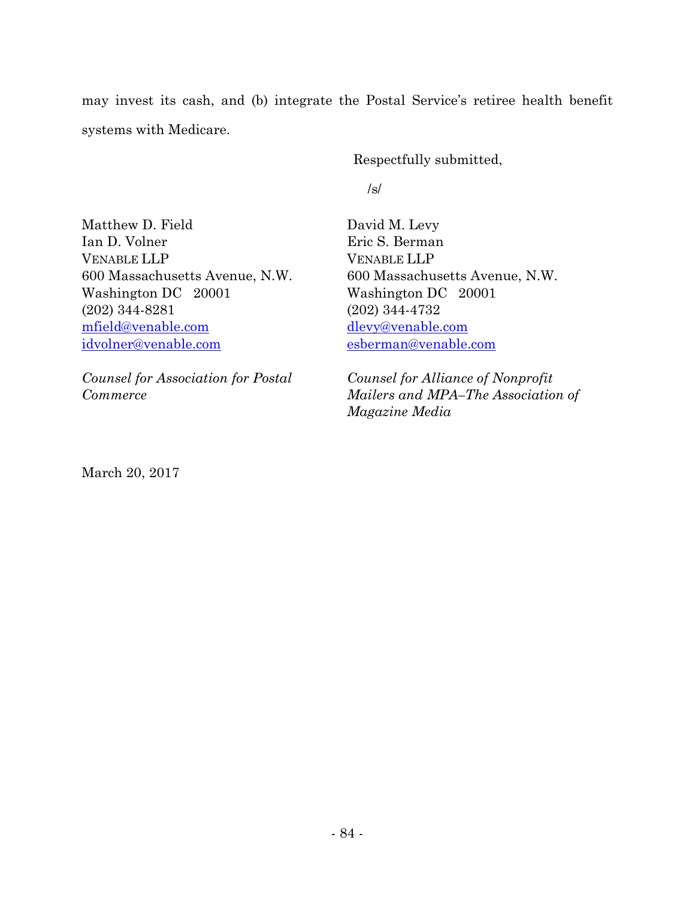may invest its cash, and (b) integrate the Postal Service's retiree health benefit systems with Medicare.

Respectfully submitted,

/s/

Matthew D. Field
Ian D. Volner
VENABLE LLP
600 Massachusetts Avenue, N.W.
Washington DC 20001
(202) 344-8281
mfield@venable.com
idvolner@venable.com

*Counsel for Association for Postal Commerce*

David M. Levy
Eric S. Berman
VENABLE LLP
600 Massachusetts Avenue, N.W.
Washington DC 20001
(202) 344-4732
dlevy@venable.com
esberman@venable.com

*Counsel for Alliance of Nonprofit Mailers and MPA–The Association of Magazine Media*

March 20, 2017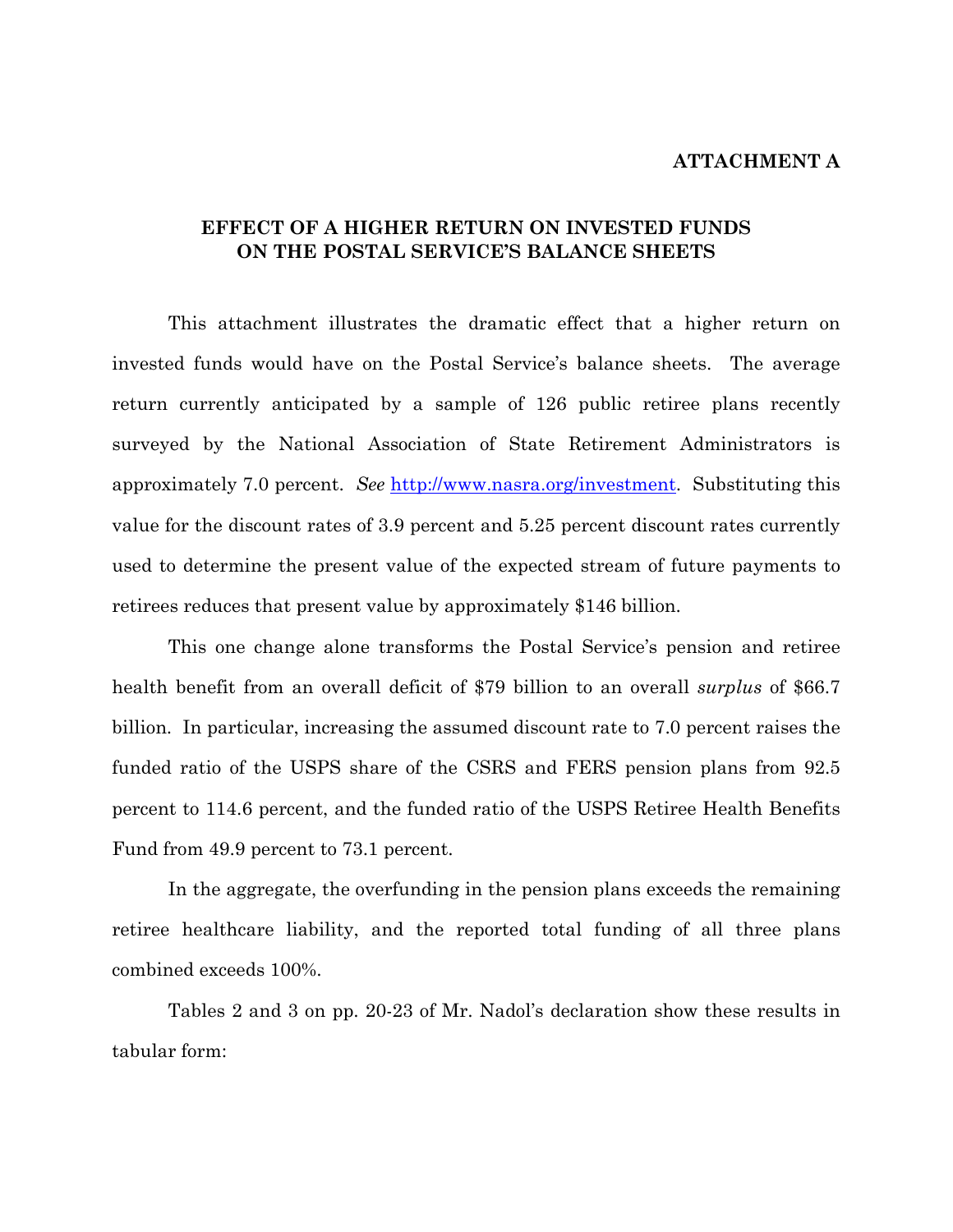**ATTACHMENT A**

## EFFECT OF A HIGHER RETURN ON INVESTED FUNDS ON THE POSTAL SERVICE'S BALANCE SHEETS

This attachment illustrates the dramatic effect that a higher return on invested funds would have on the Postal Service's balance sheets. The average return currently anticipated by a sample of 126 public retiree plans recently surveyed by the National Association of State Retirement Administrators is approximately 7.0 percent. *See* http://www.nasra.org/investment. Substituting this value for the discount rates of 3.9 percent and 5.25 percent discount rates currently used to determine the present value of the expected stream of future payments to retirees reduces that present value by approximately $146 billion.

This one change alone transforms the Postal Service's pension and retiree health benefit from an overall deficit of $79 billion to an overall *surplus* of $66.7 billion. In particular, increasing the assumed discount rate to 7.0 percent raises the funded ratio of the USPS share of the CSRS and FERS pension plans from 92.5 percent to 114.6 percent, and the funded ratio of the USPS Retiree Health Benefits Fund from 49.9 percent to 73.1 percent.

In the aggregate, the overfunding in the pension plans exceeds the remaining retiree healthcare liability, and the reported total funding of all three plans combined exceeds 100%.

Tables 2 and 3 on pp. 20-23 of Mr. Nadol's declaration show these results in tabular form: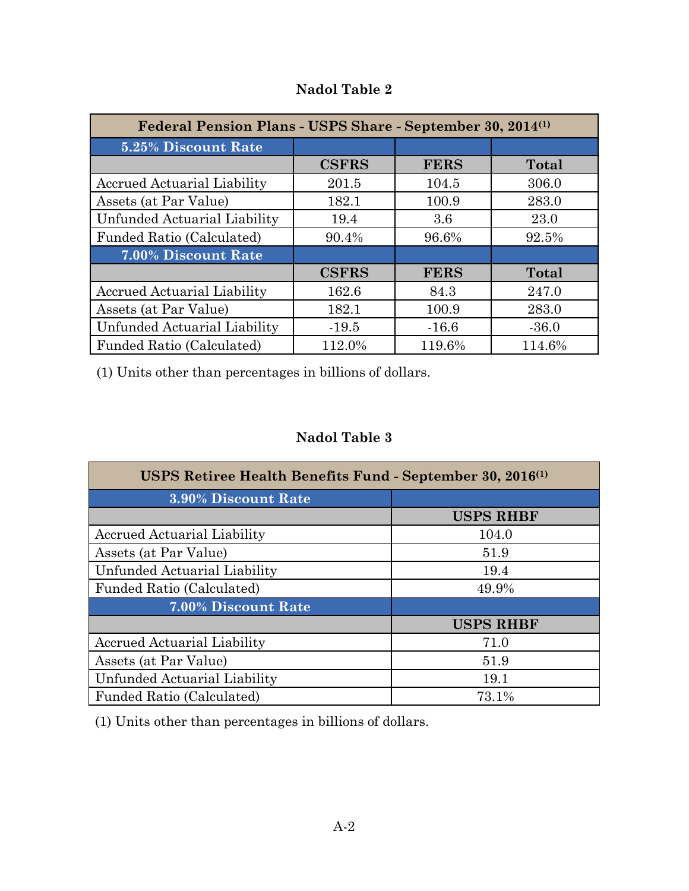**Nadol Table 2**

| Federal Pension Plans - USPS Share - September 30, 2014[1] | | | |
|---|---|---|---|
| **5.25% Discount Rate** | | | |
| | **CSFRS** | **FERS** | **Total** |
| Accrued Actuarial Liability | 201.5 | 104.5 | 306.0 |
| Assets (at Par Value) | 182.1 | 100.9 | 283.0 |
| Unfunded Actuarial Liability | 19.4 | 3.6 | 23.0 |
| Funded Ratio (Calculated) | 90.4% | 96.6% | 92.5% |
| **7.00% Discount Rate** | | | |
| | **CSFRS** | **FERS** | **Total** |
| Accrued Actuarial Liability | 162.6 | 84.3 | 247.0 |
| Assets (at Par Value) | 182.1 | 100.9 | 283.0 |
| Unfunded Actuarial Liability | -19.5 | -16.6 | -36.0 |
| Funded Ratio (Calculated) | 112.0% | 119.6% | 114.6% |

(1) Units other than percentages in billions of dollars.

**Nadol Table 3**

| USPS Retiree Health Benefits Fund - September 30, 2016[1] | |
|---|---|
| **3.90% Discount Rate** | |
| | **USPS RHBF** |
| Accrued Actuarial Liability | 104.0 |
| Assets (at Par Value) | 51.9 |
| Unfunded Actuarial Liability | 19.4 |
| Funded Ratio (Calculated) | 49.9% |
| **7.00% Discount Rate** | |
| | **USPS RHBF** |
| Accrued Actuarial Liability | 71.0 |
| Assets (at Par Value) | 51.9 |
| Unfunded Actuarial Liability | 19.1 |
| Funded Ratio (Calculated) | 73.1% |

(1) Units other than percentages in billions of dollars.